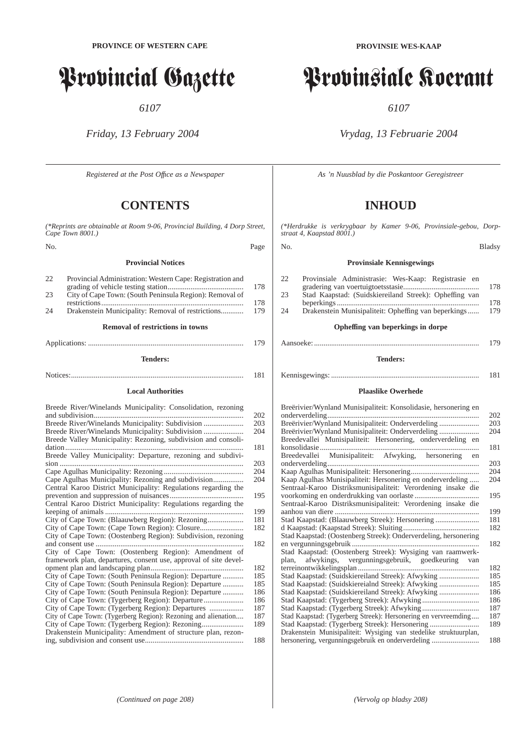**PROVINCE OF WESTERN CAPE**

# Provincial Gazette

*6107*

*Friday, 13 February 2004*

*Registered at the Post Office as a Newspaper*

## CONTENTS

*(\*Reprints are obtainable at Room 9-06, Provincial Building, 4 Dorp Street, Cape Town 8001.)*

| No. | | Page |
|---|---|---|
| | **Provincial Notices** | |
| 22 | Provincial Administration: Western Cape: Registration and grading of vehicle testing station | 178 |
| 23 | City of Cape Town: (South Peninsula Region): Removal of restrictions | 178 |
| 24 | Drakenstein Municipality: Removal of restrictions | 179 |
| | **Removal of restrictions in towns** | |
| | Applications: | 179 |
| | **Tenders:** | |
| | Notices: | 181 |
| | **Local Authorities** | |
| | Breede River/Winelands Municipality: Consolidation, rezoning and subdivision | 202 |
| | Breede River/Winelands Municipality: Subdivision | 203 |
| | Breede River/Winelands Municipality: Subdivision | 204 |
| | Breede Valley Municipality: Rezoning, subdivision and consolidation | 181 |
| | Breede Valley Municipality: Departure, rezoning and subdivision | 203 |
| | Cape Agulhas Municipality: Rezoning | 204 |
| | Cape Agulhas Municipality: Rezoning and subdivision | 204 |
| | Central Karoo District Municipality: Regulations regarding the prevention and suppression of nuisances | 195 |
| | Central Karoo District Municipality: Regulations regarding the keeping of animals | 199 |
| | City of Cape Town: (Blaauwberg Region): Rezoning | 181 |
| | City of Cape Town: (Cape Town Region): Closure | 182 |
| | City of Cape Town: (Oostenberg Region): Subdivision, rezoning and consent use | 182 |
| | City of Cape Town: (Oostenberg Region): Amendment of framework plan, departures, consent use, approval of site development plan and landscaping plan | 182 |
| | City of Cape Town: (South Peninsula Region): Departure | 185 |
| | City of Cape Town: (South Peninsula Region): Departure | 185 |
| | City of Cape Town: (South Peninsula Region): Departure | 186 |
| | City of Cape Town: (Tygerberg Region): Departure | 186 |
| | City of Cape Town: (Tygerberg Region): Departures | 187 |
| | City of Cape Town: (Tygerberg Region): Rezoning and alienation | 187 |
| | City of Cape Town: (Tygerberg Region): Rezoning | 189 |
| | Drakenstein Municipality: Amendment of structure plan, rezoning, subdivision and consent use | 188 |

*(Continued on page 208)*

**PROVINSIE WES-KAAP**

# Provinsiale Koerant

*6107*

*Vrydag, 13 Februarie 2004*

*As 'n Nuusblad by die Poskantoor Geregistreer*

## INHOUD

*(\*Herdrukke is verkrygbaar by Kamer 9-06, Provinsiale-gebou, Dorpstraat 4, Kaapstad 8001.)*

| No. | | Bladsy |
|---|---|---|
| | **Provinsiale Kennisgewings** | |
| 22 | Provinsiale Administrasie: Wes-Kaap: Registrasie en gradering van voertuigtoetsstasie | 178 |
| 23 | Stad Kaapstad: (Suidskiereiland Streek): Opheffing van beperkings | 178 |
| 24 | Drakenstein Munisipaliteit: Opheffing van beperkings | 179 |
| | **Opheffing van beperkings in dorpe** | |
| | Aansoeke: | 179 |
| | **Tenders:** | |
| | Kennisgewings: | 181 |
| | **Plaaslike Owerhede** | |
| | Breërivier/Wynland Munisipaliteit: Konsolidasie, hersonering en onderverdeling | 202 |
| | Breërivier/Wynland Munisipaliteit: Onderverdeling | 203 |
| | Breërivier/Wynland Munisipaliteit: Onderverdeling | 204 |
| | Breedevallei Munisipaliteit: Hersonering, onderverdeling en konsolidasie | 181 |
| | Breedevallei Munisipaliteit: Afwyking, hersonering en onderverdeling | 203 |
| | Kaap Agulhas Munisipaliteit: Hersonering | 204 |
| | Kaap Agulhas Munisipaliteit: Hersonering en onderverdeling | 204 |
| | Sentraal-Karoo Distriksmunisipaliteit: Verordening insake die voorkoming en onderdrukking van oorlaste | 195 |
| | Sentraal-Karoo Distriksmunisipaliteit: Verordening insake die aanhou van diere | 199 |
| | Stad Kaapstad: (Blaauwberg Streek): Hersonering | 181 |
| | d Kaapstad: (Kaapstad Streek): Sluiting | 182 |
| | Stad Kaapstad: (Oostenberg Streek): Onderverdeling, hersonering en vergunningsgebruik | 182 |
| | Stad Kaapstad: (Oostenberg Streek): Wysiging van raamwerkplan, afwykings, vergunningsgebruik, goedkeuring van terreinontwikkelingsplan | 182 |
| | Stad Kaapstad: (Suidskiereiland Streek): Afwyking | 185 |
| | Stad Kaapstad: (Suidskiereialnd Streek): Afwyking | 185 |
| | Stad Kaapstad: (Suidskiereiland Streek): Afwyking | 186 |
| | Stad Kaapstad: (Tygerberg Streek): Afwyking | 186 |
| | Stad Kaapstad: (Tygerberg Streek): Afwyking | 187 |
| | Stad Kaapstad: (Tygerberg Streek): Hersonering en vervreemding | 187 |
| | Stad Kaapstad: (Tygerberg Streek): Hersonering | 189 |
| | Drakenstein Munisipaliteit: Wysiging van stedelike struktuurplan, hersonering, vergunningsgebruik en onderverdeling | 188 |

*(Vervolg op bladsy 208)*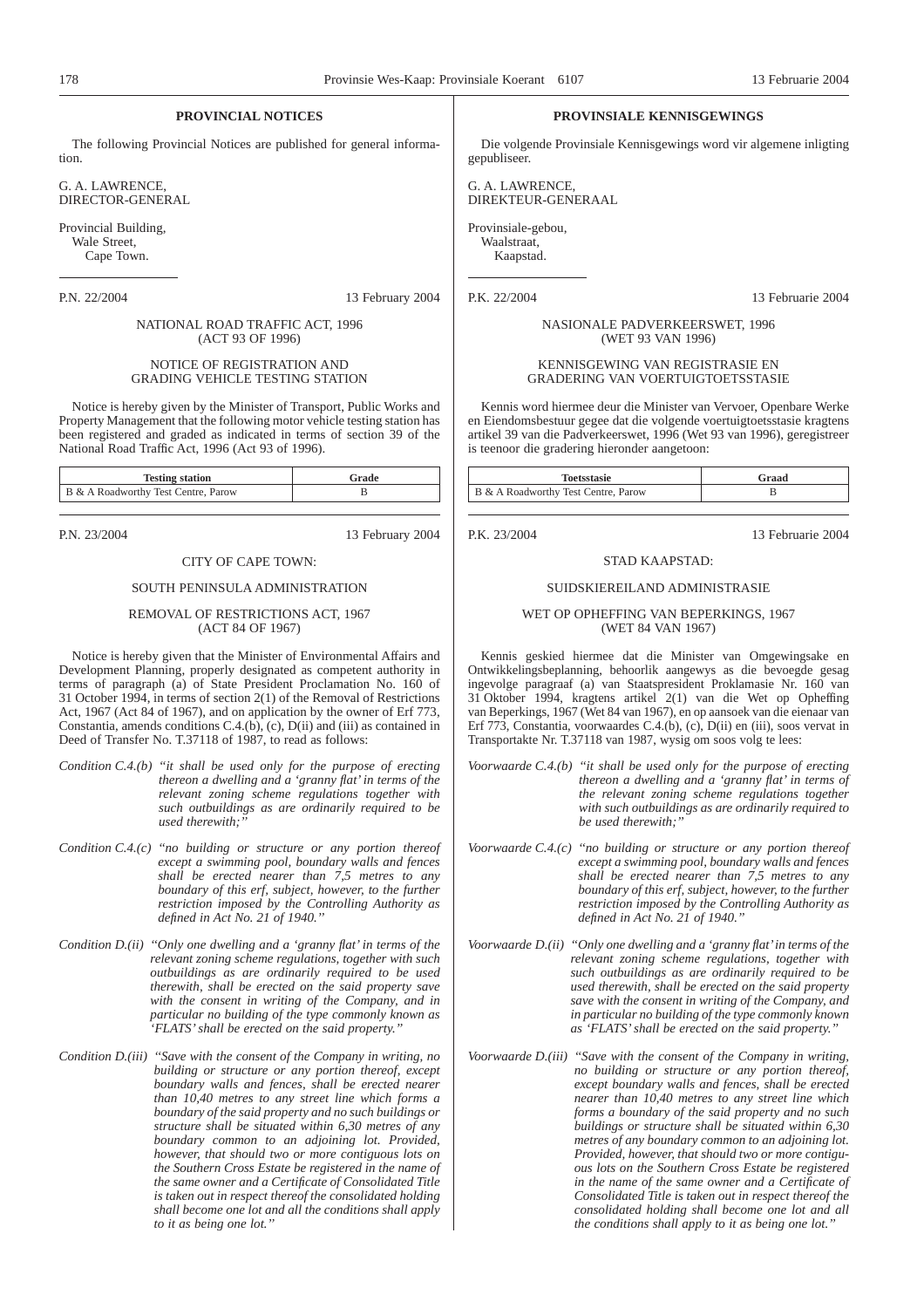## PROVINCIAL NOTICES

The following Provincial Notices are published for general information.

G. A. LAWRENCE,
DIRECTOR-GENERAL

Provincial Building,
Wale Street,
Cape Town.

P.N. 22/2004 — 13 February 2004

NATIONAL ROAD TRAFFIC ACT, 1996
(ACT 93 OF 1996)

NOTICE OF REGISTRATION AND
GRADING VEHICLE TESTING STATION

Notice is hereby given by the Minister of Transport, Public Works and Property Management that the following motor vehicle testing station has been registered and graded as indicated in terms of section 39 of the National Road Traffic Act, 1996 (Act 93 of 1996).

| Testing station | Grade |
|---|---|
| B & A Roadworthy Test Centre, Parow | B |

P.N. 23/2004 — 13 February 2004

CITY OF CAPE TOWN:

SOUTH PENINSULA ADMINISTRATION

REMOVAL OF RESTRICTIONS ACT, 1967
(ACT 84 OF 1967)

Notice is hereby given that the Minister of Environmental Affairs and Development Planning, properly designated as competent authority in terms of paragraph (a) of State President Proclamation No. 160 of 31 October 1994, in terms of section 2(1) of the Removal of Restrictions Act, 1967 (Act 84 of 1967), and on application by the owner of Erf 773, Constantia, amends conditions C.4.(b), (c), D(ii) and (iii) as contained in Deed of Transfer No. T.37118 of 1987, to read as follows:

*Condition C.4.(b)* *"it shall be used only for the purpose of erecting thereon a dwelling and a 'granny flat' in terms of the relevant zoning scheme regulations together with such outbuildings as are ordinarily required to be used therewith;"*

*Condition C.4.(c)* *"no building or structure or any portion thereof except a swimming pool, boundary walls and fences shall be erected nearer than 7,5 metres to any boundary of this erf, subject, however, to the further restriction imposed by the Controlling Authority as defined in Act No. 21 of 1940."*

*Condition D.(ii)* *"Only one dwelling and a 'granny flat' in terms of the relevant zoning scheme regulations, together with such outbuildings as are ordinarily required to be used therewith, shall be erected on the said property save with the consent in writing of the Company, and in particular no building of the type commonly known as 'FLATS' shall be erected on the said property."*

*Condition D.(iii)* *"Save with the consent of the Company in writing, no building or structure or any portion thereof, except boundary walls and fences, shall be erected nearer than 10,40 metres to any street line which forms a boundary of the said property and no such buildings or structure shall be situated within 6,30 metres of any boundary common to an adjoining lot. Provided, however, that should two or more contiguous lots on the Southern Cross Estate be registered in the name of the same owner and a Certificate of Consolidated Title is taken out in respect thereof the consolidated holding shall become one lot and all the conditions shall apply to it as being one lot."*

## PROVINSIALE KENNISGEWINGS

Die volgende Provinsiale Kennisgewings word vir algemene inligting gepubliseer.

G. A. LAWRENCE,
DIREKTEUR-GENERAAL

Provinsiale-gebou,
Waalstraat,
Kaapstad.

P.K. 22/2004 — 13 Februarie 2004

NASIONALE PADVERKEERSWET, 1996
(WET 93 VAN 1996)

KENNISGEWING VAN REGISTRASIE EN
GRADERING VAN VOERTUIGTOETSSTASIE

Kennis word hiermee deur die Minister van Vervoer, Openbare Werke en Eiendomsbestuur gegee dat die volgende voertuigtoetsstasie kragtens artikel 39 van die Padverkeerswet, 1996 (Wet 93 van 1996), geregistreer is teenoor die gradering hieronder aangetoon:

| Toetsstasie | Graad |
|---|---|
| B & A Roadworthy Test Centre, Parow | B |

P.K. 23/2004 — 13 Februarie 2004

STAD KAAPSTAD:

SUIDSKIEREILAND ADMINISTRASIE

WET OP OPHEFFING VAN BEPERKINGS, 1967
(WET 84 VAN 1967)

Kennis geskied hiermee dat die Minister van Omgewingsake en Ontwikkelingsbeplanning, behoorlik aangewys as die bevoegde gesag ingevolge paragraaf (a) van Staatspresident Proklamasie Nr. 160 van 31 Oktober 1994, kragtens artikel 2(1) van die Wet op Opheffing van Beperkings, 1967 (Wet 84 van 1967), en op aansoek van die eienaar van Erf 773, Constantia, voorwaardes C.4.(b), (c), D(ii) en (iii), soos vervat in Transportakte Nr. T.37118 van 1987, wysig om soos volg te lees:

*Voorwaarde C.4.(b)* *"it shall be used only for the purpose of erecting thereon a dwelling and a 'granny flat' in terms of the relevant zoning scheme regulations together with such outbuildings as are ordinarily required to be used therewith;"*

*Voorwaarde C.4.(c)* *"no building or structure or any portion thereof except a swimming pool, boundary walls and fences shall be erected nearer than 7,5 metres to any boundary of this erf, subject, however, to the further restriction imposed by the Controlling Authority as defined in Act No. 21 of 1940."*

*Voorwaarde D.(ii)* *"Only one dwelling and a 'granny flat' in terms of the relevant zoning scheme regulations, together with such outbuildings as are ordinarily required to be used therewith, shall be erected on the said property save with the consent in writing of the Company, and in particular no building of the type commonly known as 'FLATS' shall be erected on the said property."*

*Voorwaarde D.(iii)* *"Save with the consent of the Company in writing, no building or structure or any portion thereof, except boundary walls and fences, shall be erected nearer than 10,40 metres to any street line which forms a boundary of the said property and no such buildings or structure shall be situated within 6,30 metres of any boundary common to an adjoining lot. Provided, however, that should two or more contiguous lots on the Southern Cross Estate be registered in the name of the same owner and a Certificate of Consolidated Title is taken out in respect thereof the consolidated holding shall become one lot and all the conditions shall apply to it as being one lot."*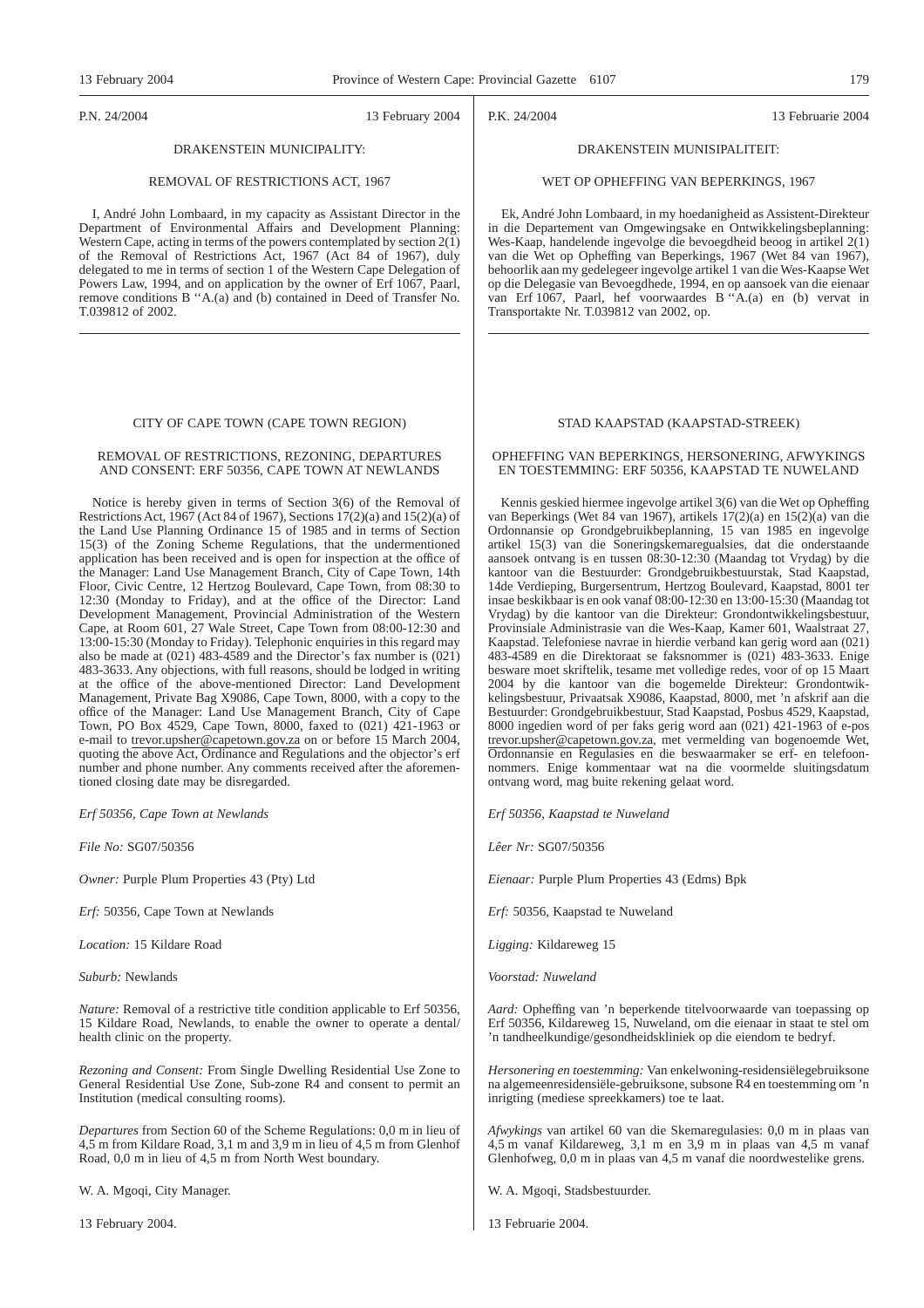P.N. 24/2004 13 February 2004

DRAKENSTEIN MUNICIPALITY:

REMOVAL OF RESTRICTIONS ACT, 1967

I, André John Lombaard, in my capacity as Assistant Director in the Department of Environmental Affairs and Development Planning: Western Cape, acting in terms of the powers contemplated by section 2(1) of the Removal of Restrictions Act, 1967 (Act 84 of 1967), duly delegated to me in terms of section 1 of the Western Cape Delegation of Powers Law, 1994, and on application by the owner of Erf 1067, Paarl, remove conditions B ''A.(a) and (b) contained in Deed of Transfer No. T.039812 of 2002.

---

P.K. 24/2004 13 Februarie 2004

DRAKENSTEIN MUNISIPALITEIT:

WET OP OPHEFFING VAN BEPERKINGS, 1967

Ek, André John Lombaard, in my hoedanigheid as Assistent-Direkteur in die Departement van Omgewingsake en Ontwikkelingsbeplanning: Wes-Kaap, handelende ingevolge die bevoegdheid beoog in artikel 2(1) van die Wet op Opheffing van Beperkings, 1967 (Wet 84 van 1967), behoorlik aan my gedelegeer ingevolge artikel 1 van die Wes-Kaapse Wet op die Delegasie van Bevoegdhede, 1994, en op aansoek van die eienaar van Erf 1067, Paarl, hef voorwaardes B ''A.(a) en (b) vervat in Transportakte Nr. T.039812 van 2002, op.

---

CITY OF CAPE TOWN (CAPE TOWN REGION)

REMOVAL OF RESTRICTIONS, REZONING, DEPARTURES AND CONSENT: ERF 50356, CAPE TOWN AT NEWLANDS

Notice is hereby given in terms of Section 3(6) of the Removal of Restrictions Act, 1967 (Act 84 of 1967), Sections 17(2)(a) and 15(2)(a) of the Land Use Planning Ordinance 15 of 1985 and in terms of Section 15(3) of the Zoning Scheme Regulations, that the undermentioned application has been received and is open for inspection at the office of the Manager: Land Use Management Branch, City of Cape Town, 14th Floor, Civic Centre, 12 Hertzog Boulevard, Cape Town, from 08:30 to 12:30 (Monday to Friday), and at the office of the Director: Land Development Management, Provincial Administration of the Western Cape, at Room 601, 27 Wale Street, Cape Town from 08:00-12:30 and 13:00-15:30 (Monday to Friday). Telephonic enquiries in this regard may also be made at (021) 483-4589 and the Director's fax number is (021) 483-3633. Any objections, with full reasons, should be lodged in writing at the office of the above-mentioned Director: Land Development Management, Private Bag X9086, Cape Town, 8000, with a copy to the office of the Manager: Land Use Management Branch, City of Cape Town, PO Box 4529, Cape Town, 8000, faxed to (021) 421-1963 or e-mail to trevor.upsher@capetown.gov.za on or before 15 March 2004, quoting the above Act, Ordinance and Regulations and the objector's erf number and phone number. Any comments received after the aforementioned closing date may be disregarded.

*Erf 50356, Cape Town at Newlands*

*File No:* SG07/50356

*Owner:* Purple Plum Properties 43 (Pty) Ltd

*Erf:* 50356, Cape Town at Newlands

*Location:* 15 Kildare Road

*Suburb:* Newlands

*Nature:* Removal of a restrictive title condition applicable to Erf 50356, 15 Kildare Road, Newlands, to enable the owner to operate a dental/health clinic on the property.

*Rezoning and Consent:* From Single Dwelling Residential Use Zone to General Residential Use Zone, Sub-zone R4 and consent to permit an Institution (medical consulting rooms).

*Departures* from Section 60 of the Scheme Regulations: 0,0 m in lieu of 4,5 m from Kildare Road, 3,1 m and 3,9 m in lieu of 4,5 m from Glenhof Road, 0,0 m in lieu of 4,5 m from North West boundary.

W. A. Mgoqi, City Manager.

13 February 2004.

---

STAD KAAPSTAD (KAAPSTAD-STREEK)

OPHEFFING VAN BEPERKINGS, HERSONERING, AFWYKINGS EN TOESTEMMING: ERF 50356, KAAPSTAD TE NUWELAND

Kennis geskied hiermee ingevolge artikel 3(6) van die Wet op Opheffing van Beperkings (Wet 84 van 1967), artikels 17(2)(a) en 15(2)(a) van die Ordonnansie op Grondgebruikbeplanning, 15 van 1985 en ingevolge artikel 15(3) van die Soneringskemaregualsies, dat die onderstaande aansoek ontvang is en tussen 08:30-12:30 (Maandag tot Vrydag) by die kantoor van die Bestuurder: Grondgebruikbestuurstak, Stad Kaapstad, 14de Verdieping, Burgersentrum, Hertzog Boulevard, Kaapstad, 8001 ter insae beskikbaar is en ook vanaf 08:00-12:30 en 13:00-15:30 (Maandag tot Vrydag) by die kantoor van die Direkteur: Grondontwikkelingsbestuur, Provinsiale Administrasie van die Wes-Kaap, Kamer 601, Waalstraat 27, Kaapstad. Telefoniese navrae in hierdie verband kan gerig word aan (021) 483-4589 en die Direktoraat se faksnommer is (021) 483-3633. Enige besware moet skriftelik, tesame met volledige redes, voor of op 15 Maart 2004 by die kantoor van die bogemelde Direkteur: Grondontwikkelingsbestuur, Privaatsak X9086, Kaapstad, 8000, met 'n afskrif aan die Bestuurder: Grondgebruikbestuur, Stad Kaapstad, Posbus 4529, Kaapstad, 8000 ingedien word of per faks gerig word aan (021) 421-1963 of e-pos trevor.upsher@capetown.gov.za, met vermelding van bogenoemde Wet, Ordonnansie en Regulasies en die beswaarmaker se erf- en telefoonnommers. Enige kommentaar wat na die voormelde sluitingsdatum ontvang word, mag buite rekening gelaat word.

*Erf 50356, Kaapstad te Nuweland*

*Lêer Nr:* SG07/50356

*Eienaar:* Purple Plum Properties 43 (Edms) Bpk

*Erf:* 50356, Kaapstad te Nuweland

*Ligging:* Kildareweg 15

*Voorstad: Nuweland*

*Aard:* Opheffing van 'n beperkende titelvoorwaarde van toepassing op Erf 50356, Kildareweg 15, Nuweland, om die eienaar in staat te stel om 'n tandheelkundige/gesondheidskliniek op die eiendom te bedryf.

*Hersonering en toestemming:* Van enkelwoning-residensiëlegebruiksone na algemeenresidensiële-gebruiksone, subsone R4 en toestemming om 'n inrigting (mediese spreekkamers) toe te laat.

*Afwykings* van artikel 60 van die Skemaregulasies: 0,0 m in plaas van 4,5 m vanaf Kildareweg, 3,1 m en 3,9 m in plaas van 4,5 m vanaf Glenhofweg, 0,0 m in plaas van 4,5 m vanaf die noordwestelike grens.

W. A. Mgoqi, Stadsbestuurder.

13 Februarie 2004.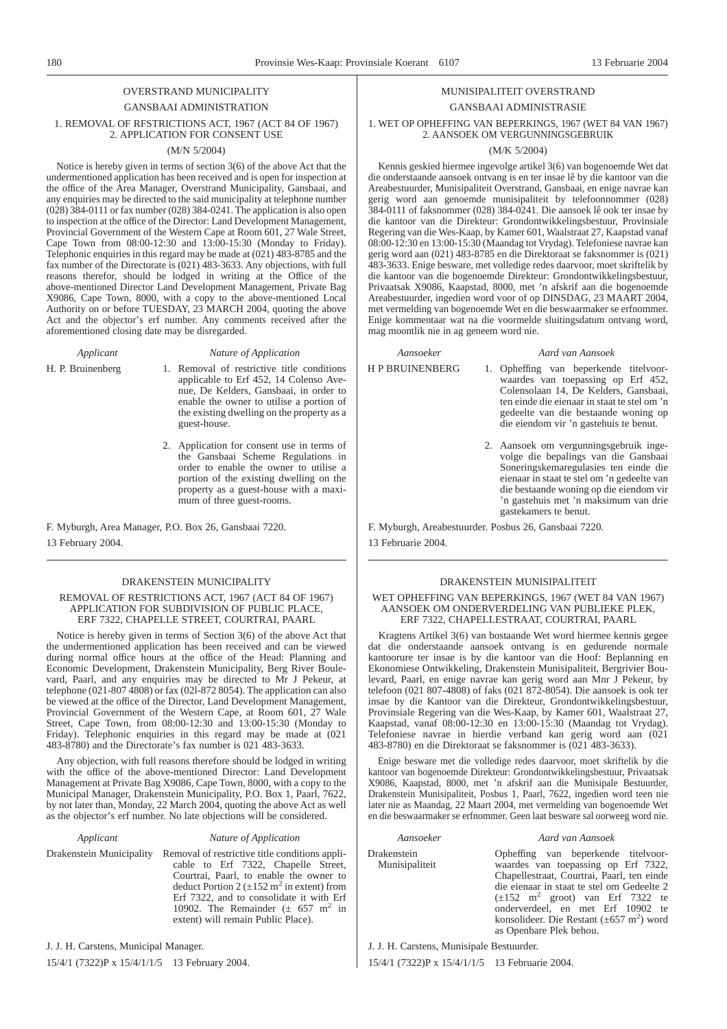## OVERSTRAND MUNICIPALITY

### GANSBAAI ADMINISTRATION

1. REMOVAL OF RFSTRICTIONS ACT, 1967 (ACT 84 OF 1967)
2. APPLICATION FOR CONSENT USE

(M/N 5/2004)

Notice is hereby given in terms of section 3(6) of the above Act that the undermentioned application has been received and is open for inspection at the office of the Area Manager, Overstrand Municipality, Gansbaai, and any enquiries may be directed to the said municipality at telephone number (028) 384-0111 or fax number (028) 384-0241. The application is also open to inspection at the office of the Director: Land Development Management, Provincial Government of the Western Cape at Room 601, 27 Wale Street, Cape Town from 08:00-12:30 and 13:00-15:30 (Monday to Friday). Telephonic enquiries in this regard may be made at (021) 483-8785 and the fax number of the Directorate is (021) 483-3633. Any objections, with full reasons therefor, should be lodged in writing at the Office of the above-mentioned Director Land Development Management, Private Bag X9086, Cape Town, 8000, with a copy to the above-mentioned Local Authority on or before TUESDAY, 23 MARCH 2004, quoting the above Act and the objector's erf number. Any comments received after the aforementioned closing date may be disregarded.

| *Applicant* | *Nature of Application* |
|---|---|
| H. P. Bruinenberg | 1. Removal of restrictive title conditions applicable to Erf 452, 14 Colenso Avenue, De Kelders, Gansbaai, in order to enable the owner to utilise a portion of the existing dwelling on the property as a guest-house. |
| | 2. Application for consent use in terms of the Gansbaai Scheme Regulations in order to enable the owner to utilise a portion of the existing dwelling on the property as a guest-house with a maximum of three guest-rooms. |

F. Myburgh, Area Manager, P.O. Box 26, Gansbaai 7220.

13 February 2004.

---

## MUNISIPALITEIT OVERSTRAND

### GANSBAAI ADMINISTRASIE

1. WET OP OPHEFFING VAN BEPERKINGS, 1967 (WET 84 VAN 1967)
2. AANSOEK OM VERGUNNINGSGEBRUIK

(M/K 5/2004)

Kennis geskied hiermee ingevolge artikel 3(6) van bogenoemde Wet dat die onderstaande aansoek ontvang is en ter insae lê by die kantoor van die Areabestuurder, Munisipaliteit Overstrand, Gansbaai, en enige navrae kan gerig word aan genoemde munisipaliteit by telefoonnommer (028) 384-0111 of faksnommer (028) 384-0241. Die aansoek lê ook ter insae by die kantoor van die Direkteur: Grondontwikkelingsbestuur, Provinsiale Regering van die Wes-Kaap, by Kamer 601, Waalstraat 27, Kaapstad vanaf 08:00-12:30 en 13:00-15:30 (Maandag tot Vrydag). Telefoniese navrae kan gerig word aan (021) 483-8785 en die Direktoraat se faksnommer is (021) 483-3633. Enige besware, met volledige redes daarvoor, moet skriftelik by die kantoor van die bogenoemde Direkteur: Grondontwikkelingsbestuur, Privaatsak X9086, Kaapstad, 8000, met 'n afskrif aan die bogenoemde Areabestuurder, ingedien word voor of op DINSDAG, 23 MAART 2004, met vermelding van bogenoemde Wet en die beswaarmaker se erfnommer. Enige kommentaar wat na die voormelde sluitingsdatum ontvang word, mag moontlik nie in ag geneem word nie.

| *Aansoeker* | *Aard van Aansoek* |
|---|---|
| H P BRUINENBERG | 1. Opheffing van beperkende titelvoorwaardes van toepassing op Erf 452, Colensolaan 14, De Kelders, Gansbaai, ten einde die eienaar in staat te stel om 'n gedeelte van die bestaande woning op die eiendom vir 'n gastehuis te benut. |
| | 2. Aansoek om vergunningsgebruik ingevolge die bepalings van die Gansbaai Soneringskemaregulasies ten einde die eienaar in staat te stel om 'n gedeelte van die bestaande woning op die eiendom vir 'n gastehuis met 'n maksimum van drie gastekamers te benut. |

F. Myburgh, Areabestuurder. Posbus 26, Gansbaai 7220.

13 Februarie 2004.

---

## DRAKENSTEIN MUNICIPALITY

REMOVAL OF RESTRICTIONS ACT, 1967 (ACT 84 OF 1967)
APPLICATION FOR SUBDIVISION OF PUBLIC PLACE,
ERF 7322, CHAPELLE STREET, COURTRAI, PAARL

Notice is hereby given in terms of Section 3(6) of the above Act that the undermentioned application has been received and can be viewed during normal office hours at the office of the Head: Planning and Economic Development, Drakenstein Municipality, Berg River Boulevard, Paarl, and any enquiries may be directed to Mr J Pekeur, at telephone (021-807 4808) or fax (02l-872 8054). The application can also be viewed at the office of the Director, Land Development Management, Provincial Government of the Western Cape, at Room 601, 27 Wale Street, Cape Town, from 08:00-12:30 and 13:00-15:30 (Monday to Friday). Telephonic enquiries in this regard may be made at (021 483-8780) and the Directorate's fax number is 021 483-3633.

Any objection, with full reasons therefore should be lodged in writing with the office of the above-mentioned Director: Land Development Management at Private Bag X9086, Cape Town, 8000, with a copy to the Municipal Manager, Drakenstein Municipality, P.O. Box 1, Paarl, 7622, by not later than, Monday, 22 March 2004, quoting the above Act as well as the objector's erf number. No late objections will be considered.

| *Applicant* | *Nature of Application* |
|---|---|
| Drakenstein Municipality | Removal of restrictive title conditions applicable to Erf 7322, Chapelle Street, Courtrai, Paarl, to enable the owner to deduct Portion 2 (±152 m$^2$ in extent) from Erf 7322, and to consolidate it with Erf 10902. The Remainder (± 657 m$^2$ in extent) will remain Public Place). |

J. J. H. Carstens, Municipal Manager.

15/4/1 (7322)P x 15/4/1/1/5 13 February 2004.

---

## DRAKENSTEIN MUNISIPALITEIT

WET OPHEFFING VAN BEPERKINGS, 1967 (WET 84 VAN 1967)
AANSOEK OM ONDERVERDELING VAN PUBLIEKE PLEK,
ERF 7322, CHAPELLESTRAAT, COURTRAI, PAARL

Kragtens Artikel 3(6) van bostaande Wet word hiermee kennis gegee dat die onderstaande aansoek ontvang is en gedurende normale kantoorure ter insae is by die kantoor van die Hoof: Beplanning en Ekonomiese Ontwikkeling, Drakenstein Munisipaliteit, Bergrivier Boulevard, Paarl, en enige navrae kan gerig word aan Mnr J Pekeur, by telefoon (021 807-4808) of faks (021 872-8054). Die aansoek is ook ter insae by die Kantoor van die Direkteur, Grondontwikkelingsbestuur, Provinsiale Regering van die Wes-Kaap, by Kamer 601, Waalstraat 27, Kaapstad, vanaf 08:00-12:30 en 13:00-15:30 (Maandag tot Vrydag). Telefoniese navrae in hierdie verband kan gerig word aan (021 483-8780) en die Direktoraat se faksnommer is (021 483-3633).

Enige besware met die volledige redes daarvoor, moet skriftelik by die kantoor van bogenoemde Direkteur: Grondontwikkelingsbestuur, Privaatsak X9086, Kaapstad, 8000, met 'n afskrif aan die Munisipale Bestuurder, Drakenstein Munisipaliteit, Posbus 1, Paarl, 7622, ingedien word teen nie later nie as Maandag, 22 Maart 2004, met vermelding van bogenoemde Wet en die beswaarmaker se erfnommer. Geen laat besware sal oorweeg word nie.

| *Aansoeker* | *Aard van Aansoek* |
|---|---|
| Drakenstein Munisipaliteit | Opheffing van beperkende titelvoorwaardes van toepassing op Erf 7322, Chapellestraat, Courtrai, Paarl, ten einde die eienaar in staat te stel om Gedeelte 2 (±152 m$^2$ groot) van Erf 7322 te onderverdeel, en met Erf 10902 te konsolideer. Die Restant (±657 m$^2$) word as Openbare Plek behou. |

J. J. H. Carstens, Munisipale Bestuurder.

15/4/1 (7322)P x 15/4/1/1/5 13 Februarie 2004.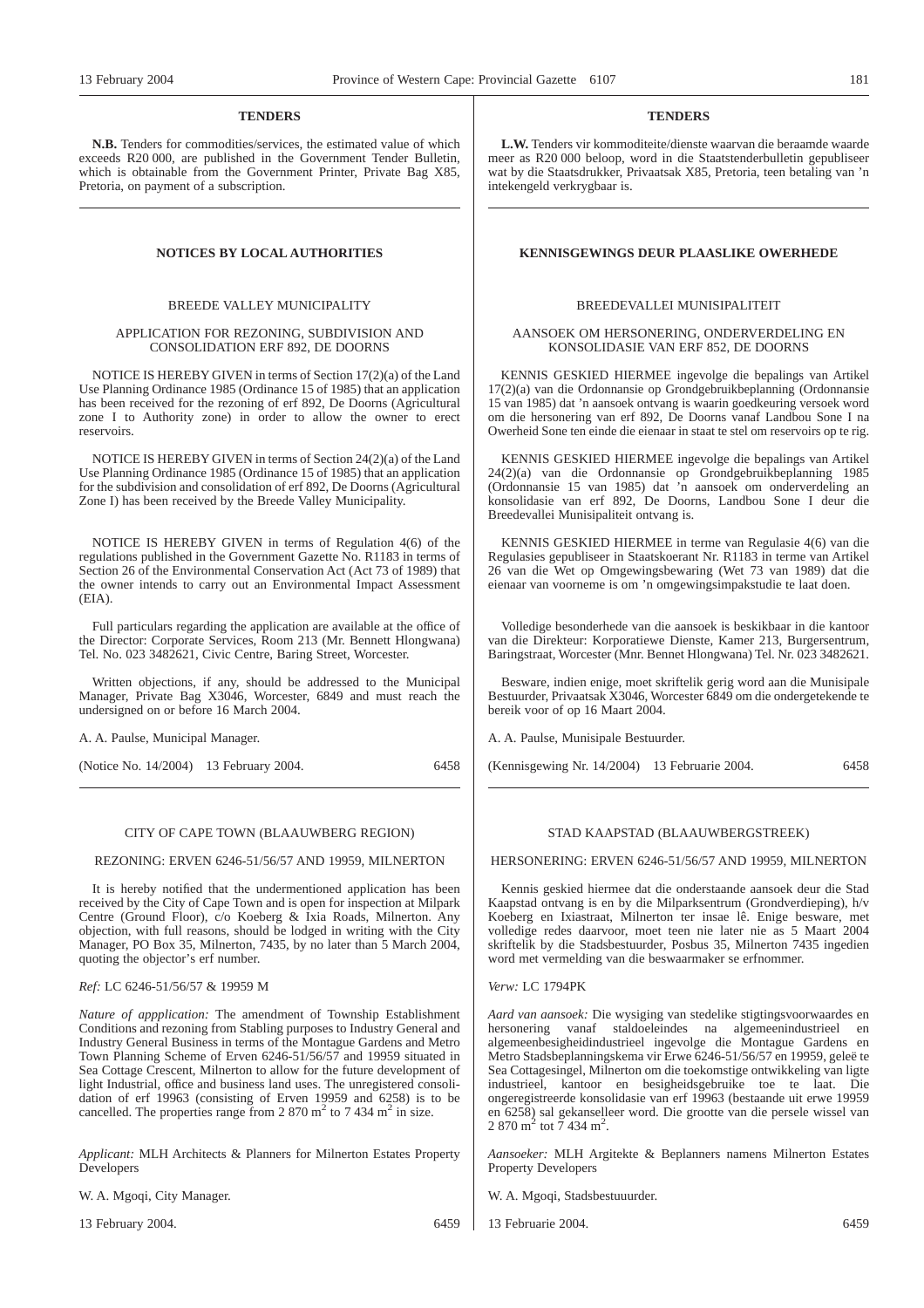## TENDERS

**N.B.** Tenders for commodities/services, the estimated value of which exceeds R20 000, are published in the Government Tender Bulletin, which is obtainable from the Government Printer, Private Bag X85, Pretoria, on payment of a subscription.

## NOTICES BY LOCAL AUTHORITIES

### BREEDE VALLEY MUNICIPALITY

#### APPLICATION FOR REZONING, SUBDIVISION AND CONSOLIDATION ERF 892, DE DOORNS

NOTICE IS HEREBY GIVEN in terms of Section 17(2)(a) of the Land Use Planning Ordinance 1985 (Ordinance 15 of 1985) that an application has been received for the rezoning of erf 892, De Doorns (Agricultural zone I to Authority zone) in order to allow the owner to erect reservoirs.

NOTICE IS HEREBY GIVEN in terms of Section 24(2)(a) of the Land Use Planning Ordinance 1985 (Ordinance 15 of 1985) that an application for the subdivision and consolidation of erf 892, De Doorns (Agricultural Zone I) has been received by the Breede Valley Municipality.

NOTICE IS HEREBY GIVEN in terms of Regulation 4(6) of the regulations published in the Government Gazette No. R1183 in terms of Section 26 of the Environmental Conservation Act (Act 73 of 1989) that the owner intends to carry out an Environmental Impact Assessment (EIA).

Full particulars regarding the application are available at the office of the Director: Corporate Services, Room 213 (Mr. Bennett Hlongwana) Tel. No. 023 3482621, Civic Centre, Baring Street, Worcester.

Written objections, if any, should be addressed to the Municipal Manager, Private Bag X3046, Worcester, 6849 and must reach the undersigned on or before 16 March 2004.

A. A. Paulse, Municipal Manager.

(Notice No. 14/2004) 13 February 2004. 6458

### CITY OF CAPE TOWN (BLAAUWBERG REGION)

#### REZONING: ERVEN 6246-51/56/57 AND 19959, MILNERTON

It is hereby notified that the undermentioned application has been received by the City of Cape Town and is open for inspection at Milpark Centre (Ground Floor), c/o Koeberg & Ixia Roads, Milnerton. Any objection, with full reasons, should be lodged in writing with the City Manager, PO Box 35, Milnerton, 7435, by no later than 5 March 2004, quoting the objector's erf number.

*Ref:* LC 6246-51/56/57 & 19959 M

*Nature of appplication:* The amendment of Township Establishment Conditions and rezoning from Stabling purposes to Industry General and Industry General Business in terms of the Montague Gardens and Metro Town Planning Scheme of Erven 6246-51/56/57 and 19959 situated in Sea Cottage Crescent, Milnerton to allow for the future development of light Industrial, office and business land uses. The unregistered consolidation of erf 19963 (consisting of Erven 19959 and 6258) is to be cancelled. The properties range from 2 870 m$^2$ to 7 434 m$^2$ in size.

*Applicant:* MLH Architects & Planners for Milnerton Estates Property Developers

W. A. Mgoqi, City Manager.

13 February 2004. 6459

## TENDERS

**L.W.** Tenders vir kommoditeite/dienste waarvan die beraamde waarde meer as R20 000 beloop, word in die Staatstenderbulletin gepubliseer wat by die Staatsdrukker, Privaatsak X85, Pretoria, teen betaling van 'n intekengeld verkrygbaar is.

## KENNISGEWINGS DEUR PLAASLIKE OWERHEDE

### BREEDEVALLEI MUNISIPALITEIT

#### AANSOEK OM HERSONERING, ONDERVERDELING EN KONSOLIDASIE VAN ERF 852, DE DOORNS

KENNIS GESKIED HIERMEE ingevolge die bepalings van Artikel 17(2)(a) van die Ordonnansie op Grondgebruikbeplanning (Ordonnansie 15 van 1985) dat 'n aansoek ontvang is waarin goedkeuring versoek word om die hersonering van erf 892, De Doorns vanaf Landbou Sone I na Owerheid Sone ten einde die eienaar in staat te stel om reservoirs op te rig.

KENNIS GESKIED HIERMEE ingevolge die bepalings van Artikel 24(2)(a) van die Ordonnansie op Grondgebruikbeplanning 1985 (Ordonnansie 15 van 1985) dat 'n aansoek om onderverdeling an konsolidasie van erf 892, De Doorns, Landbou Sone I deur die Breedevallei Munisipaliteit ontvang is.

KENNIS GESKIED HIERMEE in terme van Regulasie 4(6) van die Regulasies gepubliseer in Staatskoerant Nr. R1183 in terme van Artikel 26 van die Wet op Omgewingsbewaring (Wet 73 van 1989) dat die eienaar van voorneme is om 'n omgewingsimpakstudie te laat doen.

Volledige besonderhede van die aansoek is beskikbaar in die kantoor van die Direkteur: Korporatiewe Dienste, Kamer 213, Burgersentrum, Baringstraat, Worcester (Mnr. Bennet Hlongwana) Tel. Nr. 023 3482621.

Besware, indien enige, moet skriftelik gerig word aan die Munisipale Bestuurder, Privaatsak X3046, Worcester 6849 om die ondergetekende te bereik voor of op 16 Maart 2004.

A. A. Paulse, Munisipale Bestuurder.

(Kennisgewing Nr. 14/2004) 13 Februarie 2004. 6458

### STAD KAAPSTAD (BLAAUWBERGSTREEK)

#### HERSONERING: ERVEN 6246-51/56/57 AND 19959, MILNERTON

Kennis geskied hiermee dat die onderstaande aansoek deur die Stad Kaapstad ontvang is en by die Milparksentrum (Grondverdieping), h/v Koeberg en Ixiastraat, Milnerton ter insae lê. Enige besware, met volledige redes daarvoor, moet teen nie later nie as 5 Maart 2004 skriftelik by die Stadsbestuurder, Posbus 35, Milnerton 7435 ingedien word met vermelding van die beswaarmaker se erfnommer.

*Verw:* LC 1794PK

*Aard van aansoek:* Die wysiging van stedelike stigtingsvoorwaardes en hersonering vanaf staldoeleindes na algemeenindustrieel en algemeenbesigheidindustrieel ingevolge die Montague Gardens en Metro Stadsbeplanningskema vir Erwe 6246-51/56/57 en 19959, geleë te Sea Cottagesingel, Milnerton om die toekomstige ontwikkeling van ligte industrieel, kantoor en besigheidsgebruike toe te laat. Die ongeregistreerde konsolidasie van erf 19963 (bestaande uit erwe 19959 en 6258) sal gekanselleer word. Die grootte van die persele wissel van 2 870 m$^2$ tot 7 434 m$^2$.

*Aansoeker:* MLH Argitekte & Beplanners namens Milnerton Estates Property Developers

W. A. Mgoqi, Stadsbestuuurder.

13 Februarie 2004. 6459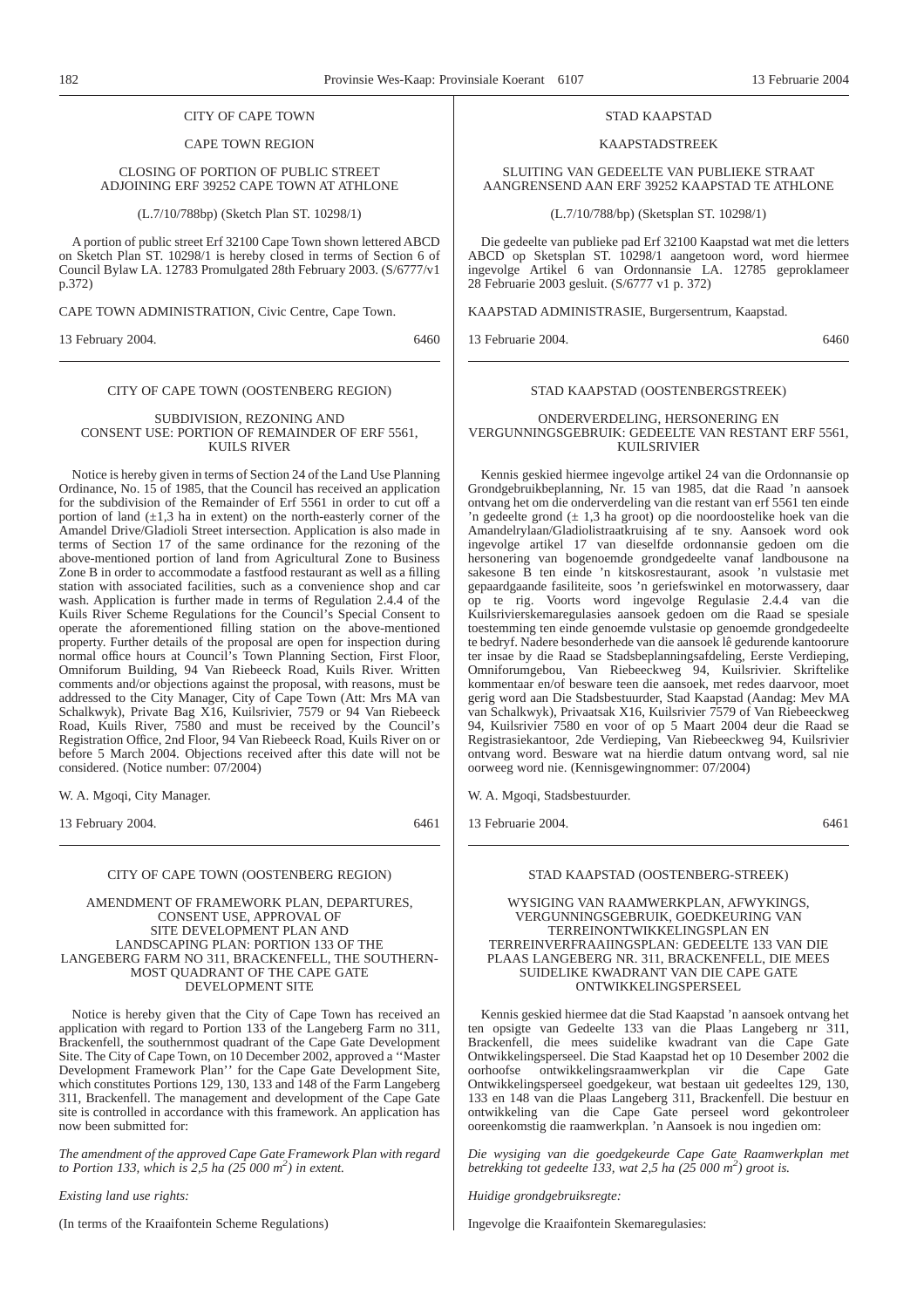CITY OF CAPE TOWN

CAPE TOWN REGION

CLOSING OF PORTION OF PUBLIC STREET ADJOINING ERF 39252 CAPE TOWN AT ATHLONE

(L.7/10/788bp) (Sketch Plan ST. 10298/1)

A portion of public street Erf 32100 Cape Town shown lettered ABCD on Sketch Plan ST. 10298/1 is hereby closed in terms of Section 6 of Council Bylaw LA. 12783 Promulgated 28th February 2003. (S/6777/v1 p.372)

CAPE TOWN ADMINISTRATION, Civic Centre, Cape Town.

13 February 2004. 6460

---

CITY OF CAPE TOWN (OOSTENBERG REGION)

SUBDIVISION, REZONING AND CONSENT USE: PORTION OF REMAINDER OF ERF 5561, KUILS RIVER

Notice is hereby given in terms of Section 24 of the Land Use Planning Ordinance, No. 15 of 1985, that the Council has received an application for the subdivision of the Remainder of Erf 5561 in order to cut off a portion of land (±1,3 ha in extent) on the north-easterly corner of the Amandel Drive/Gladioli Street intersection. Application is also made in terms of Section 17 of the same ordinance for the rezoning of the above-mentioned portion of land from Agricultural Zone to Business Zone B in order to accommodate a fastfood restaurant as well as a filling station with associated facilities, such as a convenience shop and car wash. Application is further made in terms of Regulation 2.4.4 of the Kuils River Scheme Regulations for the Council's Special Consent to operate the aforementioned filling station on the above-mentioned property. Further details of the proposal are open for inspection during normal office hours at Council's Town Planning Section, First Floor, Omniforum Building, 94 Van Riebeeck Road, Kuils River. Written comments and/or objections against the proposal, with reasons, must be addressed to the City Manager, City of Cape Town (Att: Mrs MA van Schalkwyk), Private Bag X16, Kuilsrivier, 7579 or 94 Van Riebeeck Road, Kuils River, 7580 and must be received by the Council's Registration Office, 2nd Floor, 94 Van Riebeeck Road, Kuils River on or before 5 March 2004. Objections received after this date will not be considered. (Notice number: 07/2004)

W. A. Mgoqi, City Manager.

13 February 2004. 6461

---

CITY OF CAPE TOWN (OOSTENBERG REGION)

AMENDMENT OF FRAMEWORK PLAN, DEPARTURES, CONSENT USE, APPROVAL OF SITE DEVELOPMENT PLAN AND LANDSCAPING PLAN: PORTION 133 OF THE LANGEBERG FARM NO 311, BRACKENFELL, THE SOUTHERN-MOST QUADRANT OF THE CAPE GATE DEVELOPMENT SITE

Notice is hereby given that the City of Cape Town has received an application with regard to Portion 133 of the Langeberg Farm no 311, Brackenfell, the southernmost quadrant of the Cape Gate Development Site. The City of Cape Town, on 10 December 2002, approved a ''Master Development Framework Plan'' for the Cape Gate Development Site, which constitutes Portions 129, 130, 133 and 148 of the Farm Langeberg 311, Brackenfell. The management and development of the Cape Gate site is controlled in accordance with this framework. An application has now been submitted for:

*The amendment of the approved Cape Gate Framework Plan with regard to Portion 133, which is 2,5 ha (25 000 m²) in extent.*

*Existing land use rights:*

(In terms of the Kraaifontein Scheme Regulations)

---

STAD KAAPSTAD

KAAPSTADSTREEK

SLUITING VAN GEDEELTE VAN PUBLIEKE STRAAT AANGRENSEND AAN ERF 39252 KAAPSTAD TE ATHLONE

(L.7/10/788/bp) (Sketsplan ST. 10298/1)

Die gedeelte van publieke pad Erf 32100 Kaapstad wat met die letters ABCD op Sketsplan ST. 10298/1 aangetoon word, word hiermee ingevolge Artikel 6 van Ordonnansie LA. 12785 geproklameer 28 Februarie 2003 gesluit. (S/6777 v1 p. 372)

KAAPSTAD ADMINISTRASIE, Burgersentrum, Kaapstad.

13 Februarie 2004. 6460

---

STAD KAAPSTAD (OOSTENBERGSTREEK)

ONDERVERDELING, HERSONERING EN VERGUNNINGSGEBRUIK: GEDEELTE VAN RESTANT ERF 5561, KUILSRIVIER

Kennis geskied hiermee ingevolge artikel 24 van die Ordonnansie op Grondgebruikbeplanning, Nr. 15 van 1985, dat die Raad 'n aansoek ontvang het om die onderverdeling van die restant van erf 5561 ten einde 'n gedeelte grond (± 1,3 ha groot) op die noordoostelike hoek van die Amandelrylaan/Gladiolistraatkruising af te sny. Aansoek word ook ingevolge artikel 17 van dieselfde ordonnansie gedoen om die hersonering van bogenoemde grondgedeelte vanaf landbousone na sakesone B ten einde 'n kitskosrestaurant, asook 'n vulstasie met gepaardgaande fasiliteite, soos 'n geriefswinkel en motorwassery, daar op te rig. Voorts word ingevolge Regulasie 2.4.4 van die Kuilsrivierskemaregulasies aansoek gedoen om die Raad se spesiale toestemming ten einde genoemde vulstasie op genoemde grondgedeelte te bedryf. Nadere besonderhede van die aansoek lê gedurende kantoorure ter insae by die Raad se Stadsbeplanningsafdeling, Eerste Verdieping, Omniforumgebou, Van Riebeeckweg 94, Kuilsrivier. Skriftelike kommentaar en/of besware teen die aansoek, met redes daarvoor, moet gerig word aan Die Stadsbestuurder, Stad Kaapstad (Aandag: Mev MA van Schalkwyk), Privaatsak X16, Kuilsrivier 7579 of Van Riebeeckweg 94, Kuilsrivier 7580 en voor of op 5 Maart 2004 deur die Raad se Registrasiekantoor, 2de Verdieping, Van Riebeeckweg 94, Kuilsrivier ontvang word. Besware wat na hierdie datum ontvang word, sal nie oorweeg word nie. (Kennisgewingnommer: 07/2004)

W. A. Mgoqi, Stadsbestuurder.

13 Februarie 2004. 6461

---

STAD KAAPSTAD (OOSTENBERG-STREEK)

WYSIGING VAN RAAMWERKPLAN, AFWYKINGS, VERGUNNINGSGEBRUIK, GOEDKEURING VAN TERREINONTWIKKELINGSPLAN EN TERREINVERFRAAIINGSPLAN: GEDEELTE 133 VAN DIE PLAAS LANGEBERG NR. 311, BRACKENFELL, DIE MEES SUIDELIKE KWADRANT VAN DIE CAPE GATE ONTWIKKELINGSPERSEEL

Kennis geskied hiermee dat die Stad Kaapstad 'n aansoek ontvang het ten opsigte van Gedeelte 133 van die Plaas Langeberg nr 311, Brackenfell, die mees suidelike kwadrant van die Cape Gate Ontwikkelingsperseel. Die Stad Kaapstad het op 10 Desember 2002 die oorhoofse ontwikkelingsraamwerkplan vir die Cape Gate Ontwikkelingsperseel goedgekeur, wat bestaan uit gedeeltes 129, 130, 133 en 148 van die Plaas Langeberg 311, Brackenfell. Die bestuur en ontwikkeling van die Cape Gate perseel word gekontroleer ooreenkomstig die raamwerkplan. 'n Aansoek is nou ingedien om:

*Die wysiging van die goedgekeurde Cape Gate Raamwerkplan met betrekking tot gedeelte 133, wat 2,5 ha (25 000 m²) groot is.*

*Huidige grondgebruiksregte:*

Ingevolge die Kraaifontein Skemaregulasies: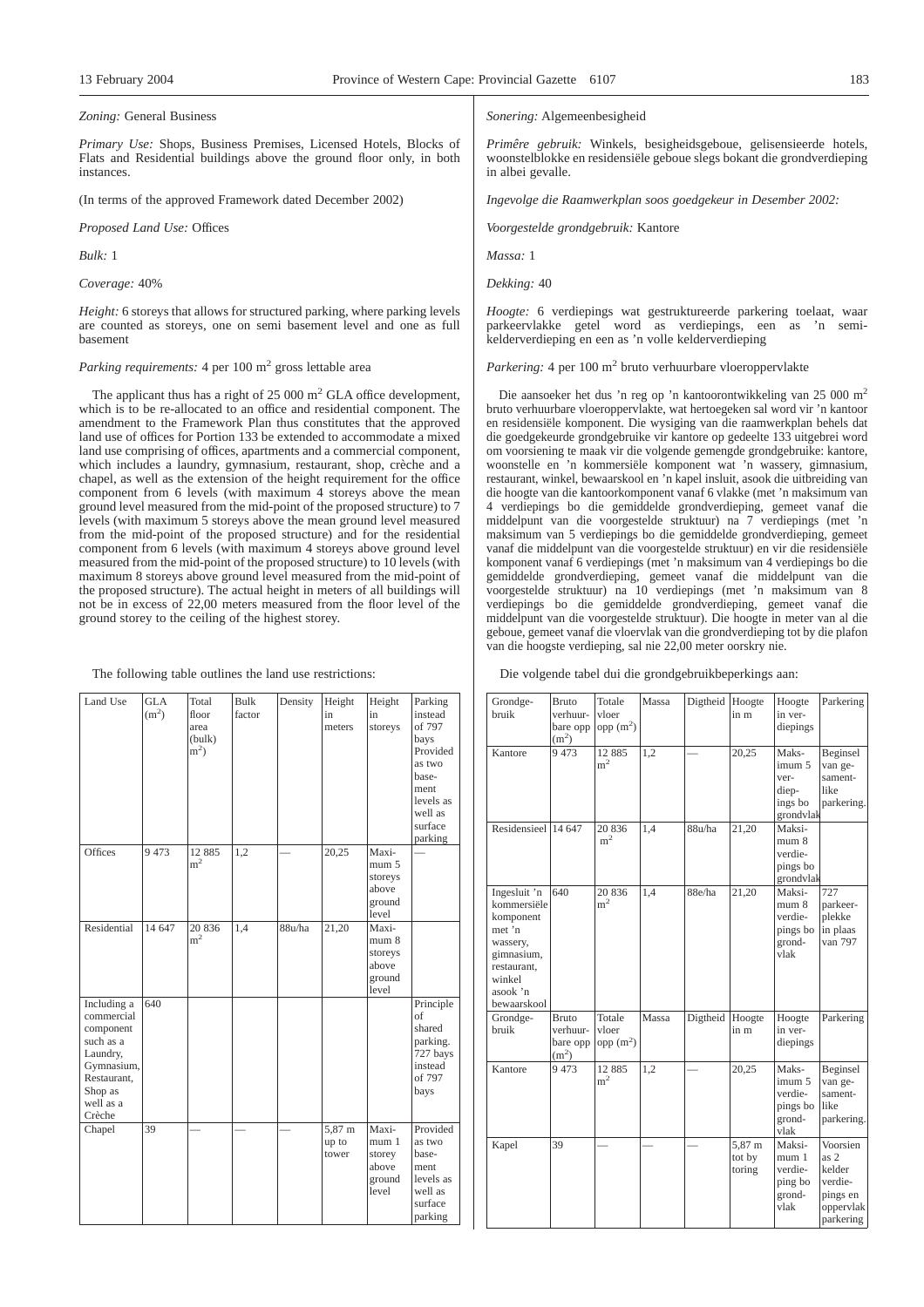*Zoning:* General Business

*Primary Use:* Shops, Business Premises, Licensed Hotels, Blocks of Flats and Residential buildings above the ground floor only, in both instances.

(In terms of the approved Framework dated December 2002)

*Proposed Land Use:* Offices

*Bulk:* 1

*Coverage:* 40%

*Height:* 6 storeys that allows for structured parking, where parking levels are counted as storeys, one on semi basement level and one as full basement

*Parking requirements:* 4 per 100 m$^2$ gross lettable area

The applicant thus has a right of 25 000 m$^2$ GLA office development, which is to be re-allocated to an office and residential component. The amendment to the Framework Plan thus constitutes that the approved land use of offices for Portion 133 be extended to accommodate a mixed land use comprising of offices, apartments and a commercial component, which includes a laundry, gymnasium, restaurant, shop, crèche and a chapel, as well as the extension of the height requirement for the office component from 6 levels (with maximum 4 storeys above the mean ground level measured from the mid-point of the proposed structure) to 7 levels (with maximum 5 storeys above the mean ground level measured from the mid-point of the proposed structure) and for the residential component from 6 levels (with maximum 4 storeys above ground level measured from the mid-point of the proposed structure) to 10 levels (with maximum 8 storeys above ground level measured from the mid-point of the proposed structure). The actual height in meters of all buildings will not be in excess of 22,00 meters measured from the floor level of the ground storey to the ceiling of the highest storey.

The following table outlines the land use restrictions:

| Land Use | GLA (m$^2$) | Total floor area (bulk) m$^2$) | Bulk factor | Density | Height in meters | Height in storeys | Parking instead of 797 bays Provided as two basement levels as well as surface parking |
|---|---|---|---|---|---|---|---|
| Offices | 9 473 | 12 885 m$^2$ | 1,2 | — | 20,25 | Maximum 5 storeys above ground level | — |
| Residential | 14 647 | 20 836 m$^2$ | 1,4 | 88u/ha | 21,20 | Maximum 8 storeys above ground level | |
| Including a commercial component such as a Laundry, Gymnasium, Restaurant, Shop as well as a Crèche | 640 | | | | | | Principle of shared parking. 727 bays instead of 797 bays |
| Chapel | 39 | — | — | — | 5,87 m up to tower | Maximum 1 storey above ground level | Provided as two basement levels as well as surface parking |

*Sonering:* Algemeenbesigheid

*Primêre gebruik:* Winkels, besigheidsgeboue, gelisensieerde hotels, woonstelblokke en residensiële geboue slegs bokant die grondverdieping in albei gevalle.

*Ingevolge die Raamwerkplan soos goedgekeur in Desember 2002:*

*Voorgestelde grondgebruik:* Kantore

*Massa:* 1

*Dekking:* 40

*Hoogte:* 6 verdiepings wat gestruktureerde parkering toelaat, waar parkeervlakke getel word as verdiepings, een as 'n semi-kelderverdieping en een as 'n volle kelderverdieping

*Parkering:* 4 per 100 m$^2$ bruto verhuurbare vloeroppervlakte

Die aansoeker het dus 'n reg op 'n kantoorontwikkeling van 25 000 m$^2$ bruto verhuurbare vloeroppervlakte, wat hertoegeken sal word vir 'n kantoor en residensiële komponent. Die wysiging van die raamwerkplan behels dat die goedgekeurde grondgebruike vir kantore op gedeelte 133 uitgebrei word om voorsiening te maak vir die volgende gemengde grondgebruike: kantore, woonstelle en 'n kommersiële komponent wat 'n wassery, gimnasium, restaurant, winkel, bewaarskool en 'n kapel insluit, asook die uitbreiding van die hoogte van die kantoorkomponent vanaf 6 vlakke (met 'n maksimum van 4 verdiepings bo die gemiddelde grondverdieping, gemeet vanaf die middelpunt van die voorgestelde struktuur) na 7 verdiepings (met 'n maksimum van 5 verdiepings bo die gemiddelde grondverdieping, gemeet vanaf die middelpunt van die voorgestelde struktuur) en vir die residensiële komponent vanaf 6 verdiepings (met 'n maksimum van 4 verdiepings bo die gemiddelde grondverdieping, gemeet vanaf die middelpunt van die voorgestelde struktuur) na 10 verdiepings (met 'n maksimum van 8 verdiepings bo die gemiddelde grondverdieping, gemeet vanaf die middelpunt van die voorgestelde struktuur). Die hoogte in meter van al die geboue, gemeet vanaf die vloervlak van die grondverdieping tot by die plafon van die hoogste verdieping, sal nie 22,00 meter oorskry nie.

Die volgende tabel dui die grondgebruikbeperkings aan:

| Grondgebruik | Bruto verhuurbare opp (m$^2$) | Totale vloer opp (m$^2$) | Massa | Digtheid | Hoogte in m | Hoogte in verdiepings | Parkering |
|---|---|---|---|---|---|---|---|
| Kantore | 9 473 | 12 885 m$^2$ | 1,2 | — | 20,25 | Maksimum 5 verdiepings bo grondvlak | Beginsel van gesamentlike parkering. |
| Residensieel | 14 647 | 20 836 m$^2$ | 1,4 | 88u/ha | 21,20 | Maksimum 8 verdiepings bo grondvlak | |
| Ingesluit 'n kommersiële komponent met 'n wassery, gimnasium, restaurant, winkel asook 'n bewaarskool | 640 | 20 836 m$^2$ | 1,4 | 88e/ha | 21,20 | Maksimum 8 verdiepings bo grondvlak | 727 parkeerplekke in plaas van 797 |
| Grondgebruik | Bruto verhuurbare opp (m$^2$) | Totale vloer opp (m$^2$) | Massa | Digtheid | Hoogte in m | Hoogte in verdiepings | Parkering |
| Kantore | 9 473 | 12 885 m$^2$ | 1,2 | — | 20,25 | Maksimum 5 verdiepings bo grondvlak | Beginsel van gesamentlike parkering. |
| Kapel | 39 | — | — | — | 5,87 m tot by toring | Maksimum 1 verdieping bo grondvlak | Voorsien as 2 kelder verdiepings en oppervlak parkering |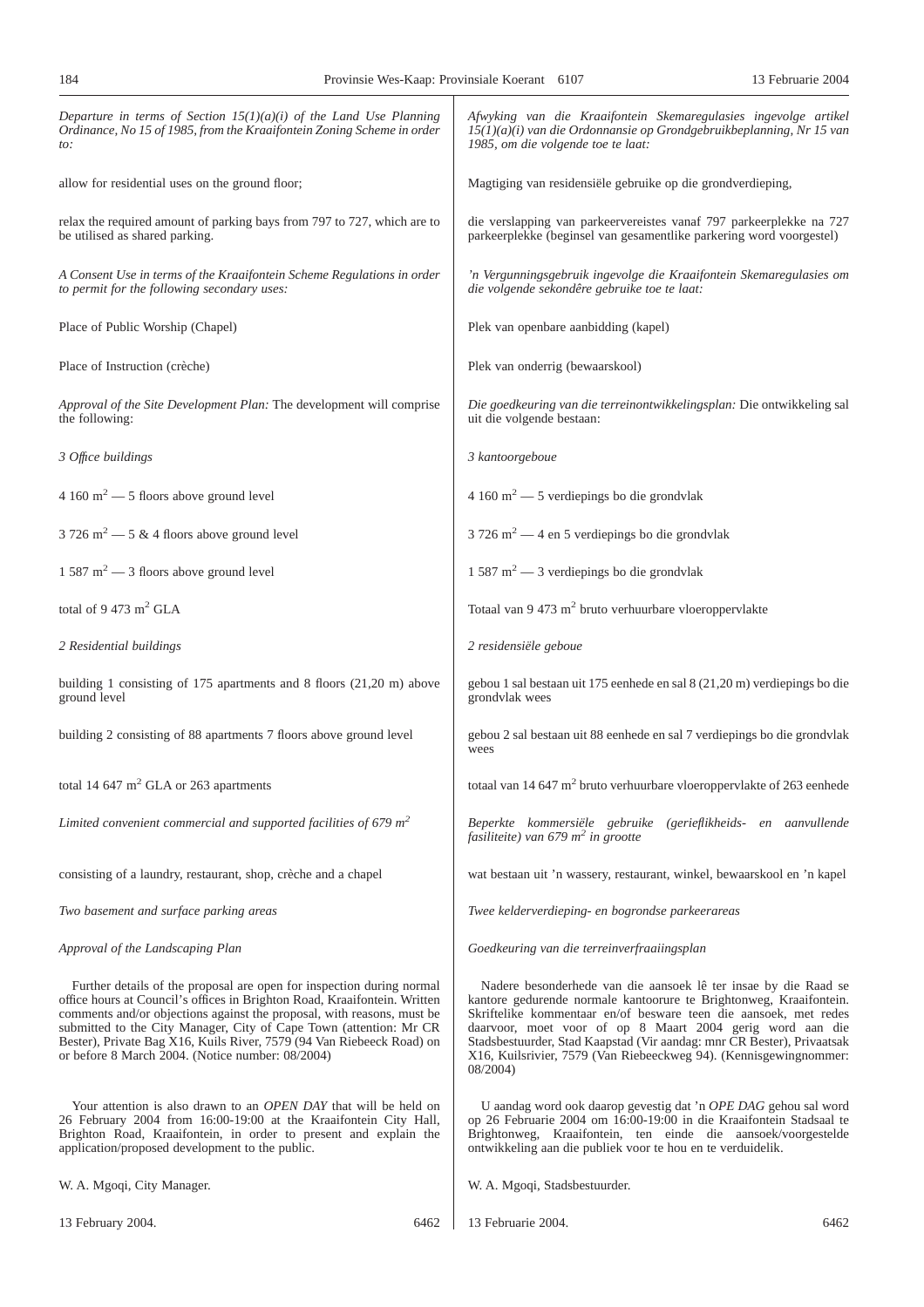*Departure in terms of Section 15(1)(a)(i) of the Land Use Planning Ordinance, No 15 of 1985, from the Kraaifontein Zoning Scheme in order to:*

allow for residential uses on the ground floor;

relax the required amount of parking bays from 797 to 727, which are to be utilised as shared parking.

*A Consent Use in terms of the Kraaifontein Scheme Regulations in order to permit for the following secondary uses:*

Place of Public Worship (Chapel)

Place of Instruction (crèche)

*Approval of the Site Development Plan:* The development will comprise the following:

*3 Office buildings*

4 160 $m^2$ — 5 floors above ground level

3 726 $m^2$ — 5 & 4 floors above ground level

1 587 $m^2$ — 3 floors above ground level

total of 9 473 $m^2$ GLA

*2 Residential buildings*

building 1 consisting of 175 apartments and 8 floors (21,20 m) above ground level

building 2 consisting of 88 apartments 7 floors above ground level

total 14 647 $m^2$ GLA or 263 apartments

*Limited convenient commercial and supported facilities of 679 $m^2$*

consisting of a laundry, restaurant, shop, crèche and a chapel

*Two basement and surface parking areas*

*Approval of the Landscaping Plan*

Further details of the proposal are open for inspection during normal office hours at Council's offices in Brighton Road, Kraaifontein. Written comments and/or objections against the proposal, with reasons, must be submitted to the City Manager, City of Cape Town (attention: Mr CR Bester), Private Bag X16, Kuils River, 7579 (94 Van Riebeeck Road) on or before 8 March 2004. (Notice number: 08/2004)

Your attention is also drawn to an *OPEN DAY* that will be held on 26 February 2004 from 16:00-19:00 at the Kraaifontein City Hall, Brighton Road, Kraaifontein, in order to present and explain the application/proposed development to the public.

W. A. Mgoqi, City Manager.

13 February 2004. 6462

*Afwyking van die Kraaifontein Skemaregulasies ingevolge artikel 15(1)(a)(i) van die Ordonnansie op Grondgebruikbeplanning, Nr 15 van 1985, om die volgende toe te laat:*

Magtiging van residensiële gebruike op die grondverdieping,

die verslapping van parkeervereistes vanaf 797 parkeerplekke na 727 parkeerplekke (beginsel van gesamentlike parkering word voorgestel)

*'n Vergunningsgebruik ingevolge die Kraaifontein Skemaregulasies om die volgende sekondêre gebruike toe te laat:*

Plek van openbare aanbidding (kapel)

Plek van onderrig (bewaarskool)

*Die goedkeuring van die terreinontwikkelingsplan:* Die ontwikkeling sal uit die volgende bestaan:

*3 kantoorgeboue*

4 160 $m^2$ — 5 verdiepings bo die grondvlak

3 726 $m^2$ — 4 en 5 verdiepings bo die grondvlak

1 587 $m^2$ — 3 verdiepings bo die grondvlak

Totaal van 9 473 $m^2$ bruto verhuurbare vloeroppervlakte

*2 residensiële geboue*

gebou 1 sal bestaan uit 175 eenhede en sal 8 (21,20 m) verdiepings bo die grondvlak wees

gebou 2 sal bestaan uit 88 eenhede en sal 7 verdiepings bo die grondvlak wees

totaal van 14 647 $m^2$ bruto verhuurbare vloeroppervlakte of 263 eenhede

*Beperkte kommersiële gebruike (gerieflikheids- en aanvullende fasiliteite) van 679 $m^2$ in grootte*

wat bestaan uit 'n wassery, restaurant, winkel, bewaarskool en 'n kapel

*Twee kelderverdieping- en bogrondse parkeerareas*

*Goedkeuring van die terreinverfraaiingsplan*

Nadere besonderhede van die aansoek lê ter insae by die Raad se kantore gedurende normale kantoorure te Brightonweg, Kraaifontein. Skriftelike kommentaar en/of besware teen die aansoek, met redes daarvoor, moet voor of op 8 Maart 2004 gerig word aan die Stadsbestuurder, Stad Kaapstad (Vir aandag: mnr CR Bester), Privaatsak X16, Kuilsrivier, 7579 (Van Riebeeckweg 94). (Kennisgewingnommer: 08/2004)

U aandag word ook daarop gevestig dat 'n *OPE DAG* gehou sal word op 26 Februarie 2004 om 16:00-19:00 in die Kraaifontein Stadsaal te Brightonweg, Kraaifontein, ten einde die aansoek/voorgestelde ontwikkeling aan die publiek voor te hou en te verduidelik.

W. A. Mgoqi, Stadsbestuurder.

13 Februarie 2004. 6462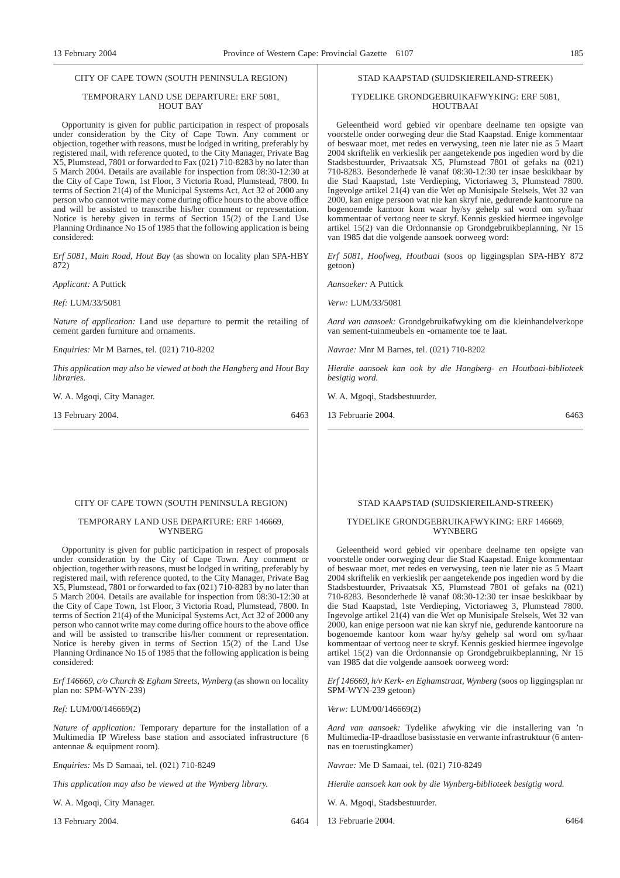CITY OF CAPE TOWN (SOUTH PENINSULA REGION)

TEMPORARY LAND USE DEPARTURE: ERF 5081, HOUT BAY

Opportunity is given for public participation in respect of proposals under consideration by the City of Cape Town. Any comment or objection, together with reasons, must be lodged in writing, preferably by registered mail, with reference quoted, to the City Manager, Private Bag X5, Plumstead, 7801 or forwarded to Fax (021) 710-8283 by no later than 5 March 2004. Details are available for inspection from 08:30-12:30 at the City of Cape Town, 1st Floor, 3 Victoria Road, Plumstead, 7800. In terms of Section 21(4) of the Municipal Systems Act, Act 32 of 2000 any person who cannot write may come during office hours to the above office and will be assisted to transcribe his/her comment or representation. Notice is hereby given in terms of Section 15(2) of the Land Use Planning Ordinance No 15 of 1985 that the following application is being considered:

*Erf 5081, Main Road, Hout Bay* (as shown on locality plan SPA-HBY 872)

*Applicant:* A Puttick

*Ref:* LUM/33/5081

*Nature of application:* Land use departure to permit the retailing of cement garden furniture and ornaments.

*Enquiries:* Mr M Barnes, tel. (021) 710-8202

*This application may also be viewed at both the Hangberg and Hout Bay libraries.*

W. A. Mgoqi, City Manager.

13 February 2004. 6463

STAD KAAPSTAD (SUIDSKIEREILAND-STREEK)

TYDELIKE GRONDGEBRUIKAFWYKING: ERF 5081, HOUTBAAI

Geleentheid word gebied vir openbare deelname ten opsigte van voorstelle onder oorweging deur die Stad Kaapstad. Enige kommentaar of beswaar moet, met redes en verwysing, teen nie later nie as 5 Maart 2004 skriftelik en verkieslik per aangetekende pos ingedien word by die Stadsbestuurder, Privaatsak X5, Plumstead 7801 of gefaks na (021) 710-8283. Besonderhede lè vanaf 08:30-12:30 ter insae beskikbaar by die Stad Kaapstad, 1ste Verdieping, Victoriaweg 3, Plumstead 7800. Ingevolge artikel 21(4) van die Wet op Munisipale Stelsels, Wet 32 van 2000, kan enige persoon wat nie kan skryf nie, gedurende kantoorure na bogenoemde kantoor kom waar hy/sy gehelp sal word om sy/haar kommentaar of vertoog neer te skryf. Kennis geskied hiermee ingevolge artikel 15(2) van die Ordonnansie op Grondgebruikbeplanning, Nr 15 van 1985 dat die volgende aansoek oorweeg word:

*Erf 5081, Hoofweg, Houtbaai* (soos op liggingsplan SPA-HBY 872 getoon)

*Aansoeker:* A Puttick

*Verw:* LUM/33/5081

*Aard van aansoek:* Grondgebruikafwyking om die kleinhandelverkope van sement-tuinmeubels en -ornamente toe te laat.

*Navrae:* Mnr M Barnes, tel. (021) 710-8202

*Hierdie aansoek kan ook by die Hangberg- en Houtbaai-biblioteek besigtig word.*

W. A. Mgoqi, Stadsbestuurder.

13 Februarie 2004. 6463

---

CITY OF CAPE TOWN (SOUTH PENINSULA REGION)

TEMPORARY LAND USE DEPARTURE: ERF 146669, WYNBERG

Opportunity is given for public participation in respect of proposals under consideration by the City of Cape Town. Any comment or objection, together with reasons, must be lodged in writing, preferably by registered mail, with reference quoted, to the City Manager, Private Bag X5, Plumstead, 7801 or forwarded to fax (021) 710-8283 by no later than 5 March 2004. Details are available for inspection from 08:30-12:30 at the City of Cape Town, 1st Floor, 3 Victoria Road, Plumstead, 7800. In terms of Section 21(4) of the Municipal Systems Act, Act 32 of 2000 any person who cannot write may come during office hours to the above office and will be assisted to transcribe his/her comment or representation. Notice is hereby given in terms of Section 15(2) of the Land Use Planning Ordinance No 15 of 1985 that the following application is being considered:

*Erf 146669, c/o Church & Egham Streets, Wynberg* (as shown on locality plan no: SPM-WYN-239)

*Ref:* LUM/00/146669(2)

*Nature of application:* Temporary departure for the installation of a Multimedia IP Wireless base station and associated infrastructure (6 antennae & equipment room).

*Enquiries:* Ms D Samaai, tel. (021) 710-8249

*This application may also be viewed at the Wynberg library.*

W. A. Mgoqi, City Manager.

13 February 2004. 6464

STAD KAAPSTAD (SUIDSKIEREILAND-STREEK)

TYDELIKE GRONDGEBRUIKAFWYKING: ERF 146669, WYNBERG

Geleentheid word gebied vir openbare deelname ten opsigte van voorstelle onder oorweging deur die Stad Kaapstad. Enige kommentaar of beswaar moet, met redes en verwysing, teen nie later nie as 5 Maart 2004 skriftelik en verkieslik per aangetekende pos ingedien word by die Stadsbestuurder, Privaatsak X5, Plumstead 7801 of gefaks na (021) 710-8283. Besonderhede lè vanaf 08:30-12:30 ter insae beskikbaar by die Stad Kaapstad, 1ste Verdieping, Victoriaweg 3, Plumstead 7800. Ingevolge artikel 21(4) van die Wet op Munisipale Stelsels, Wet 32 van 2000, kan enige persoon wat nie kan skryf nie, gedurende kantoorure na bogenoemde kantoor kom waar hy/sy gehelp sal word om sy/haar kommentaar of vertoog neer te skryf. Kennis geskied hiermee ingevolge artikel 15(2) van die Ordonnansie op Grondgebruikbeplanning, Nr 15 van 1985 dat die volgende aansoek oorweeg word:

*Erf 146669, h/v Kerk- en Eghamstraat, Wynberg* (soos op liggingsplan nr SPM-WYN-239 getoon)

*Verw:* LUM/00/146669(2)

*Aard van aansoek:* Tydelike afwyking vir die installering van 'n Multimedia-IP-draadlose basisstasie en verwante infrastruktuur (6 antennas en toerustingkamer)

*Navrae:* Me D Samaai, tel. (021) 710-8249

*Hierdie aansoek kan ook by die Wynberg-biblioteek besigtig word.*

W. A. Mgoqi, Stadsbestuurder.

13 Februarie 2004. 6464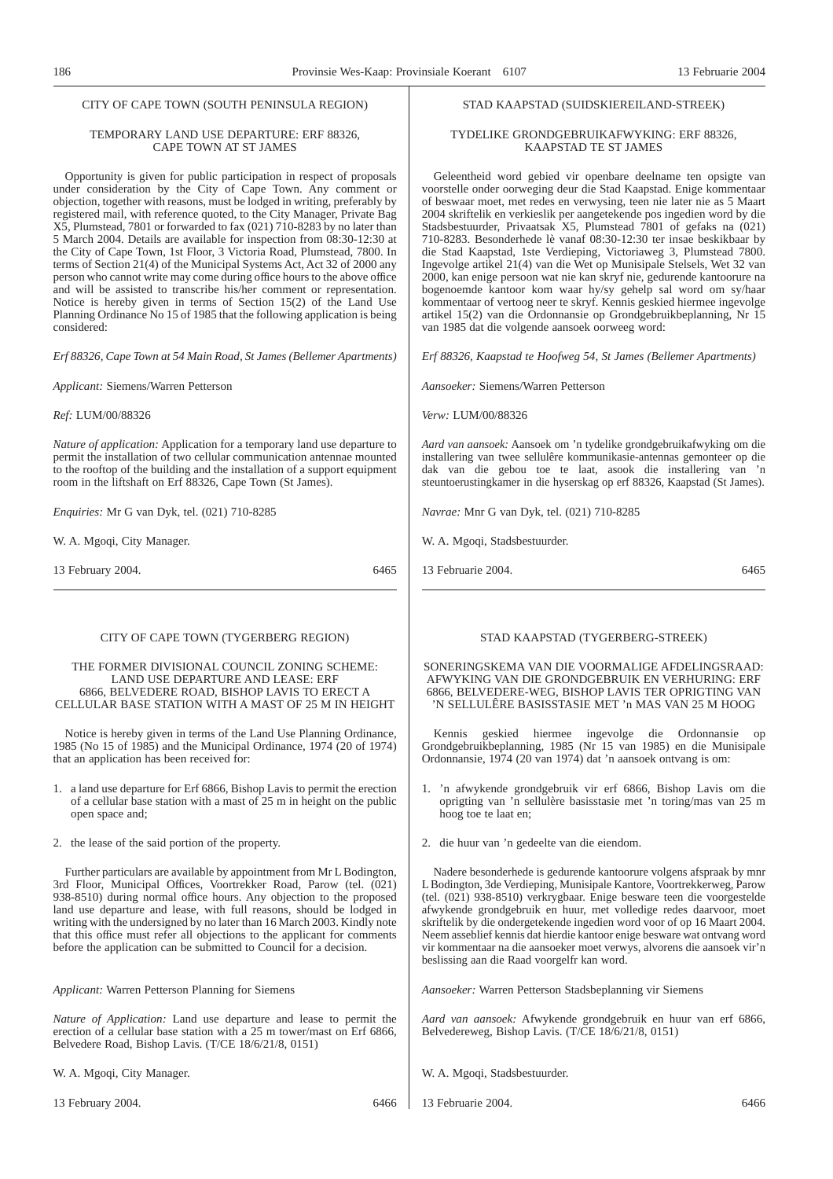CITY OF CAPE TOWN (SOUTH PENINSULA REGION)

TEMPORARY LAND USE DEPARTURE: ERF 88326, CAPE TOWN AT ST JAMES

Opportunity is given for public participation in respect of proposals under consideration by the City of Cape Town. Any comment or objection, together with reasons, must be lodged in writing, preferably by registered mail, with reference quoted, to the City Manager, Private Bag X5, Plumstead, 7801 or forwarded to fax (021) 710-8283 by no later than 5 March 2004. Details are available for inspection from 08:30-12:30 at the City of Cape Town, 1st Floor, 3 Victoria Road, Plumstead, 7800. In terms of Section 21(4) of the Municipal Systems Act, Act 32 of 2000 any person who cannot write may come during office hours to the above office and will be assisted to transcribe his/her comment or representation. Notice is hereby given in terms of Section 15(2) of the Land Use Planning Ordinance No 15 of 1985 that the following application is being considered:

*Erf 88326, Cape Town at 54 Main Road, St James (Bellemer Apartments)*

*Applicant:* Siemens/Warren Petterson

*Ref:* LUM/00/88326

*Nature of application:* Application for a temporary land use departure to permit the installation of two cellular communication antennae mounted to the rooftop of the building and the installation of a support equipment room in the liftshaft on Erf 88326, Cape Town (St James).

*Enquiries:* Mr G van Dyk, tel. (021) 710-8285

W. A. Mgoqi, City Manager.

13 February 2004. 6465

---

STAD KAAPSTAD (SUIDSKIEREILAND-STREEK)

TYDELIKE GRONDGEBRUIKAFWYKING: ERF 88326, KAAPSTAD TE ST JAMES

Geleentheid word gebied vir openbare deelname ten opsigte van voorstelle onder oorweging deur die Stad Kaapstad. Enige kommentaar of beswaar moet, met redes en verwysing, teen nie later nie as 5 Maart 2004 skriftelik en verkieslik per aangetekende pos ingedien word by die Stadsbestuurder, Privaatsak X5, Plumstead 7801 of gefaks na (021) 710-8283. Besonderhede lè vanaf 08:30-12:30 ter insae beskikbaar by die Stad Kaapstad, 1ste Verdieping, Victoriaweg 3, Plumstead 7800. Ingevolge artikel 21(4) van die Wet op Munisipale Stelsels, Wet 32 van 2000, kan enige persoon wat nie kan skryf nie, gedurende kantoorure na bogenoemde kantoor kom waar hy/sy gehelp sal word om sy/haar kommentaar of vertoog neer te skryf. Kennis geskied hiermee ingevolge artikel 15(2) van die Ordonnansie op Grondgebruikbeplanning, Nr 15 van 1985 dat die volgende aansoek oorweeg word:

*Erf 88326, Kaapstad te Hoofweg 54, St James (Bellemer Apartments)*

*Aansoeker:* Siemens/Warren Petterson

*Verw:* LUM/00/88326

*Aard van aansoek:* Aansoek om 'n tydelike grondgebruikafwyking om die installering van twee sellulêre kommunikasie-antennas gemonteer op die dak van die gebou toe te laat, asook die installering van 'n steuntoerustingkamer in die hyserskag op erf 88326, Kaapstad (St James).

*Navrae:* Mnr G van Dyk, tel. (021) 710-8285

W. A. Mgoqi, Stadsbestuurder.

13 Februarie 2004. 6465

---

CITY OF CAPE TOWN (TYGERBERG REGION)

THE FORMER DIVISIONAL COUNCIL ZONING SCHEME: LAND USE DEPARTURE AND LEASE: ERF 6866, BELVEDERE ROAD, BISHOP LAVIS TO ERECT A CELLULAR BASE STATION WITH A MAST OF 25 M IN HEIGHT

Notice is hereby given in terms of the Land Use Planning Ordinance, 1985 (No 15 of 1985) and the Municipal Ordinance, 1974 (20 of 1974) that an application has been received for:

1. a land use departure for Erf 6866, Bishop Lavis to permit the erection of a cellular base station with a mast of 25 m in height on the public open space and;

2. the lease of the said portion of the property.

Further particulars are available by appointment from Mr L Bodington, 3rd Floor, Municipal Offices, Voortrekker Road, Parow (tel. (021) 938-8510) during normal office hours. Any objection to the proposed land use departure and lease, with full reasons, should be lodged in writing with the undersigned by no later than 16 March 2003. Kindly note that this office must refer all objections to the applicant for comments before the application can be submitted to Council for a decision.

*Applicant:* Warren Petterson Planning for Siemens

*Nature of Application:* Land use departure and lease to permit the erection of a cellular base station with a 25 m tower/mast on Erf 6866, Belvedere Road, Bishop Lavis. (T/CE 18/6/21/8, 0151)

W. A. Mgoqi, City Manager.

13 February 2004. 6466

---

STAD KAAPSTAD (TYGERBERG-STREEK)

SONERINGSKEMA VAN DIE VOORMALIGE AFDELINGSRAAD: AFWYKING VAN DIE GRONDGEBRUIK EN VERHURING: ERF 6866, BELVEDERE-WEG, BISHOP LAVIS TER OPRIGTING VAN 'N SELLULÊRE BASISSTASIE MET 'N MAS VAN 25 M HOOG

Kennis geskied hiermee ingevolge die Ordonnansie op Grondgebruikbeplanning, 1985 (Nr 15 van 1985) en die Munisipale Ordonnansie, 1974 (20 van 1974) dat 'n aansoek ontvang is om:

1. 'n afwykende grondgebruik vir erf 6866, Bishop Lavis om die oprigting van 'n sellulère basisstasie met 'n toring/mas van 25 m hoog toe te laat en;

2. die huur van 'n gedeelte van die eiendom.

Nadere besonderhede is gedurende kantoorure volgens afspraak by mnr L Bodington, 3de Verdieping, Munisipale Kantore, Voortrekkerweg, Parow (tel. (021) 938-8510) verkrygbaar. Enige besware teen die voorgestelde afwykende grondgebruik en huur, met volledige redes daarvoor, moet skriftelik by die ondergetekende ingedien word voor of op 16 Maart 2004. Neem asseblief kennis dat hierdie kantoor enige besware wat ontvang word vir kommentaar na die aansoeker moet verwys, alvorens die aansoek vir'n beslissing aan die Raad voorgelfr kan word.

*Aansoeker:* Warren Petterson Stadsbeplanning vir Siemens

*Aard van aansoek:* Afwykende grondgebruik en huur van erf 6866, Belvedereweg, Bishop Lavis. (T/CE 18/6/21/8, 0151)

W. A. Mgoqi, Stadsbestuurder.

13 Februarie 2004. 6466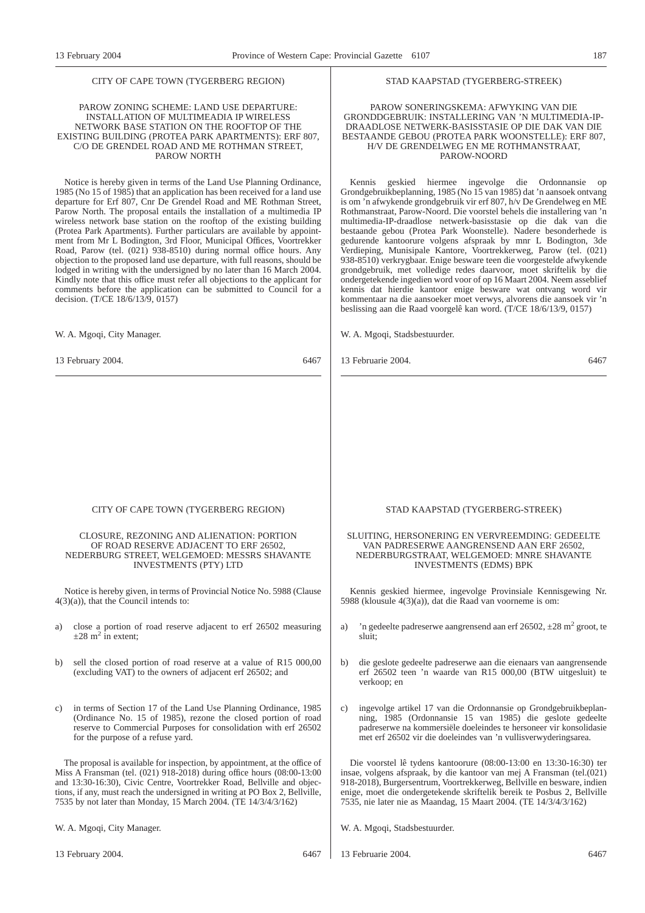## CITY OF CAPE TOWN (TYGERBERG REGION)

### PAROW ZONING SCHEME: LAND USE DEPARTURE: INSTALLATION OF MULTIMEADIA IP WIRELESS NETWORK BASE STATION ON THE ROOFTOP OF THE EXISTING BUILDING (PROTEA PARK APARTMENTS): ERF 807, C/O DE GRENDEL ROAD AND ME ROTHMAN STREET, PAROW NORTH

Notice is hereby given in terms of the Land Use Planning Ordinance, 1985 (No 15 of 1985) that an application has been received for a land use departure for Erf 807, Cnr De Grendel Road and ME Rothman Street, Parow North. The proposal entails the installation of a multimedia IP wireless network base station on the rooftop of the existing building (Protea Park Apartments). Further particulars are available by appointment from Mr L Bodington, 3rd Floor, Municipal Offices, Voortrekker Road, Parow (tel. (021) 938-8510) during normal office hours. Any objection to the proposed land use departure, with full reasons, should be lodged in writing with the undersigned by no later than 16 March 2004. Kindly note that this office must refer all objections to the applicant for comments before the application can be submitted to Council for a decision. (T/CE 18/6/13/9, 0157)

W. A. Mgoqi, City Manager.

13 February 2004. 6467

---

## STAD KAAPSTAD (TYGERBERG-STREEK)

### PAROW SONERINGSKEMA: AFWYKING VAN DIE GRONDDGEBRUIK: INSTALLERING VAN 'N MULTIMEDIA-IP-DRAADLOSE NETWERK-BASISSTASIE OP DIE DAK VAN DIE BESTAANDE GEBOU (PROTEA PARK WOONSTELLE): ERF 807, H/V DE GRENDELWEG EN ME ROTHMANSTRAAT, PAROW-NOORD

Kennis geskied hiermee ingevolge die Ordonnansie op Grondgebruikbeplanning, 1985 (No 15 van 1985) dat 'n aansoek ontvang is om 'n afwykende grondgebruik vir erf 807, h/v De Grendelweg en ME Rothmanstraat, Parow-Noord. Die voorstel behels die installering van 'n multimedia-IP-draadlose netwerk-basisstasie op die dak van die bestaande gebou (Protea Park Woonstelle). Nadere besonderhede is gedurende kantoorure volgens afspraak by mnr L Bodington, 3de Verdieping, Munisipale Kantore, Voortrekkerweg, Parow (tel. (021) 938-8510) verkrygbaar. Enige besware teen die voorgestelde afwykende grondgebruik, met volledige redes daarvoor, moet skriftelik by die ondergetekende ingedien word voor of op 16 Maart 2004. Neem asseblief kennis dat hierdie kantoor enige besware wat ontvang word vir kommentaar na die aansoeker moet verwys, alvorens die aansoek vir 'n beslissing aan die Raad voorgelê kan word. (T/CE 18/6/13/9, 0157)

W. A. Mgoqi, Stadsbestuurder.

13 Februarie 2004. 6467

---

## CITY OF CAPE TOWN (TYGERBERG REGION)

### CLOSURE, REZONING AND ALIENATION: PORTION OF ROAD RESERVE ADJACENT TO ERF 26502, NEDERBURG STREET, WELGEMOED: MESSRS SHAVANTE INVESTMENTS (PTY) LTD

Notice is hereby given, in terms of Provincial Notice No. 5988 (Clause 4(3)(a)), that the Council intends to:

a) close a portion of road reserve adjacent to erf 26502 measuring ±28 m$^2$ in extent;

b) sell the closed portion of road reserve at a value of R15 000,00 (excluding VAT) to the owners of adjacent erf 26502; and

c) in terms of Section 17 of the Land Use Planning Ordinance, 1985 (Ordinance No. 15 of 1985), rezone the closed portion of road reserve to Commercial Purposes for consolidation with erf 26502 for the purpose of a refuse yard.

The proposal is available for inspection, by appointment, at the office of Miss A Fransman (tel. (021) 918-2018) during office hours (08:00-13:00 and 13:30-16:30), Civic Centre, Voortrekker Road, Bellville and objections, if any, must reach the undersigned in writing at PO Box 2, Bellville, 7535 by not later than Monday, 15 March 2004. (TE 14/3/4/3/162)

W. A. Mgoqi, City Manager.

13 February 2004. 6467

---

## STAD KAAPSTAD (TYGERBERG-STREEK)

### SLUITING, HERSONERING EN VERVREEMDING: GEDEELTE VAN PADRESERWE AANGRENSEND AAN ERF 26502, NEDERBURGSTRAAT, WELGEMOED: MNRE SHAVANTE INVESTMENTS (EDMS) BPK

Kennis geskied hiermee, ingevolge Provinsiale Kennisgewing Nr. 5988 (klousule 4(3)(a)), dat die Raad van voorneme is om:

a) 'n gedeelte padreserwe aangrensend aan erf 26502, ±28 m$^2$ groot, te sluit;

b) die geslote gedeelte padreserwe aan die eienaars van aangrensende erf 26502 teen 'n waarde van R15 000,00 (BTW uitgesluit) te verkoop; en

c) ingevolge artikel 17 van die Ordonnansie op Grondgebruikbeplanning, 1985 (Ordonnansie 15 van 1985) die geslote gedeelte padreserwe na kommersiële doeleindes te hersoneer vir konsolidasie met erf 26502 vir die doeleindes van 'n vullisverwyderingsarea.

Die voorstel lê tydens kantoorure (08:00-13:00 en 13:30-16:30) ter insae, volgens afspraak, by die kantoor van mej A Fransman (tel.(021) 918-2018), Burgersentrum, Voortrekkerweg, Bellville en besware, indien enige, moet die ondergetekende skriftelik bereik te Posbus 2, Bellville 7535, nie later nie as Maandag, 15 Maart 2004. (TE 14/3/4/3/162)

W. A. Mgoqi, Stadsbestuurder.

13 Februarie 2004. 6467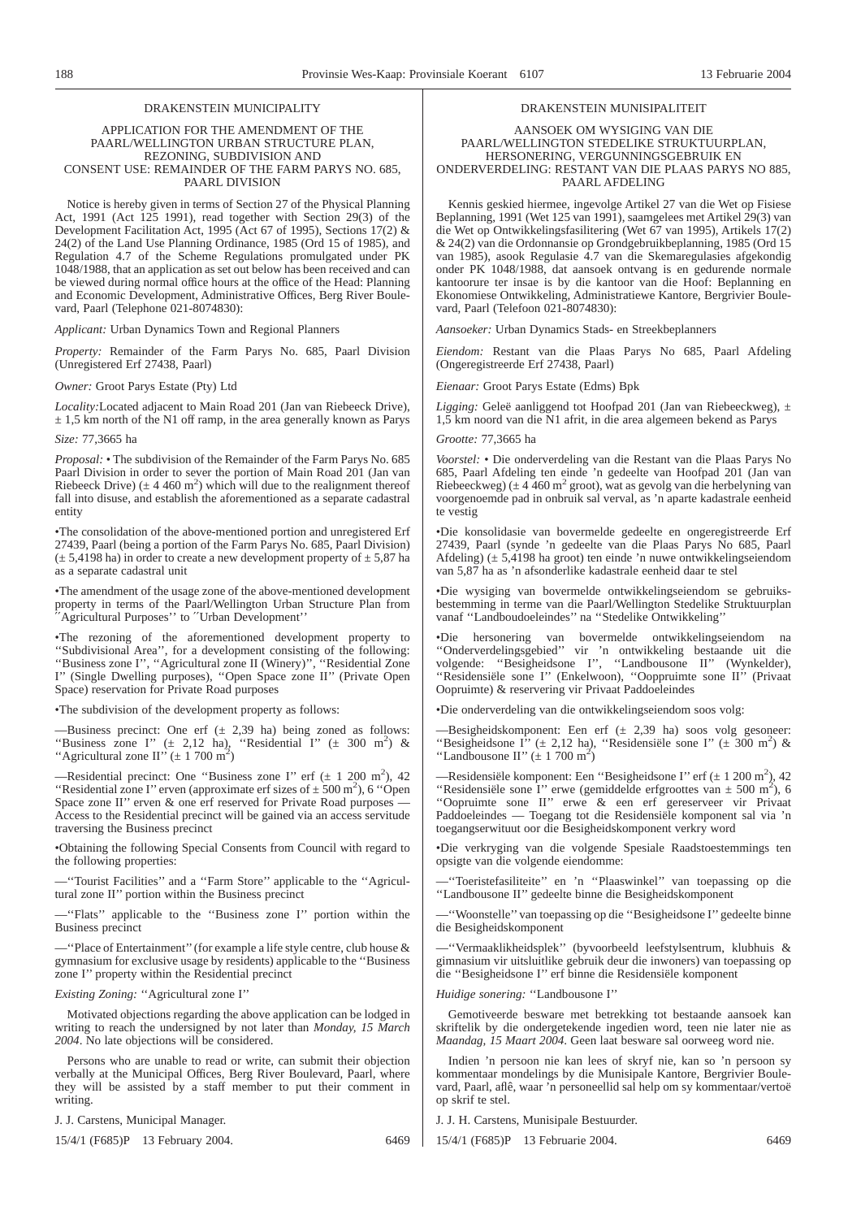## DRAKENSTEIN MUNICIPALITY

### APPLICATION FOR THE AMENDMENT OF THE PAARL/WELLINGTON URBAN STRUCTURE PLAN, REZONING, SUBDIVISION AND CONSENT USE: REMAINDER OF THE FARM PARYS NO. 685, PAARL DIVISION

Notice is hereby given in terms of Section 27 of the Physical Planning Act, 1991 (Act 125 1991), read together with Section 29(3) of the Development Facilitation Act, 1995 (Act 67 of 1995), Sections 17(2) & 24(2) of the Land Use Planning Ordinance, 1985 (Ord 15 of 1985), and Regulation 4.7 of the Scheme Regulations promulgated under PK 1048/1988, that an application as set out below has been received and can be viewed during normal office hours at the office of the Head: Planning and Economic Development, Administrative Offices, Berg River Boulevard, Paarl (Telephone 021-8074830):

*Applicant:* Urban Dynamics Town and Regional Planners

*Property:* Remainder of the Farm Parys No. 685, Paarl Division (Unregistered Erf 27438, Paarl)

*Owner:* Groot Parys Estate (Pty) Ltd

*Locality:* Located adjacent to Main Road 201 (Jan van Riebeeck Drive), ± 1,5 km north of the N1 off ramp, in the area generally known as Parys

*Size:* 77,3665 ha

*Proposal:* • The subdivision of the Remainder of the Farm Parys No. 685 Paarl Division in order to sever the portion of Main Road 201 (Jan van Riebeeck Drive) (± 4 460 $m^2$) which will due to the realignment thereof fall into disuse, and establish the aforementioned as a separate cadastral entity

•The consolidation of the above-mentioned portion and unregistered Erf 27439, Paarl (being a portion of the Farm Parys No. 685, Paarl Division) (± 5,4198 ha) in order to create a new development property of ± 5,87 ha as a separate cadastral unit

•The amendment of the usage zone of the above-mentioned development property in terms of the Paarl/Wellington Urban Structure Plan from ''Agricultural Purposes'' to ''Urban Development''

•The rezoning of the aforementioned development property to ''Subdivisional Area'', for a development consisting of the following: ''Business zone I'', ''Agricultural zone II (Winery)'', ''Residential Zone I'' (Single Dwelling purposes), ''Open Space zone II'' (Private Open Space) reservation for Private Road purposes

•The subdivision of the development property as follows:

—Business precinct: One erf (± 2,39 ha) being zoned as follows: ''Business zone I'' (± 2,12 ha), ''Residential I'' (± 300 $m^2$) & ''Agricultural zone II'' (± 1 700 $m^2$)

—Residential precinct: One ''Business zone I'' erf (± 1 200 $m^2$), 42 ''Residential zone I'' erven (approximate erf sizes of ± 500 $m^2$), 6 ''Open Space zone II'' erven & one erf reserved for Private Road purposes — Access to the Residential precinct will be gained via an access servitude traversing the Business precinct

•Obtaining the following Special Consents from Council with regard to the following properties:

—''Tourist Facilities'' and a ''Farm Store'' applicable to the ''Agricultural zone II'' portion within the Business precinct

—''Flats'' applicable to the ''Business zone I'' portion within the Business precinct

—''Place of Entertainment'' (for example a life style centre, club house & gymnasium for exclusive usage by residents) applicable to the ''Business zone I'' property within the Residential precinct

*Existing Zoning:* ''Agricultural zone I''

Motivated objections regarding the above application can be lodged in writing to reach the undersigned by not later than *Monday, 15 March 2004*. No late objections will be considered.

Persons who are unable to read or write, can submit their objection verbally at the Municipal Offices, Berg River Boulevard, Paarl, where they will be assisted by a staff member to put their comment in writing.

J. J. Carstens, Municipal Manager.

15/4/1 (F685)P 13 February 2004. 6469

## DRAKENSTEIN MUNISIPALITEIT

### AANSOEK OM WYSIGING VAN DIE PAARL/WELLINGTON STEDELIKE STRUKTUURPLAN, HERSONERING, VERGUNNINGSGEBRUIK EN ONDERVERDELING: RESTANT VAN DIE PLAAS PARYS NO 885, PAARL AFDELING

Kennis geskied hiermee, ingevolge Artikel 27 van die Wet op Fisiese Beplanning, 1991 (Wet 125 van 1991), saamgelees met Artikel 29(3) van die Wet op Ontwikkelingsfasilitering (Wet 67 van 1995), Artikels 17(2) & 24(2) van die Ordonnansie op Grondgebruikbeplanning, 1985 (Ord 15 van 1985), asook Regulasie 4.7 van die Skemaregulasies afgekondig onder PK 1048/1988, dat aansoek ontvang is en gedurende normale kantoorure ter insae is by die kantoor van die Hoof: Beplanning en Ekonomiese Ontwikkeling, Administratiewe Kantore, Bergrivier Boulevard, Paarl (Telefoon 021-8074830):

*Aansoeker:* Urban Dynamics Stads- en Streekbeplanners

*Eiendom:* Restant van die Plaas Parys No 685, Paarl Afdeling (Ongeregistreerde Erf 27438, Paarl)

*Eienaar:* Groot Parys Estate (Edms) Bpk

*Ligging:* Geleë aanliggend tot Hoofpad 201 (Jan van Riebeeckweg), ± 1,5 km noord van die N1 afrit, in die area algemeen bekend as Parys

*Grootte:* 77,3665 ha

*Voorstel:* • Die onderverdeling van die Restant van die Plaas Parys No 685, Paarl Afdeling ten einde 'n gedeelte van Hoofpad 201 (Jan van Riebeeckweg) (± 4 460 $m^2$ groot), wat as gevolg van die herbelyning van voorgenoemde pad in onbruik sal verval, as 'n aparte kadastrale eenheid te vestig

•Die konsolidasie van bovermelde gedeelte en ongeregistreerde Erf 27439, Paarl (synde 'n gedeelte van die Plaas Parys No 685, Paarl Afdeling) (± 5,4198 ha groot) ten einde 'n nuwe ontwikkelingseiendom van 5,87 ha as 'n afsonderlike kadastrale eenheid daar te stel

•Die wysiging van bovermelde ontwikkelingseiendom se gebruiksbestemming in terme van die Paarl/Wellington Stedelike Struktuurplan vanaf ''Landboudoeleindes'' na ''Stedelike Ontwikkeling''

•Die hersonering van bovermelde ontwikkelingseiendom na ''Onderverdelingsgebied'' vir 'n ontwikkeling bestaande uit die volgende: ''Besigheidsone I'', ''Landbousone II'' (Wynkelder), ''Residensiële sone I'' (Enkelwoon), ''Oopruimte sone II'' (Privaat Oopruimte) & reservering vir Privaat Paddoeleindes

•Die onderverdeling van die ontwikkelingseiendom soos volg:

—Besigheidskomponent: Een erf (± 2,39 ha) soos volg gesoneer: ''Besigheidsone I'' (± 2,12 ha), ''Residensiële sone I'' (± 300 $m^2$) & ''Landbousone II'' (± 1 700 $m^2$)

—Residensiële komponent: Een ''Besigheidsone I'' erf (± 1 200 $m^2$), 42 ''Residensiële sone I'' erwe (gemiddelde erfgroottes van ± 500 $m^2$), 6 ''Oopruimte sone II'' erwe & een erf gereserveer vir Privaat Paddoeleindes — Toegang tot die Residensiële komponent sal via 'n toegangserwituut oor die Besigheidskomponent verkry word

•Die verkryging van die volgende Spesiale Raadstoestemmings ten opsigte van die volgende eiendomme:

—''Toeristefasiliteite'' en 'n ''Plaaswinkel'' van toepassing op die ''Landbousone II'' gedeelte binne die Besigheidskomponent

—''Woonstelle'' van toepassing op die ''Besigheidsone I'' gedeelte binne die Besigheidskomponent

—''Vermaaklikheidsplek'' (byvoorbeeld leefstylsentrum, klubhuis & gimnasium vir uitsluitlike gebruik deur die inwoners) van toepassing op die ''Besigheidsone I'' erf binne die Residensiële komponent

*Huidige sonering:* ''Landbousone I''

Gemotiveerde besware met betrekking tot bestaande aansoek kan skriftelik by die ondergetekende ingedien word, teen nie later nie as *Maandag, 15 Maart 2004*. Geen laat besware sal oorweeg word nie.

Indien 'n persoon nie kan lees of skryf nie, kan so 'n persoon sy kommentaar mondelings by die Munisipale Kantore, Bergrivier Boulevard, Paarl, aflê, waar 'n personeellid sal help om sy kommentaar/vertoë op skrif te stel.

J. J. H. Carstens, Munisipale Bestuurder.

15/4/1 (F685)P 13 Februarie 2004. 6469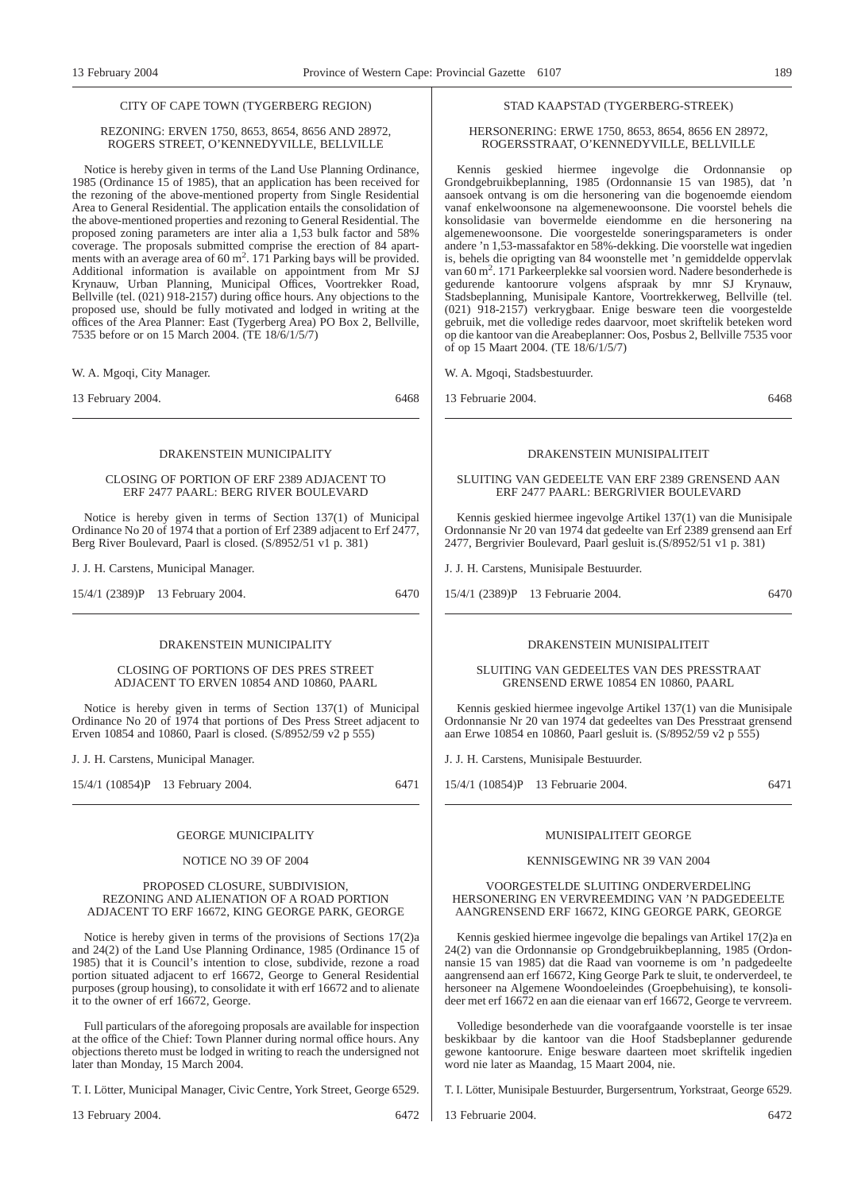CITY OF CAPE TOWN (TYGERBERG REGION)

REZONING: ERVEN 1750, 8653, 8654, 8656 AND 28972, ROGERS STREET, O'KENNEDYVILLE, BELLVILLE

Notice is hereby given in terms of the Land Use Planning Ordinance, 1985 (Ordinance 15 of 1985), that an application has been received for the rezoning of the above-mentioned property from Single Residential Area to General Residential. The application entails the consolidation of the above-mentioned properties and rezoning to General Residential. The proposed zoning parameters are inter alia a 1,53 bulk factor and 58% coverage. The proposals submitted comprise the erection of 84 apartments with an average area of 60 m$^2$. 171 Parking bays will be provided. Additional information is available on appointment from Mr SJ Krynauw, Urban Planning, Municipal Offices, Voortrekker Road, Bellville (tel. (021) 918-2157) during office hours. Any objections to the proposed use, should be fully motivated and lodged in writing at the offices of the Area Planner: East (Tygerberg Area) PO Box 2, Bellville, 7535 before or on 15 March 2004. (TE 18/6/1/5/7)

W. A. Mgoqi, City Manager.

13 February 2004. 6468

---

STAD KAAPSTAD (TYGERBERG-STREEK)

HERSONERING: ERWE 1750, 8653, 8654, 8656 EN 28972, ROGERSSTRAAT, O'KENNEDYVILLE, BELLVILLE

Kennis geskied hiermee ingevolge die Ordonnansie op Grondgebruikbeplanning, 1985 (Ordonnansie 15 van 1985), dat 'n aansoek ontvang is om die hersonering van die bogenoemde eiendom vanaf enkelwoonsone na algemenewoonsone. Die voorstel behels die konsolidasie van bovermelde eiendomme en die hersonering na algemenewoonsone. Die voorgestelde soneringsparameters is onder andere 'n 1,53-massafaktor en 58%-dekking. Die voorstelle wat ingedien is, behels die oprigting van 84 woonstelle met 'n gemiddelde oppervlak van 60 m$^2$. 171 Parkeerplekke sal voorsien word. Nadere besonderhede is gedurende kantoorure volgens afspraak by mnr SJ Krynauw, Stadsbeplanning, Munisipale Kantore, Voortrekkerweg, Bellville (tel. (021) 918-2157) verkrygbaar. Enige besware teen die voorgestelde gebruik, met die volledige redes daarvoor, moet skriftelik beteken word op die kantoor van die Areabeplanner: Oos, Posbus 2, Bellville 7535 voor of op 15 Maart 2004. (TE 18/6/1/5/7)

W. A. Mgoqi, Stadsbestuurder.

13 Februarie 2004. 6468

---

DRAKENSTEIN MUNICIPALITY

CLOSING OF PORTION OF ERF 2389 ADJACENT TO ERF 2477 PAARL: BERG RIVER BOULEVARD

Notice is hereby given in terms of Section 137(1) of Municipal Ordinance No 20 of 1974 that a portion of Erf 2389 adjacent to Erf 2477, Berg River Boulevard, Paarl is closed. (S/8952/51 v1 p. 381)

J. J. H. Carstens, Municipal Manager.

15/4/1 (2389)P 13 February 2004. 6470

---

DRAKENSTEIN MUNISIPALITEIT

SLUITING VAN GEDEELTE VAN ERF 2389 GRENSEND AAN ERF 2477 PAARL: BERGRIVIER BOULEVARD

Kennis geskied hiermee ingevolge Artikel 137(1) van die Munisipale Ordonnansie Nr 20 van 1974 dat gedeelte van Erf 2389 grensend aan Erf 2477, Bergrivier Boulevard, Paarl gesluit is.(S/8952/51 v1 p. 381)

J. J. H. Carstens, Munisipale Bestuurder.

15/4/1 (2389)P 13 Februarie 2004. 6470

---

DRAKENSTEIN MUNICIPALITY

CLOSING OF PORTIONS OF DES PRES STREET ADJACENT TO ERVEN 10854 AND 10860, PAARL

Notice is hereby given in terms of Section 137(1) of Municipal Ordinance No 20 of 1974 that portions of Des Press Street adjacent to Erven 10854 and 10860, Paarl is closed. (S/8952/59 v2 p 555)

J. J. H. Carstens, Municipal Manager.

15/4/1 (10854)P 13 February 2004. 6471

---

DRAKENSTEIN MUNISIPALITEIT

SLUITING VAN GEDEELTES VAN DES PRESSTRAAT GRENSEND ERWE 10854 EN 10860, PAARL

Kennis geskied hiermee ingevolge Artikel 137(1) van die Munisipale Ordonnansie Nr 20 van 1974 dat gedeeltes van Des Presstraat grensend aan Erwe 10854 en 10860, Paarl gesluit is. (S/8952/59 v2 p 555)

J. J. H. Carstens, Munisipale Bestuurder.

15/4/1 (10854)P 13 Februarie 2004. 6471

---

GEORGE MUNICIPALITY

NOTICE NO 39 OF 2004

PROPOSED CLOSURE, SUBDIVISION, REZONING AND ALIENATION OF A ROAD PORTION ADJACENT TO ERF 16672, KING GEORGE PARK, GEORGE

Notice is hereby given in terms of the provisions of Sections 17(2)a and 24(2) of the Land Use Planning Ordinance, 1985 (Ordinance 15 of 1985) that it is Council's intention to close, subdivide, rezone a road portion situated adjacent to erf 16672, George to General Residential purposes (group housing), to consolidate it with erf 16672 and to alienate it to the owner of erf 16672, George.

Full particulars of the aforegoing proposals are available for inspection at the office of the Chief: Town Planner during normal office hours. Any objections thereto must be lodged in writing to reach the undersigned not later than Monday, 15 March 2004.

T. I. Lötter, Municipal Manager, Civic Centre, York Street, George 6529.

13 February 2004. 6472

---

MUNISIPALITEIT GEORGE

KENNISGEWING NR 39 VAN 2004

VOORGESTELDE SLUITING ONDERVERDELING HERSONERING EN VERVREEMDING VAN 'N PADGEDEELTE AANGRENSEND ERF 16672, KING GEORGE PARK, GEORGE

Kennis geskied hiermee ingevolge die bepalings van Artikel 17(2)a en 24(2) van die Ordonnansie op Grondgebruikbeplanning, 1985 (Ordonnansie 15 van 1985) dat die Raad van voorneme is om 'n padgedeelte aangrensend aan erf 16672, King George Park te sluit, te onderverdeel, te hersoneer na Algemene Woondoeleindes (Groepbehuising), te konsolideer met erf 16672 en aan die eienaar van erf 16672, George te vervreem.

Volledige besonderhede van die voorafgaande voorstelle is ter insae beskikbaar by die kantoor van die Hoof Stadsbeplanner gedurende gewone kantoorure. Enige besware daarteen moet skriftelik ingedien word nie later as Maandag, 15 Maart 2004, nie.

T. I. Lötter, Munisipale Bestuurder, Burgersentrum, Yorkstraat, George 6529.

13 Februarie 2004. 6472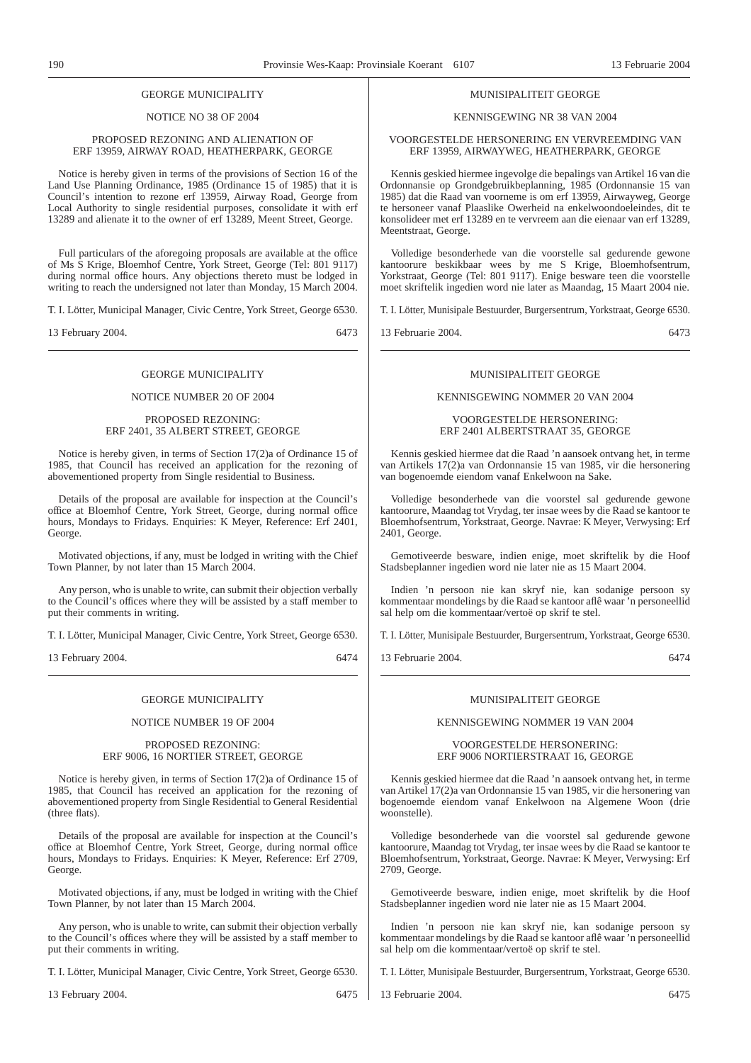GEORGE MUNICIPALITY

NOTICE NO 38 OF 2004

PROPOSED REZONING AND ALIENATION OF ERF 13959, AIRWAY ROAD, HEATHERPARK, GEORGE

Notice is hereby given in terms of the provisions of Section 16 of the Land Use Planning Ordinance, 1985 (Ordinance 15 of 1985) that it is Council's intention to rezone erf 13959, Airway Road, George from Local Authority to single residential purposes, consolidate it with erf 13289 and alienate it to the owner of erf 13289, Meent Street, George.

Full particulars of the aforegoing proposals are available at the office of Ms S Krige, Bloemhof Centre, York Street, George (Tel: 801 9117) during normal office hours. Any objections thereto must be lodged in writing to reach the undersigned not later than Monday, 15 March 2004.

T. I. Lötter, Municipal Manager, Civic Centre, York Street, George 6530.

13 February 2004. 6473

---

MUNISIPALITEIT GEORGE

KENNISGEWING NR 38 VAN 2004

VOORGESTELDE HERSONERING EN VERVREEMDING VAN ERF 13959, AIRWAYWEG, HEATHERPARK, GEORGE

Kennis geskied hiermee ingevolge die bepalings van Artikel 16 van die Ordonnansie op Grondgebruikbeplanning, 1985 (Ordonnansie 15 van 1985) dat die Raad van voorneme is om erf 13959, Airwayweg, George te hersoneer vanaf Plaaslike Owerheid na enkelwoondoeleindes, dit te konsolideer met erf 13289 en te vervreem aan die eienaar van erf 13289, Meentstraat, George.

Volledige besonderhede van die voorstelle sal gedurende gewone kantoorure beskikbaar wees by me S Krige, Bloemhofsentrum, Yorkstraat, George (Tel: 801 9117). Enige besware teen die voorstelle moet skriftelik ingedien word nie later as Maandag, 15 Maart 2004 nie.

T. I. Lötter, Munisipale Bestuurder, Burgersentrum, Yorkstraat, George 6530.

13 Februarie 2004. 6473

---

GEORGE MUNICIPALITY

NOTICE NUMBER 20 OF 2004

PROPOSED REZONING: ERF 2401, 35 ALBERT STREET, GEORGE

Notice is hereby given, in terms of Section 17(2)a of Ordinance 15 of 1985, that Council has received an application for the rezoning of abovementioned property from Single residential to Business.

Details of the proposal are available for inspection at the Council's office at Bloemhof Centre, York Street, George, during normal office hours, Mondays to Fridays. Enquiries: K Meyer, Reference: Erf 2401, George.

Motivated objections, if any, must be lodged in writing with the Chief Town Planner, by not later than 15 March 2004.

Any person, who is unable to write, can submit their objection verbally to the Council's offices where they will be assisted by a staff member to put their comments in writing.

T. I. Lötter, Municipal Manager, Civic Centre, York Street, George 6530.

13 February 2004. 6474

---

MUNISIPALITEIT GEORGE

KENNISGEWING NOMMER 20 VAN 2004

VOORGESTELDE HERSONERING: ERF 2401 ALBERTSTRAAT 35, GEORGE

Kennis geskied hiermee dat die Raad 'n aansoek ontvang het, in terme van Artikels 17(2)a van Ordonnansie 15 van 1985, vir die hersonering van bogenoemde eiendom vanaf Enkelwoon na Sake.

Volledige besonderhede van die voorstel sal gedurende gewone kantoorure, Maandag tot Vrydag, ter insae wees by die Raad se kantoor te Bloemhofsentrum, Yorkstraat, George. Navrae: K Meyer, Verwysing: Erf 2401, George.

Gemotiveerde besware, indien enige, moet skriftelik by die Hoof Stadsbeplanner ingedien word nie later nie as 15 Maart 2004.

Indien 'n persoon nie kan skryf nie, kan sodanige persoon sy kommentaar mondelings by die Raad se kantoor aflê waar 'n personeellid sal help om die kommentaar/vertoë op skrif te stel.

T. I. Lötter, Munisipale Bestuurder, Burgersentrum, Yorkstraat, George 6530.

13 Februarie 2004. 6474

---

GEORGE MUNICIPALITY

NOTICE NUMBER 19 OF 2004

PROPOSED REZONING: ERF 9006, 16 NORTIER STREET, GEORGE

Notice is hereby given, in terms of Section 17(2)a of Ordinance 15 of 1985, that Council has received an application for the rezoning of abovementioned property from Single Residential to General Residential (three flats).

Details of the proposal are available for inspection at the Council's office at Bloemhof Centre, York Street, George, during normal office hours, Mondays to Fridays. Enquiries: K Meyer, Reference: Erf 2709, George.

Motivated objections, if any, must be lodged in writing with the Chief Town Planner, by not later than 15 March 2004.

Any person, who is unable to write, can submit their objection verbally to the Council's offices where they will be assisted by a staff member to put their comments in writing.

T. I. Lötter, Municipal Manager, Civic Centre, York Street, George 6530.

13 February 2004. 6475

---

MUNISIPALITEIT GEORGE

KENNISGEWING NOMMER 19 VAN 2004

VOORGESTELDE HERSONERING: ERF 9006 NORTIERSTRAAT 16, GEORGE

Kennis geskied hiermee dat die Raad 'n aansoek ontvang het, in terme van Artikel 17(2)a van Ordonnansie 15 van 1985, vir die hersonering van bogenoemde eiendom vanaf Enkelwoon na Algemene Woon (drie woonstelle).

Volledige besonderhede van die voorstel sal gedurende gewone kantoorure, Maandag tot Vrydag, ter insae wees by die Raad se kantoor te Bloemhofsentrum, Yorkstraat, George. Navrae: K Meyer, Verwysing: Erf 2709, George.

Gemotiveerde besware, indien enige, moet skriftelik by die Hoof Stadsbeplanner ingedien word nie later nie as 15 Maart 2004.

Indien 'n persoon nie kan skryf nie, kan sodanige persoon sy kommentaar mondelings by die Raad se kantoor aflê waar 'n personeellid sal help om die kommentaar/vertoë op skrif te stel.

T. I. Lötter, Munisipale Bestuurder, Burgersentrum, Yorkstraat, George 6530.

13 Februarie 2004. 6475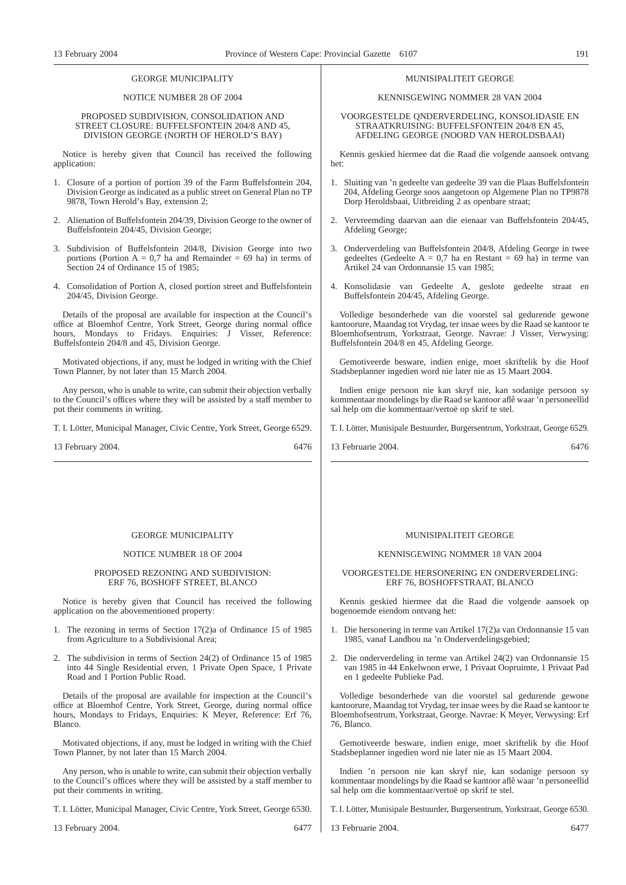GEORGE MUNICIPALITY

NOTICE NUMBER 28 OF 2004

PROPOSED SUBDIVISION, CONSOLIDATION AND STREET CLOSURE: BUFFELSFONTEIN 204/8 AND 45, DIVISION GEORGE (NORTH OF HEROLD'S BAY)

Notice is hereby given that Council has received the following application:

1. Closure of a portion of portion 39 of the Farm Buffelsfontein 204, Division George as indicated as a public street on General Plan no TP 9878, Town Herold's Bay, extension 2;
2. Alienation of Buffelsfontein 204/39, Division George to the owner of Buffelsfontein 204/45, Division George;
3. Subdivision of Buffelsfontein 204/8, Division George into two portions (Portion A = 0,7 ha and Remainder = 69 ha) in terms of Section 24 of Ordinance 15 of 1985;
4. Consolidation of Portion A, closed portion street and Buffelsfontein 204/45, Division George.

Details of the proposal are available for inspection at the Council's office at Bloemhof Centre, York Street, George during normal office hours, Mondays to Fridays. Enquiries: J Visser, Reference: Buffelsfontein 204/8 and 45, Division George.

Motivated objections, if any, must be lodged in writing with the Chief Town Planner, by not later than 15 March 2004.

Any person, who is unable to write, can submit their objection verbally to the Council's offices where they will be assisted by a staff member to put their comments in writing.

T. I. Lötter, Municipal Manager, Civic Centre, York Street, George 6529.

13 February 2004. 6476

---

MUNISIPALITEIT GEORGE

KENNISGEWING NOMMER 28 VAN 2004

VOORGESTELDE QNDERVERDELING, KONSOLIDASIE EN STRAATKRUISING: BUFFELSFONTEIN 204/8 EN 45, AFDELING GEORGE (NOORD VAN HEROLDSBAAI)

Kennis geskied hiermee dat die Raad die volgende aansoek ontvang het:

1. Sluiting van 'n gedeelte van gedeelte 39 van die Plaas Buffelsfontein 204, Afdeling George soos aangetoon op Algemene Plan no TP9878 Dorp Heroldsbaai, Uitbreiding 2 as openbare straat;
2. Vervreemding daarvan aan die eienaar van Buffelsfontein 204/45, Afdeling George;
3. Onderverdeling van Buffelsfontein 204/8, Afdeling George in twee gedeeltes (Gedeelte A = 0,7 ha en Restant = 69 ha) in terme van Artikel 24 van Ordonnansie 15 van 1985;
4. Konsolidasie van Gedeelte A, geslote gedeelte straat en Buffelsfontein 204/45, Afdeling George.

Volledige besonderhede van die voorstel sal gedurende gewone kantoorure, Maandag tot Vrydag, ter insae wees by die Raad se kantoor te Bloemhofsentrum, Yorkstraat, George. Navrae: J Visser, Verwysing: Buffelsfontein 204/8 en 45, Afdeling George.

Gemotiveerde besware, indien enige, moet skriftelik by die Hoof Stadsbeplanner ingedien word nie later nie as 15 Maart 2004.

Indien enige persoon nie kan skryf nie, kan sodanige persoon sy kommentaar mondelings by die Raad se kantoor aflê waar 'n personeellid sal help om die kommentaar/vertoë op skrif te stel.

T. I. Lötter, Munisipale Bestuurder, Burgersentrum, Yorkstraat, George 6529.

13 Februarie 2004. 6476

---

GEORGE MUNICIPALITY

NOTICE NUMBER 18 OF 2004

PROPOSED REZONING AND SUBDIVISION: ERF 76, BOSHOFF STREET, BLANCO

Notice is hereby given that Council has received the following application on the abovementioned property:

1. The rezoning in terms of Section 17(2)a of Ordinance 15 of 1985 from Agriculture to a Subdivisional Area;
2. The subdivision in terms of Section 24(2) of Ordinance 15 of 1985 into 44 Single Residential erven, 1 Private Open Space, 1 Private Road and 1 Portion Public Road.

Details of the proposal are available for inspection at the Council's office at Bloemhof Centre, York Street, George, during normal office hours, Mondays to Fridays, Enquiries: K Meyer, Reference: Erf 76, Blanco.

Motivated objections, if any, must be lodged in writing with the Chief Town Planner, by not later than 15 March 2004.

Any person, who is unable to write, can submit their objection verbally to the Council's offices where they will be assisted by a staff member to put their comments in writing.

T. I. Lötter, Municipal Manager, Civic Centre, York Street, George 6530.

13 February 2004. 6477

---

MUNISIPALITEIT GEORGE

KENNISGEWING NOMMER 18 VAN 2004

VOORGESTELDE HERSONERING EN ONDERVERDELING: ERF 76, BOSHOFFSTRAAT, BLANCO

Kennis geskied hiermee dat die Raad die volgende aansoek op bogenoemde eiendom ontvang het:

1. Die hersonering in terme van Artikel 17(2)a van Ordonnansie 15 van 1985, vanaf Landbou na 'n Onderverdelingsgebied;
2. Die onderverdeling in terme van Artikel 24(2) van Ordonnansie 15 van 1985 in 44 Enkelwoon erwe, 1 Privaat Oopruimte, 1 Privaat Pad en 1 gedeelte Publieke Pad.

Volledige besonderhede van die voorstel sal gedurende gewone kantoorure, Maandag tot Vrydag, ter insae wees by die Raad se kantoor te Bloemhofsentrum, Yorkstraat, George. Navrae: K Meyer, Verwysing: Erf 76, Blanco.

Gemotiveerde besware, indien enige, moet skriftelik by die Hoof Stadsbeplanner ingedien word nie later nie as 15 Maart 2004.

Indien 'n persoon nie kan skryf nie, kan sodanige persoon sy kommentaar mondelings by die Raad se kantoor aflê waar 'n personeellid sal help om die kommentaar/vertoë op skrif te stel.

T. I. Lötter, Munisipale Bestuurder, Burgersentrum, Yorkstraat, George 6530.

13 Februarie 2004. 6477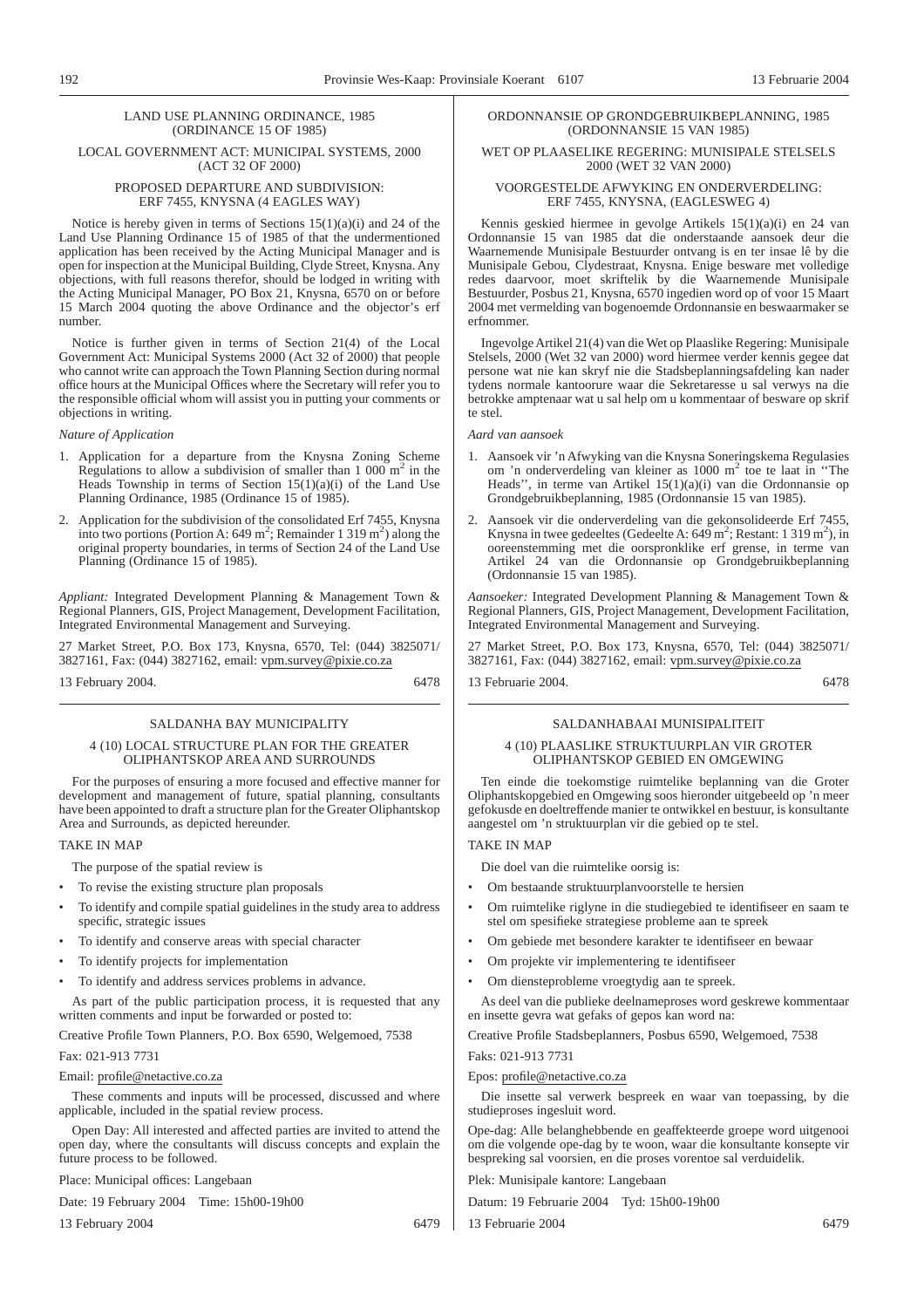LAND USE PLANNING ORDINANCE, 1985
(ORDINANCE 15 OF 1985)

LOCAL GOVERNMENT ACT: MUNICIPAL SYSTEMS, 2000
(ACT 32 OF 2000)

PROPOSED DEPARTURE AND SUBDIVISION:
ERF 7455, KNYSNA (4 EAGLES WAY)

Notice is hereby given in terms of Sections 15(1)(a)(i) and 24 of the Land Use Planning Ordinance 15 of 1985 of that the undermentioned application has been received by the Acting Municipal Manager and is open for inspection at the Municipal Building, Clyde Street, Knysna. Any objections, with full reasons therefor, should be lodged in writing with the Acting Municipal Manager, PO Box 21, Knysna, 6570 on or before 15 March 2004 quoting the above Ordinance and the objector's erf number.

Notice is further given in terms of Section 21(4) of the Local Government Act: Municipal Systems 2000 (Act 32 of 2000) that people who cannot write can approach the Town Planning Section during normal office hours at the Municipal Offices where the Secretary will refer you to the responsible official whom will assist you in putting your comments or objections in writing.

*Nature of Application*

1. Application for a departure from the Knysna Zoning Scheme Regulations to allow a subdivision of smaller than 1 000 $m^2$ in the Heads Township in terms of Section 15(1)(a)(i) of the Land Use Planning Ordinance, 1985 (Ordinance 15 of 1985).
2. Application for the subdivision of the consolidated Erf 7455, Knysna into two portions (Portion A: 649 $m^2$; Remainder 1 319 $m^2$) along the original property boundaries, in terms of Section 24 of the Land Use Planning (Ordinance 15 of 1985).

*Appliant:* Integrated Development Planning & Management Town & Regional Planners, GIS, Project Management, Development Facilitation, Integrated Environmental Management and Surveying.

27 Market Street, P.O. Box 173, Knysna, 6570, Tel: (044) 3825071/ 3827161, Fax: (044) 3827162, email: vpm.survey@pixie.co.za

13 February 2004. 6478

---

ORDONNANSIE OP GRONDGEBRUIKBEPLANNING, 1985
(ORDONNANSIE 15 VAN 1985)

WET OP PLAASELIKE REGERING: MUNISIPALE STELSELS
2000 (WET 32 VAN 2000)

VOORGESTELDE AFWYKING EN ONDERVERDELING:
ERF 7455, KNYSNA, (EAGLESWEG 4)

Kennis geskied hiermee in gevolge Artikels 15(1)(a)(i) en 24 van Ordonnansie 15 van 1985 dat die onderstaande aansoek deur die Waarnemende Munisipale Bestuurder ontvang is en ter insae lê by die Munisipale Gebou, Clydestraat, Knysna. Enige besware met volledige redes daarvoor, moet skriftelik by die Waarnemende Munisipale Bestuurder, Posbus 21, Knysna, 6570 ingedien word op of voor 15 Maart 2004 met vermelding van bogenoemde Ordonnansie en beswaarmaker se erfnommer.

Ingevolge Artikel 21(4) van die Wet op Plaaslike Regering: Munisipale Stelsels, 2000 (Wet 32 van 2000) word hiermee verder kennis gegee dat persone wat nie kan skryf nie die Stadsbeplanningsafdeling kan nader tydens normale kantoorure waar die Sekretaresse u sal verwys na die betrokke amptenaar wat u sal help om u kommentaar of besware op skrif te stel.

*Aard van aansoek*

1. Aansoek vir 'n Afwyking van die Knysna Soneringskema Regulasies om 'n onderverdeling van kleiner as 1000 $m^2$ toe te laat in ''The Heads'', in terme van Artikel 15(1)(a)(i) van die Ordonnansie op Grondgebruikbeplanning, 1985 (Ordonnansie 15 van 1985).
2. Aansoek vir die onderverdeling van die gekonsolideerde Erf 7455, Knysna in twee gedeeltes (Gedeelte A: 649 $m^2$; Restant: 1 319 $m^2$), in ooreenstemming met die oorspronklike erf grense, in terme van Artikel 24 van die Ordonnansie op Grondgebruikbeplanning (Ordonnansie 15 van 1985).

*Aansoeker:* Integrated Development Planning & Management Town & Regional Planners, GIS, Project Management, Development Facilitation, Integrated Environmental Management and Surveying.

27 Market Street, P.O. Box 173, Knysna, 6570, Tel: (044) 3825071/ 3827161, Fax: (044) 3827162, email: vpm.survey@pixie.co.za

13 Februarie 2004. 6478

---

SALDANHA BAY MUNICIPALITY

4 (10) LOCAL STRUCTURE PLAN FOR THE GREATER OLIPHANTSKOP AREA AND SURROUNDS

For the purposes of ensuring a more focused and effective manner for development and management of future, spatial planning, consultants have been appointed to draft a structure plan for the Greater Oliphantskop Area and Surrounds, as depicted hereunder.

TAKE IN MAP

The purpose of the spatial review is

- To revise the existing structure plan proposals
- To identify and compile spatial guidelines in the study area to address specific, strategic issues
- To identify and conserve areas with special character
- To identify projects for implementation
- To identify and address services problems in advance.

As part of the public participation process, it is requested that any written comments and input be forwarded or posted to:

Creative Profile Town Planners, P.O. Box 6590, Welgemoed, 7538

Fax: 021-913 7731

Email: profile@netactive.co.za

These comments and inputs will be processed, discussed and where applicable, included in the spatial review process.

Open Day: All interested and affected parties are invited to attend the open day, where the consultants will discuss concepts and explain the future process to be followed.

Place: Municipal offices: Langebaan

Date: 19 February 2004 Time: 15h00-19h00

13 February 2004 6479

---

SALDANHABAAI MUNISIPALITEIT

4 (10) PLAASLIKE STRUKTUURPLAN VIR GROTER OLIPHANTSKOP GEBIED EN OMGEWING

Ten einde die toekomstige ruimtelike beplanning van die Groter Oliphantskopgebied en Omgewing soos hieronder uitgebeeld op 'n meer gefokusde en doeltreffende manier te ontwikkel en bestuur, is konsultante aangestel om 'n struktuurplan vir die gebied op te stel.

TAKE IN MAP

Die doel van die ruimtelike oorsig is:

- Om bestaande struktuurplanvoorstelle te hersien
- Om ruimtelike riglyne in die studiegebied te identifiseer en saam te stel om spesifieke strategiese probleme aan te spreek
- Om gebiede met besondere karakter te identifiseer en bewaar
- Om projekte vir implementering te identifiseer
- Om diensteprobleme vroegtydig aan te spreek.

As deel van die publieke deelnameproses word geskrewe kommentaar en insette gevra wat gefaks of gepos kan word na:

Creative Profile Stadsbeplanners, Posbus 6590, Welgemoed, 7538

Faks: 021-913 7731

Epos: profile@netactive.co.za

Die insette sal verwerk bespreek en waar van toepassing, by die studieproses ingesluit word.

Ope-dag: Alle belanghebbende en geaffekteerde groepe word uitgenooi om die volgende ope-dag by te woon, waar die konsultante konsepte vir bespreking sal voorsien, en die proses vorentoe sal verduidelik.

Plek: Munisipale kantore: Langebaan

Datum: 19 Februarie 2004 Tyd: 15h00-19h00

13 Februarie 2004 6479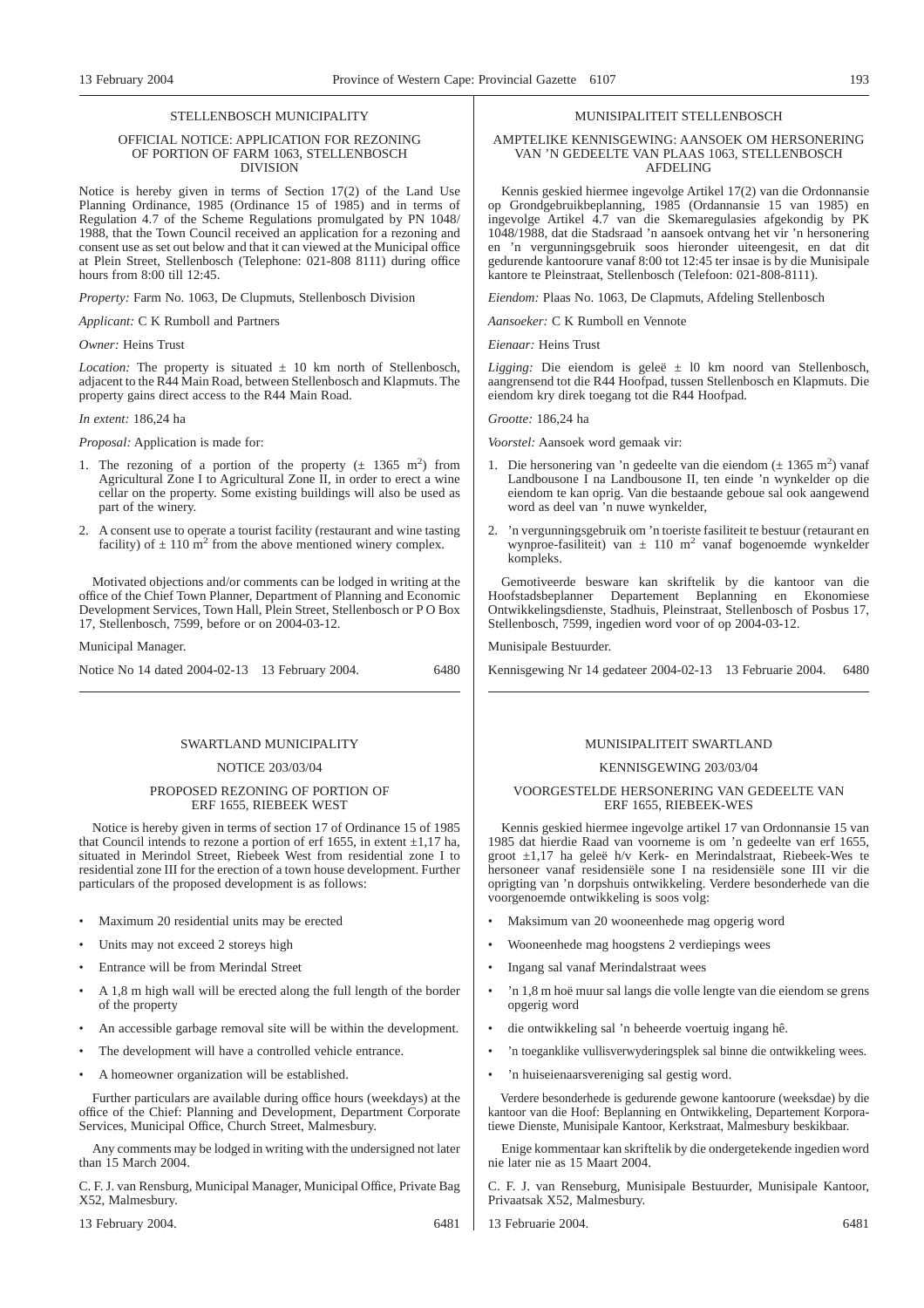STELLENBOSCH MUNICIPALITY

OFFICIAL NOTICE: APPLICATION FOR REZONING OF PORTION OF FARM 1063, STELLENBOSCH DIVISION

Notice is hereby given in terms of Section 17(2) of the Land Use Planning Ordinance, 1985 (Ordinance 15 of 1985) and in terms of Regulation 4.7 of the Scheme Regulations promulgated by PN 1048/1988, that the Town Council received an application for a rezoning and consent use as set out below and that it can viewed at the Municipal office at Plein Street, Stellenbosch (Telephone: 021-808 8111) during office hours from 8:00 till 12:45.

*Property:* Farm No. 1063, De Clupmuts, Stellenbosch Division

*Applicant:* C K Rumboll and Partners

*Owner:* Heins Trust

*Location:* The property is situated ± 10 km north of Stellenbosch, adjacent to the R44 Main Road, between Stellenbosch and Klapmuts. The property gains direct access to the R44 Main Road.

*In extent:* 186,24 ha

*Proposal:* Application is made for:

1. The rezoning of a portion of the property (± 1365 $m^2$) from Agricultural Zone I to Agricultural Zone II, in order to erect a wine cellar on the property. Some existing buildings will also be used as part of the winery.
2. A consent use to operate a tourist facility (restaurant and wine tasting facility) of ± 110 $m^2$ from the above mentioned winery complex.

Motivated objections and/or comments can be lodged in writing at the office of the Chief Town Planner, Department of Planning and Economic Development Services, Town Hall, Plein Street, Stellenbosch or P O Box 17, Stellenbosch, 7599, before or on 2004-03-12.

Municipal Manager.

Notice No 14 dated 2004-02-13 13 February 2004. 6480

MUNISIPALITEIT STELLENBOSCH

AMPTELIKE KENNISGEWING: AANSOEK OM HERSONERING VAN 'N GEDEELTE VAN PLAAS 1063, STELLENBOSCH AFDELING

Kennis geskied hiermee ingevolge Artikel 17(2) van die Ordonnansie op Grondgebruikbeplanning, 1985 (Ordannansie 15 van 1985) en ingevolge Artikel 4.7 van die Skemaregulasies afgekondig by PK 1048/1988, dat die Stadsraad 'n aansoek ontvang het vir 'n hersonering en 'n vergunningsgebruik soos hieronder uiteengesit, en dat dit gedurende kantoorure vanaf 8:00 tot 12:45 ter insae is by die Munisipale kantore te Pleinstraat, Stellenbosch (Telefoon: 021-808-8111).

*Eiendom:* Plaas No. 1063, De Clapmuts, Afdeling Stellenbosch

*Aansoeker:* C K Rumboll en Vennote

*Eienaar:* Heins Trust

*Ligging:* Die eiendom is geleë ± l0 km noord van Stellenbosch, aangrensend tot die R44 Hoofpad, tussen Stellenbosch en Klapmuts. Die eiendom kry direk toegang tot die R44 Hoofpad.

*Grootte:* 186,24 ha

*Voorstel:* Aansoek word gemaak vir:

1. Die hersonering van 'n gedeelte van die eiendom (± 1365 $m^2$) vanaf Landbousone I na Landbousone II, ten einde 'n wynkelder op die eiendom te kan oprig. Van die bestaande geboue sal ook aangewend word as deel van 'n nuwe wynkelder,
2. 'n vergunningsgebruik om 'n toeriste fasiliteit te bestuur (retaurant en wynproe-fasiliteit) van ± 110 $m^2$ vanaf bogenoemde wynkelder kompleks.

Gemotiveerde besware kan skriftelik by die kantoor van die Hoofstadsbeplanner Departement Beplanning en Ekonomiese Ontwikkelingsdienste, Stadhuis, Pleinstraat, Stellenbosch of Posbus 17, Stellenbosch, 7599, ingedien word voor of op 2004-03-12.

Munisipale Bestuurder.

Kennisgewing Nr 14 gedateer 2004-02-13 13 Februarie 2004. 6480

SWARTLAND MUNICIPALITY

NOTICE 203/03/04

PROPOSED REZONING OF PORTION OF ERF 1655, RIEBEEK WEST

Notice is hereby given in terms of section 17 of Ordinance 15 of 1985 that Council intends to rezone a portion of erf 1655, in extent ±1,17 ha, situated in Merindol Street, Riebeek West from residential zone I to residential zone III for the erection of a town house development. Further particulars of the proposed development is as follows:

- Maximum 20 residential units may be erected
- Units may not exceed 2 storeys high
- Entrance will be from Merindal Street
- A 1,8 m high wall will be erected along the full length of the border of the property
- An accessible garbage removal site will be within the development.
- The development will have a controlled vehicle entrance.
- A homeowner organization will be established.

Further particulars are available during office hours (weekdays) at the office of the Chief: Planning and Development, Department Corporate Services, Municipal Office, Church Street, Malmesbury.

Any comments may be lodged in writing with the undersigned not later than 15 March 2004.

C. F. J. van Rensburg, Municipal Manager, Municipal Office, Private Bag X52, Malmesbury.

13 February 2004. 6481

MUNISIPALITEIT SWARTLAND

KENNISGEWING 203/03/04

VOORGESTELDE HERSONERING VAN GEDEELTE VAN ERF 1655, RIEBEEK-WES

Kennis geskied hiermee ingevolge artikel 17 van Ordonnansie 15 van 1985 dat hierdie Raad van voorneme is om 'n gedeelte van erf 1655, groot ±1,17 ha geleë h/v Kerk- en Merindalstraat, Riebeek-Wes te hersoneer vanaf residensiële sone I na residensiële sone III vir die oprigting van 'n dorpshuis ontwikkeling. Verdere besonderhede van die voorgenoemde ontwikkeling is soos volg:

- Maksimum van 20 wooneenhede mag opgerig word
- Wooneenhede mag hoogstens 2 verdiepings wees
- Ingang sal vanaf Merindalstraat wees
- 'n 1,8 m hoë muur sal langs die volle lengte van die eiendom se grens opgerig word
- die ontwikkeling sal 'n beheerde voertuig ingang hê.
- 'n toeganklike vullisverwyderingsplek sal binne die ontwikkeling wees.
- 'n huiseienaarsvereniging sal gestig word.

Verdere besonderhede is gedurende gewone kantoorure (weeksdae) by die kantoor van die Hoof: Beplanning en Ontwikkeling, Departement Korporatiewe Dienste, Munisipale Kantoor, Kerkstraat, Malmesbury beskikbaar.

Enige kommentaar kan skriftelik by die ondergetekende ingedien word nie later nie as 15 Maart 2004.

C. F. J. van Renseburg, Munisipale Bestuurder, Munisipale Kantoor, Privaatsak X52, Malmesbury.

13 Februarie 2004. 6481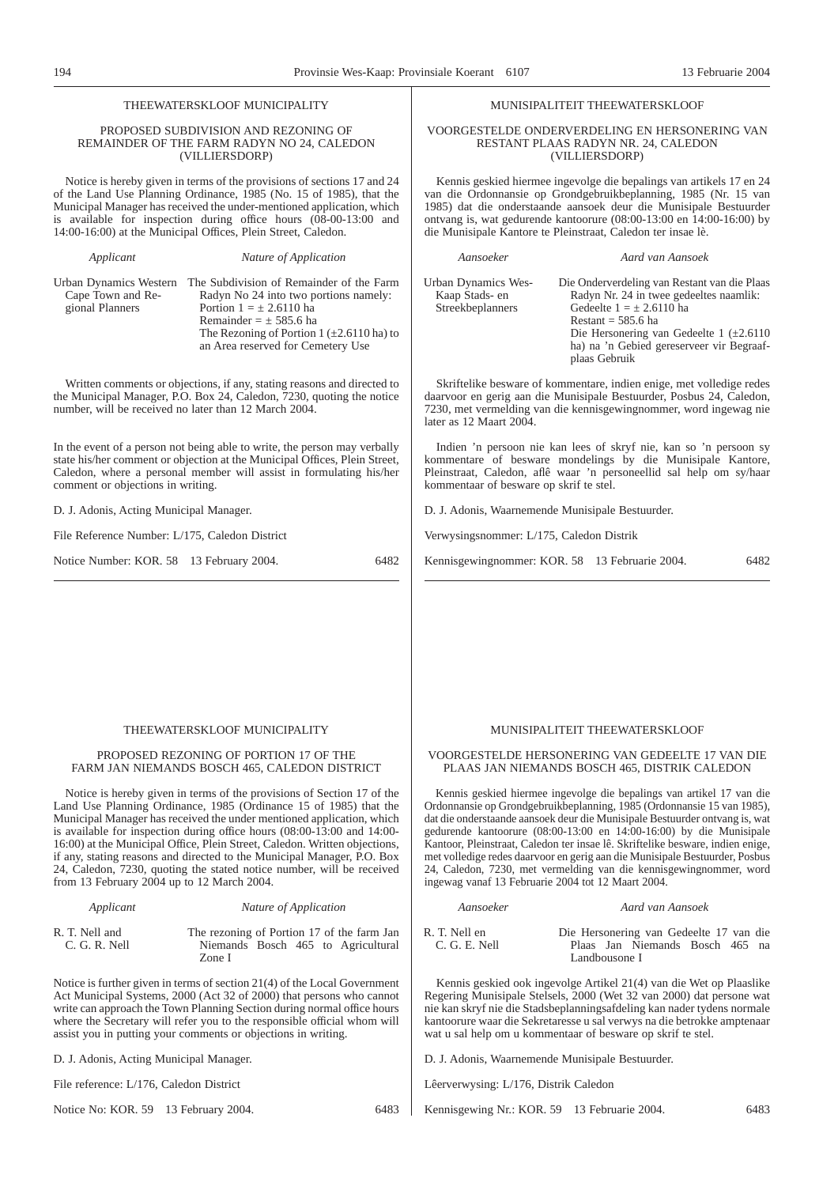## THEEWATERSKLOOF MUNICIPALITY

### PROPOSED SUBDIVISION AND REZONING OF REMAINDER OF THE FARM RADYN NO 24, CALEDON (VILLIERSDORP)

Notice is hereby given in terms of the provisions of sections 17 and 24 of the Land Use Planning Ordinance, 1985 (No. 15 of 1985), that the Municipal Manager has received the under-mentioned application, which is available for inspection during office hours (08-00-13:00 and 14:00-16:00) at the Municipal Offices, Plein Street, Caledon.

| *Applicant* | *Nature of Application* |
|---|---|
| Urban Dynamics Western Cape Town and Regional Planners | The Subdivision of Remainder of the Farm Radyn No 24 into two portions namely: Portion 1 = ± 2.6110 ha Remainder = ± 585.6 ha The Rezoning of Portion 1 (±2.6110 ha) to an Area reserved for Cemetery Use |

Written comments or objections, if any, stating reasons and directed to the Municipal Manager, P.O. Box 24, Caledon, 7230, quoting the notice number, will be received no later than 12 March 2004.

In the event of a person not being able to write, the person may verbally state his/her comment or objection at the Municipal Offices, Plein Street, Caledon, where a personal member will assist in formulating his/her comment or objections in writing.

D. J. Adonis, Acting Municipal Manager.

File Reference Number: L/175, Caledon District

Notice Number: KOR. 58 13 February 2004. 6482

---

## MUNISIPALITEIT THEEWATERSKLOOF

### VOORGESTELDE ONDERVERDELING EN HERSONERING VAN RESTANT PLAAS RADYN NR. 24, CALEDON (VILLIERSDORP)

Kennis geskied hiermee ingevolge die bepalings van artikels 17 en 24 van die Ordonnansie op Grondgebruikbeplanning, 1985 (Nr. 15 van 1985) dat die onderstaande aansoek deur die Munisipale Bestuurder ontvang is, wat gedurende kantoorure (08:00-13:00 en 14:00-16:00) by die Munisipale Kantore te Pleinstraat, Caledon ter insae lè.

| *Aansoeker* | *Aard van Aansoek* |
|---|---|
| Urban Dynamics Wes-Kaap Stads- en Streekbeplanners | Die Onderverdeling van Restant van die Plaas Radyn Nr. 24 in twee gedeeltes naamlik: Gedeelte 1 = ± 2.6110 ha Restant = 585.6 ha Die Hersonering van Gedeelte 1 (±2.6110 ha) na 'n Gebied gereserveer vir Begraafplaas Gebruik |

Skriftelike besware of kommentare, indien enige, met volledige redes daarvoor en gerig aan die Munisipale Bestuurder, Posbus 24, Caledon, 7230, met vermelding van die kennisgewingnommer, word ingewag nie later as 12 Maart 2004.

Indien 'n persoon nie kan lees of skryf nie, kan so 'n persoon sy kommentare of besware mondelings by die Munisipale Kantore, Pleinstraat, Caledon, aflê waar 'n personeellid sal help om sy/haar kommentaar of besware op skrif te stel.

D. J. Adonis, Waarnemende Munisipale Bestuurder.

Verwysingsnommer: L/175, Caledon Distrik

Kennisgewingnommer: KOR. 58 13 Februarie 2004. 6482

---

## THEEWATERSKLOOF MUNICIPALITY

### PROPOSED REZONING OF PORTION 17 OF THE FARM JAN NIEMANDS BOSCH 465, CALEDON DISTRICT

Notice is hereby given in terms of the provisions of Section 17 of the Land Use Planning Ordinance, 1985 (Ordinance 15 of 1985) that the Municipal Manager has received the under mentioned application, which is available for inspection during office hours (08:00-13:00 and 14:00-16:00) at the Municipal Office, Plein Street, Caledon. Written objections, if any, stating reasons and directed to the Municipal Manager, P.O. Box 24, Caledon, 7230, quoting the stated notice number, will be received from 13 February 2004 up to 12 March 2004.

| *Applicant* | *Nature of Application* |
|---|---|
| R. T. Nell and C. G. R. Nell | The rezoning of Portion 17 of the farm Jan Niemands Bosch 465 to Agricultural Zone I |

Notice is further given in terms of section 21(4) of the Local Government Act Municipal Systems, 2000 (Act 32 of 2000) that persons who cannot write can approach the Town Planning Section during normal office hours where the Secretary will refer you to the responsible official whom will assist you in putting your comments or objections in writing.

D. J. Adonis, Acting Municipal Manager.

File reference: L/176, Caledon District

Notice No: KOR. 59 13 February 2004. 6483

---

## MUNISIPALITEIT THEEWATERSKLOOF

### VOORGESTELDE HERSONERING VAN GEDEELTE 17 VAN DIE PLAAS JAN NIEMANDS BOSCH 465, DISTRIK CALEDON

Kennis geskied hiermee ingevolge die bepalings van artikel 17 van die Ordonnansie op Grondgebruikbeplanning, 1985 (Ordonnansie 15 van 1985), dat die onderstaande aansoek deur die Munisipale Bestuurder ontvang is, wat gedurende kantoorure (08:00-13:00 en 14:00-16:00) by die Munisipale Kantoor, Pleinstraat, Caledon ter insae lê. Skriftelike besware, indien enige, met volledige redes daarvoor en gerig aan die Munisipale Bestuurder, Posbus 24, Caledon, 7230, met vermelding van die kennisgewingnommer, word ingewag vanaf 13 Februarie 2004 tot 12 Maart 2004.

| *Aansoeker* | *Aard van Aansoek* |
|---|---|
| R. T. Nell en C. G. E. Nell | Die Hersonering van Gedeelte 17 van die Plaas Jan Niemands Bosch 465 na Landbousone I |

Kennis geskied ook ingevolge Artikel 21(4) van die Wet op Plaaslike Regering Munisipale Stelsels, 2000 (Wet 32 van 2000) dat persone wat nie kan skryf nie die Stadsbeplanningsafdeling kan nader tydens normale kantoorure waar die Sekretaresse u sal verwys na die betrokke amptenaar wat u sal help om u kommentaar of besware op skrif te stel.

D. J. Adonis, Waarnemende Munisipale Bestuurder.

Lêerverwysing: L/176, Distrik Caledon

Kennisgewing Nr.: KOR. 59 13 Februarie 2004. 6483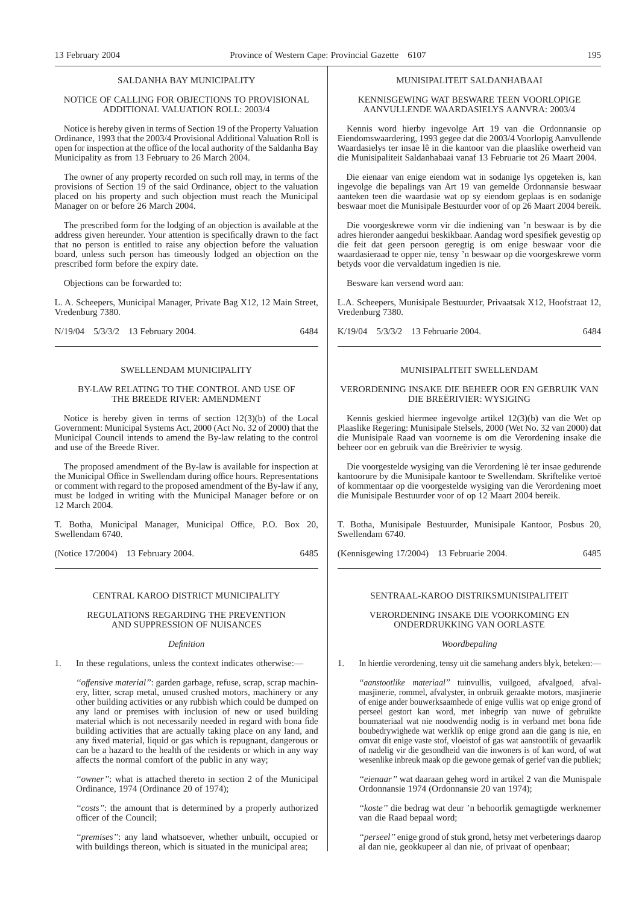## SALDANHA BAY MUNICIPALITY

### NOTICE OF CALLING FOR OBJECTIONS TO PROVISIONAL ADDITIONAL VALUATION ROLL: 2003/4

Notice is hereby given in terms of Section 19 of the Property Valuation Ordinance, 1993 that the 2003/4 Provisional Additional Valuation Roll is open for inspection at the office of the local authority of the Saldanha Bay Municipality as from 13 February to 26 March 2004.

The owner of any property recorded on such roll may, in terms of the provisions of Section 19 of the said Ordinance, object to the valuation placed on his property and such objection must reach the Municipal Manager on or before 26 March 2004.

The prescribed form for the lodging of an objection is available at the address given hereunder. Your attention is specifically drawn to the fact that no person is entitled to raise any objection before the valuation board, unless such person has timeously lodged an objection on the prescribed form before the expiry date.

Objections can be forwarded to:

L. A. Scheepers, Municipal Manager, Private Bag X12, 12 Main Street, Vredenburg 7380.

N/19/04 5/3/3/2 13 February 2004. 6484

## MUNISIPALITEIT SALDANHABAAI

### KENNISGEWING WAT BESWARE TEEN VOORLOPIGE AANVULLENDE WAARDASIELYS AANVRA: 2003/4

Kennis word hierby ingevolge Art 19 van die Ordonnansie op Eiendomswaardering, 1993 gegee dat die 2003/4 Voorlopig Aanvullende Waardasielys ter insae lê in die kantoor van die plaaslike owerheid van die Munisipaliteit Saldanhabaai vanaf 13 Februarie tot 26 Maart 2004.

Die eienaar van enige eiendom wat in sodanige lys opgeteken is, kan ingevolge die bepalings van Art 19 van gemelde Ordonnansie beswaar aanteken teen die waardasie wat op sy eiendom geplaas is en sodanige beswaar moet die Munisipale Bestuurder voor of op 26 Maart 2004 bereik.

Die voorgeskrewe vorm vir die indiening van 'n beswaar is by die adres hieronder aangedui beskikbaar. Aandag word spesifiek gevestig op die feit dat geen persoon geregtig is om enige beswaar voor die waardasieraad te opper nie, tensy 'n beswaar op die voorgeskrewe vorm betyds voor die vervaldatum ingedien is nie.

Besware kan versend word aan:

L.A. Scheepers, Munisipale Bestuurder, Privaatsak X12, Hoofstraat 12, Vredenburg 7380.

K/19/04 5/3/3/2 13 Februarie 2004. 6484

## SWELLENDAM MUNICIPALITY

### BY-LAW RELATING TO THE CONTROL AND USE OF THE BREEDE RIVER: AMENDMENT

Notice is hereby given in terms of section 12(3)(b) of the Local Government: Municipal Systems Act, 2000 (Act No. 32 of 2000) that the Municipal Council intends to amend the By-law relating to the control and use of the Breede River.

The proposed amendment of the By-law is available for inspection at the Municipal Office in Swellendam during office hours. Representations or comment with regard to the proposed amendment of the By-law if any, must be lodged in writing with the Municipal Manager before or on 12 March 2004.

T. Botha, Municipal Manager, Municipal Office, P.O. Box 20, Swellendam 6740.

(Notice 17/2004) 13 February 2004. 6485

## MUNISIPALITEIT SWELLENDAM

### VERORDENING INSAKE DIE BEHEER OOR EN GEBRUIK VAN DIE BREËRIVIER: WYSIGING

Kennis geskied hiermee ingevolge artikel 12(3)(b) van die Wet op Plaaslike Regering: Munisipale Stelsels, 2000 (Wet No. 32 van 2000) dat die Munisipale Raad van voorneme is om die Verordening insake die beheer oor en gebruik van die Breërivier te wysig.

Die voorgestelde wysiging van die Verordening lè ter insae gedurende kantoorure by die Munisipale kantoor te Swellendam. Skriftelike vertoë of kommentaar op die voorgestelde wysiging van die Verordening moet die Munisipale Bestuurder voor of op 12 Maart 2004 bereik.

T. Botha, Munisipale Bestuurder, Munisipale Kantoor, Posbus 20, Swellendam 6740.

(Kennisgewing 17/2004) 13 Februarie 2004. 6485

## CENTRAL KAROO DISTRICT MUNICIPALITY

### REGULATIONS REGARDING THE PREVENTION AND SUPPRESSION OF NUISANCES

*Definition*

1. In these regulations, unless the context indicates otherwise:—

*"offensive material"*: garden garbage, refuse, scrap, scrap machinery, litter, scrap metal, unused crushed motors, machinery or any other building activities or any rubbish which could be dumped on any land or premises with inclusion of new or used building material which is not necessarily needed in regard with bona fide building activities that are actually taking place on any land, and any fixed material, liquid or gas which is repugnant, dangerous or can be a hazard to the health of the residents or which in any way affects the normal comfort of the public in any way;

*"owner"*: what is attached thereto in section 2 of the Municipal Ordinance, 1974 (Ordinance 20 of 1974);

*"costs"*: the amount that is determined by a properly authorized officer of the Council;

*"premises"*: any land whatsoever, whether unbuilt, occupied or with buildings thereon, which is situated in the municipal area;

## SENTRAAL-KAROO DISTRIKSMUNISIPALITEIT

### VERORDENING INSAKE DIE VOORKOMING EN ONDERDRUKKING VAN OORLASTE

*Woordbepaling*

1. In hierdie verordening, tensy uit die samehang anders blyk, beteken:—

*"aanstootlike materiaal"* tuinvullis, vuilgoed, afvalgoed, afvalmasjinerie, rommel, afvalyster, in onbruik geraakte motors, masjinerie of enige ander bouwerksaamhede of enige vullis wat op enige grond of perseel gestort kan word, met inbegrip van nuwe of gebruikte boumateriaal wat nie noodwendig nodig is in verband met bona fide boubedrywighede wat werklik op enige grond aan die gang is nie, en omvat dit enige vaste stof, vloeistof of gas wat aanstootlik of gevaarlik of nadelig vir die gesondheid van die inwoners is of kan word, of wat wesenlike inbreuk maak op die gewone gemak of gerief van die publiek;

*"eienaar"* wat daaraan geheg word in artikel 2 van die Munispale Ordonnansie 1974 (Ordonnansie 20 van 1974);

*"koste"* die bedrag wat deur 'n behoorlik gemagtigde werknemer van die Raad bepaal word;

*"perseel"* enige grond of stuk grond, hetsy met verbeterings daarop al dan nie, geokkupeer al dan nie, of privaat of openbaar;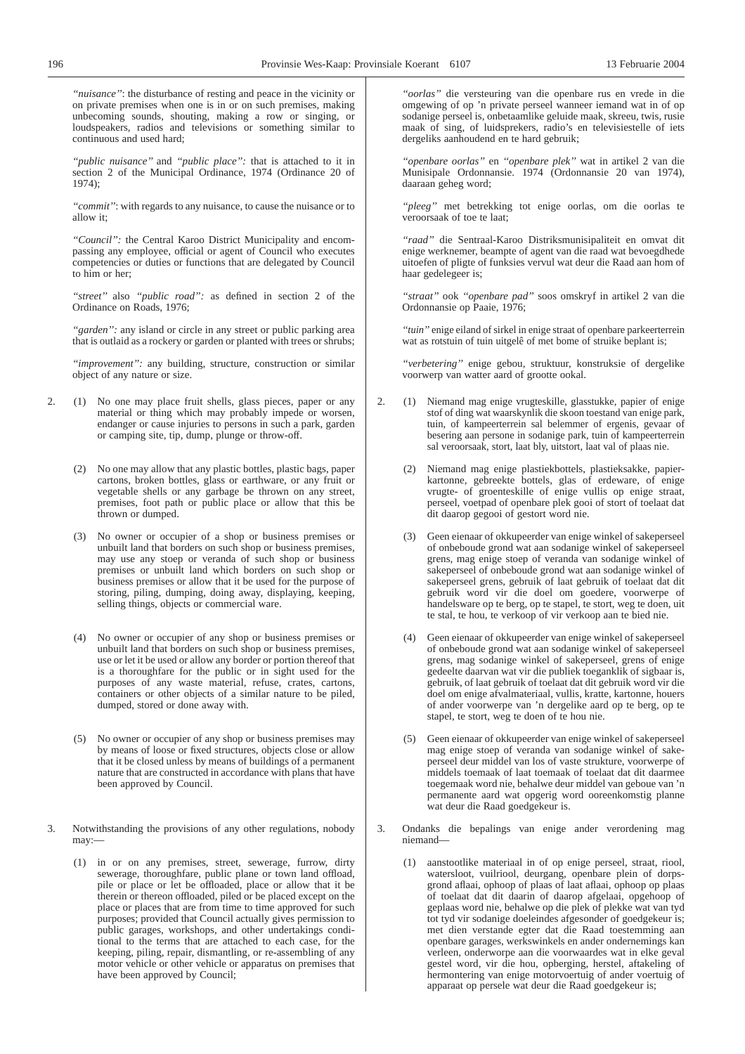*"nuisance"*: the disturbance of resting and peace in the vicinity or on private premises when one is in or on such premises, making unbecoming sounds, shouting, making a row or singing, or loudspeakers, radios and televisions or something similar to continuous and used hard;

*"public nuisance"* and *"public place"*: that is attached to it in section 2 of the Municipal Ordinance, 1974 (Ordinance 20 of 1974);

*"commit"*: with regards to any nuisance, to cause the nuisance or to allow it;

*"Council"*: the Central Karoo District Municipality and encompassing any employee, official or agent of Council who executes competencies or duties or functions that are delegated by Council to him or her;

*"street"* also *"public road"*: as defined in section 2 of the Ordinance on Roads, 1976;

*"garden"*: any island or circle in any street or public parking area that is outlaid as a rockery or garden or planted with trees or shrubs;

*"improvement"*: any building, structure, construction or similar object of any nature or size.

2. (1) No one may place fruit shells, glass pieces, paper or any material or thing which may probably impede or worsen, endanger or cause injuries to persons in such a park, garden or camping site, tip, dump, plunge or throw-off.

(2) No one may allow that any plastic bottles, plastic bags, paper cartons, broken bottles, glass or earthware, or any fruit or vegetable shells or any garbage be thrown on any street, premises, foot path or public place or allow that this be thrown or dumped.

(3) No owner or occupier of a shop or business premises or unbuilt land that borders on such shop or business premises, may use any stoep or veranda of such shop or business premises or unbuilt land which borders on such shop or business premises or allow that it be used for the purpose of storing, piling, dumping, doing away, displaying, keeping, selling things, objects or commercial ware.

(4) No owner or occupier of any shop or business premises or unbuilt land that borders on such shop or business premises, use or let it be used or allow any border or portion thereof that is a thoroughfare for the public or in sight used for the purposes of any waste material, refuse, crates, cartons, containers or other objects of a similar nature to be piled, dumped, stored or done away with.

(5) No owner or occupier of any shop or business premises may by means of loose or fixed structures, objects close or allow that it be closed unless by means of buildings of a permanent nature that are constructed in accordance with plans that have been approved by Council.

3. Notwithstanding the provisions of any other regulations, nobody may:—

(1) in or on any premises, street, sewerage, furrow, dirty sewerage, thoroughfare, public plane or town land offload, pile or place or let be offloaded, place or allow that it be therein or thereon offloaded, piled or be placed except on the place or places that are from time to time approved for such purposes; provided that Council actually gives permission to public garages, workshops, and other undertakings conditional to the terms that are attached to each case, for the keeping, piling, repair, dismantling, or re-assembling of any motor vehicle or other vehicle or apparatus on premises that have been approved by Council;

*"oorlas"* die versteuring van die openbare rus en vrede in die omgewing of op 'n private perseel wanneer iemand wat in of op sodanige perseel is, onbetaamlike geluide maak, skreeu, twis, rusie maak of sing, of luidsprekers, radio's en televisiestelle of iets dergeliks aanhoudend en te hard gebruik;

*"openbare oorlas"* en *"openbare plek"* wat in artikel 2 van die Munisipale Ordonnansie. 1974 (Ordonnansie 20 van 1974), daaraan geheg word;

*"pleeg"* met betrekking tot enige oorlas, om die oorlas te veroorsaak of toe te laat;

*"raad"* die Sentraal-Karoo Distriksmunisipaliteit en omvat dit enige werknemer, beampte of agent van die raad wat bevoegdhede uitoefen of pligte of funksies vervul wat deur die Raad aan hom of haar gedelegeer is;

*"straat"* ook *"openbare pad"* soos omskryf in artikel 2 van die Ordonnansie op Paaie, 1976;

*"tuin"* enige eiland of sirkel in enige straat of openbare parkeerterrein wat as rotstuin of tuin uitgelê of met bome of struike beplant is;

*"verbetering"* enige gebou, struktuur, konstruksie of dergelike voorwerp van watter aard of grootte ookal.

2. (1) Niemand mag enige vrugteskille, glasstukke, papier of enige stof of ding wat waarskynlik die skoon toestand van enige park, tuin, of kampeerterrein sal belemmer of ergenis, gevaar of besering aan persone in sodanige park, tuin of kampeerterrein sal veroorsaak, stort, laat bly, uitstort, laat val of plaas nie.

(2) Niemand mag enige plastiekbottels, plastieksakke, papierkartonne, gebreekte bottels, glas of erdeware, of enige vrugte- of groenteskille of enige vullis op enige straat, perseel, voetpad of openbare plek gooi of stort of toelaat dat dit daarop gegooi of gestort word nie.

(3) Geen eienaar of okkupeerder van enige winkel of sakeperseel of onbeboude grond wat aan sodanige winkel of sakeperseel grens, mag enige stoep of veranda van sodanige winkel of sakeperseel of onbeboude grond wat aan sodanige winkel of sakeperseel grens, gebruik of laat gebruik of toelaat dat dit gebruik word vir die doel om goedere, voorwerpe of handelsware op te berg, op te stapel, te stort, weg te doen, uit te stal, te hou, te verkoop of vir verkoop aan te bied nie.

(4) Geen eienaar of okkupeerder van enige winkel of sakeperseel of onbeboude grond wat aan sodanige winkel of sakeperseel grens, mag sodanige winkel of sakeperseel, grens of enige gedeelte daarvan wat vir die publiek toeganklik of sigbaar is, gebruik, of laat gebruik of toelaat dat dit gebruik word vir die doel om enige afvalmateriaal, vullis, kratte, kartonne, houers of ander voorwerpe van 'n dergelike aard op te berg, op te stapel, te stort, weg te doen of te hou nie.

(5) Geen eienaar of okkupeerder van enige winkel of sakeperseel mag enige stoep of veranda van sodanige winkel of sakeperseel deur middel van los of vaste strukture, voorwerpe of middels toemaak of laat toemaak of toelaat dat dit daarmee toegemaak word nie, behalwe deur middel van geboue van 'n permanente aard wat opgerig word ooreenkomstig planne wat deur die Raad goedgekeur is.

3. Ondanks die bepalings van enige ander verordening mag niemand—

(1) aanstootlike materiaal in of op enige perseel, straat, riool, watersloot, vuilriool, deurgang, openbare plein of dorpsgrond aflaai, ophoop of plaas of laat aflaai, ophoop op plaas of toelaat dat dit daarin of daarop afgelaai, opgehoop of geplaas word nie, behalwe op die plek of plekke wat van tyd tot tyd vir sodanige doeleindes afgesonder of goedgekeur is; met dien verstande egter dat die Raad toestemming aan openbare garages, werkswinkels en ander ondernemings kan verleen, onderworpe aan die voorwaardes wat in elke geval gestel word, vir die hou, opberging, herstel, aftakeling of hermontering van enige motorvoertuig of ander voertuig of apparaat op persele wat deur die Raad goedgekeur is;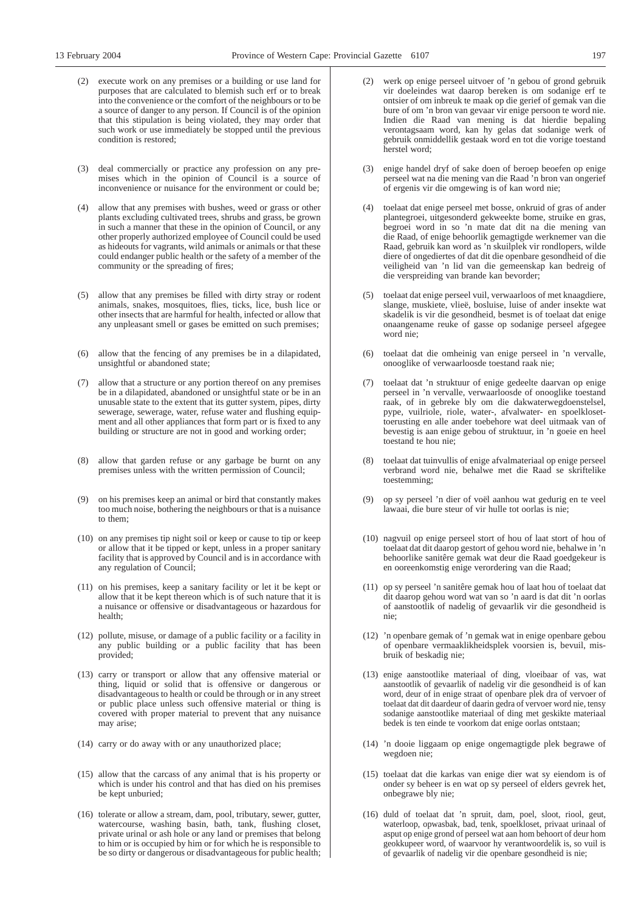(2) execute work on any premises or a building or use land for purposes that are calculated to blemish such erf or to break into the convenience or the comfort of the neighbours or to be a source of danger to any person. If Council is of the opinion that this stipulation is being violated, they may order that such work or use immediately be stopped until the previous condition is restored;

(3) deal commercially or practice any profession on any premises which in the opinion of Council is a source of inconvenience or nuisance for the environment or could be;

(4) allow that any premises with bushes, weed or grass or other plants excluding cultivated trees, shrubs and grass, be grown in such a manner that these in the opinion of Council, or any other properly authorized employee of Council could be used as hideouts for vagrants, wild animals or animals or that these could endanger public health or the safety of a member of the community or the spreading of fires;

(5) allow that any premises be filled with dirty stray or rodent animals, snakes, mosquitoes, flies, ticks, lice, bush lice or other insects that are harmful for health, infected or allow that any unpleasant smell or gases be emitted on such premises;

(6) allow that the fencing of any premises be in a dilapidated, unsightful or abandoned state;

(7) allow that a structure or any portion thereof on any premises be in a dilapidated, abandoned or unsightful state or be in an unusable state to the extent that its gutter system, pipes, dirty sewerage, sewerage, water, refuse water and flushing equipment and all other appliances that form part or is fixed to any building or structure are not in good and working order;

(8) allow that garden refuse or any garbage be burnt on any premises unless with the written permission of Council;

(9) on his premises keep an animal or bird that constantly makes too much noise, bothering the neighbours or that is a nuisance to them;

(10) on any premises tip night soil or keep or cause to tip or keep or allow that it be tipped or kept, unless in a proper sanitary facility that is approved by Council and is in accordance with any regulation of Council;

(11) on his premises, keep a sanitary facility or let it be kept or allow that it be kept thereon which is of such nature that it is a nuisance or offensive or disadvantageous or hazardous for health;

(12) pollute, misuse, or damage of a public facility or a facility in any public building or a public facility that has been provided;

(13) carry or transport or allow that any offensive material or thing, liquid or solid that is offensive or dangerous or disadvantageous to health or could be through or in any street or public place unless such offensive material or thing is covered with proper material to prevent that any nuisance may arise;

(14) carry or do away with or any unauthorized place;

(15) allow that the carcass of any animal that is his property or which is under his control and that has died on his premises be kept unburied;

(16) tolerate or allow a stream, dam, pool, tributary, sewer, gutter, watercourse, washing basin, bath, tank, flushing closet, private urinal or ash hole or any land or premises that belong to him or is occupied by him or for which he is responsible to be so dirty or dangerous or disadvantageous for public health;

(2) werk op enige perseel uitvoer of 'n gebou of grond gebruik vir doeleindes wat daarop bereken is om sodanige erf te ontsier of om inbreuk te maak op die gerief of gemak van die bure of om 'n bron van gevaar vir enige persoon te word nie. Indien die Raad van mening is dat hierdie bepaling verontagsaam word, kan hy gelas dat sodanige werk of gebruik onmiddellik gestaak word en tot die vorige toestand herstel word;

(3) enige handel dryf of sake doen of beroep beoefen op enige perseel wat na die mening van die Raad 'n bron van ongerief of ergenis vir die omgewing is of kan word nie;

(4) toelaat dat enige perseel met bosse, onkruid of gras of ander plantegroei, uitgesonderd gekweekte bome, struike en gras, begroei word in so 'n mate dat dit na die mening van die Raad, of enige behoorlik gemagtigde werknemer van die Raad, gebruik kan word as 'n skuilplek vir rondlopers, wilde diere of ongediertes of dat dit die openbare gesondheid of die veiligheid van 'n lid van die gemeenskap bedreig of die verspreiding van brande kan bevorder;

(5) toelaat dat enige perseel vuil, verwaarloos of met knaagdiere, slange, muskiete, vlieë, bosluise, luise of ander insekte wat skadelik is vir die gesondheid, besmet is of toelaat dat enige onaangename reuke of gasse op sodanige perseel afgegee word nie;

(6) toelaat dat die omheining van enige perseel in 'n vervalle, onooglike of verwaarloosde toestand raak nie;

(7) toelaat dat 'n struktuur of enige gedeelte daarvan op enige perseel in 'n vervalle, verwaarloosde of onooglike toestand raak, of in gebreke bly om die dakwaterwegdoenstelsel, pype, vuilriole, riole, water-, afvalwater- en spoelklosettoerusting en alle ander toebehore wat deel uitmaak van of bevestig is aan enige gebou of struktuur, in 'n goeie en heel toestand te hou nie;

(8) toelaat dat tuinvullis of enige afvalmateriaal op enige perseel verbrand word nie, behalwe met die Raad se skriftelike toestemming;

(9) op sy perseel 'n dier of voël aanhou wat gedurig en te veel lawaai, die bure steur of vir hulle tot oorlas is nie;

(10) nagvuil op enige perseel stort of hou of laat stort of hou of toelaat dat dit daarop gestort of gehou word nie, behalwe in 'n behoorlike sanitêre gemak wat deur die Raad goedgekeur is en ooreenkomstig enige verordering van die Raad;

(11) op sy perseel 'n sanitêre gemak hou of laat hou of toelaat dat dit daarop gehou word wat van so 'n aard is dat dit 'n oorlas of aanstootlik of nadelig of gevaarlik vir die gesondheid is nie;

(12) 'n openbare gemak of 'n gemak wat in enige openbare gebou of openbare vermaaklikheidsplek voorsien is, bevuil, misbruik of beskadig nie;

(13) enige aanstootlike materiaal of ding, vloeibaar of vas, wat aanstootlik of gevaarlik of nadelig vir die gesondheid is of kan word, deur of in enige straat of openbare plek dra of vervoer of toelaat dat dit daardeur of daarin gedra of vervoer word nie, tensy sodanige aanstootlike materiaal of ding met geskikte materiaal bedek is ten einde te voorkom dat enige oorlas ontstaan;

(14) 'n dooie liggaam op enige ongemagtigde plek begrawe of wegdoen nie;

(15) toelaat dat die karkas van enige dier wat sy eiendom is of onder sy beheer is en wat op sy perseel of elders gevrek het, onbegrawe bly nie;

(16) duld of toelaat dat 'n spruit, dam, poel, sloot, riool, geut, waterloop, opwasbak, bad, tenk, spoelkloset, privaat urinaal of asput op enige grond of perseel wat aan hom behoort of deur hom geokkupeer word, of waarvoor hy verantwoordelik is, so vuil is of gevaarlik of nadelig vir die openbare gesondheid is nie;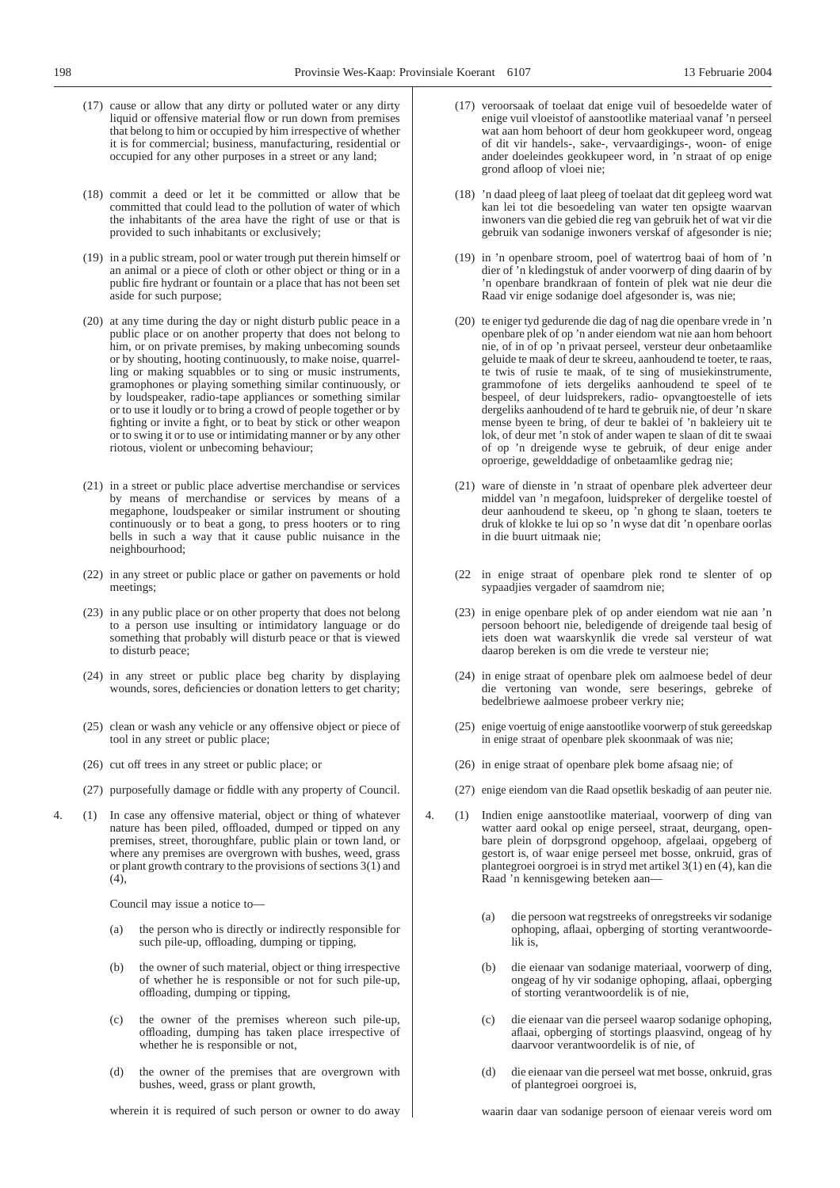(17) cause or allow that any dirty or polluted water or any dirty liquid or offensive material flow or run down from premises that belong to him or occupied by him irrespective of whether it is for commercial; business, manufacturing, residential or occupied for any other purposes in a street or any land;

(18) commit a deed or let it be committed or allow that be committed that could lead to the pollution of water of which the inhabitants of the area have the right of use or that is provided to such inhabitants or exclusively;

(19) in a public stream, pool or water trough put therein himself or an animal or a piece of cloth or other object or thing or in a public fire hydrant or fountain or a place that has not been set aside for such purpose;

(20) at any time during the day or night disturb public peace in a public place or on another property that does not belong to him, or on private premises, by making unbecoming sounds or by shouting, hooting continuously, to make noise, quarrelling or making squabbles or to sing or music instruments, gramophones or playing something similar continuously, or by loudspeaker, radio-tape appliances or something similar or to use it loudly or to bring a crowd of people together or by fighting or invite a fight, or to beat by stick or other weapon or to swing it or to use or intimidating manner or by any other riotous, violent or unbecoming behaviour;

(21) in a street or public place advertise merchandise or services by means of merchandise or services by means of a megaphone, loudspeaker or similar instrument or shouting continuously or to beat a gong, to press hooters or to ring bells in such a way that it cause public nuisance in the neighbourhood;

(22) in any street or public place or gather on pavements or hold meetings;

(23) in any public place or on other property that does not belong to a person use insulting or intimidatory language or do something that probably will disturb peace or that is viewed to disturb peace;

(24) in any street or public place beg charity by displaying wounds, sores, deficiencies or donation letters to get charity;

(25) clean or wash any vehicle or any offensive object or piece of tool in any street or public place;

(26) cut off trees in any street or public place; or

(27) purposefully damage or fiddle with any property of Council.

4. (1) In case any offensive material, object or thing of whatever nature has been piled, offloaded, dumped or tipped on any premises, street, thoroughfare, public plain or town land, or where any premises are overgrown with bushes, weed, grass or plant growth contrary to the provisions of sections 3(1) and (4),

Council may issue a notice to—

(a) the person who is directly or indirectly responsible for such pile-up, offloading, dumping or tipping,

(b) the owner of such material, object or thing irrespective of whether he is responsible or not for such pile-up, offloading, dumping or tipping,

(c) the owner of the premises whereon such pile-up, offloading, dumping has taken place irrespective of whether he is responsible or not,

(d) the owner of the premises that are overgrown with bushes, weed, grass or plant growth,

wherein it is required of such person or owner to do away

(17) veroorsaak of toelaat dat enige vuil of besoedelde water of enige vuil vloeistof of aanstootlike materiaal vanaf 'n perseel wat aan hom behoort of deur hom geokkupeer word, ongeag of dit vir handels-, sake-, vervaardigings-, woon- of enige ander doeleindes geokkupeer word, in 'n straat of op enige grond afloop of vloei nie;

(18) 'n daad pleeg of laat pleeg of toelaat dat dit gepleeg word wat kan lei tot die besoedeling van water ten opsigte waarvan inwoners van die gebied die reg van gebruik het of wat vir die gebruik van sodanige inwoners verskaf of afgesonder is nie;

(19) in 'n openbare stroom, poel of watertrog baai of hom of 'n dier of 'n kledingstuk of ander voorwerp of ding daarin of by 'n openbare brandkraan of fontein of plek wat nie deur die Raad vir enige sodanige doel afgesonder is, was nie;

(20) te eniger tyd gedurende die dag of nag die openbare vrede in 'n openbare plek of op 'n ander eiendom wat nie aan hom behoort nie, of in of op 'n privaat perseel, versteur deur onbetaamlike geluide te maak of deur te skreeu, aanhoudend te toeter, te raas, te twis of rusie te maak, of te sing of musiekinstrumente, grammofone of iets dergeliks aanhoudend te speel of te bespeel, of deur luidsprekers, radio- opvangtoestelle of iets dergeliks aanhoudend of te hard te gebruik nie, of deur 'n skare mense byeen te bring, of deur te baklei of 'n bakleiery uit te lok, of deur met 'n stok of ander wapen te slaan of dit te swaai of op 'n dreigende wyse te gebruik, of deur enige ander oproerige, gewelddadige of onbetaamlike gedrag nie;

(21) ware of dienste in 'n straat of openbare plek adverteer deur middel van 'n megafoon, luidspreker of dergelike toestel of deur aanhoudend te skeeu, op 'n ghong te slaan, toeters te druk of klokke te lui op so 'n wyse dat dit 'n openbare oorlas in die buurt uitmaak nie;

(22 in enige straat of openbare plek rond te slenter of op sypaadjies vergader of saamdrom nie;

(23) in enige openbare plek of op ander eiendom wat nie aan 'n persoon behoort nie, beledigende of dreigende taal besig of iets doen wat waarskynlik die vrede sal versteur of wat daarop bereken is om die vrede te versteur nie;

(24) in enige straat of openbare plek om aalmoese bedel of deur die vertoning van wonde, sere beserings, gebreke of bedelbriewe aalmoese probeer verkry nie;

(25) enige voertuig of enige aanstootlike voorwerp of stuk gereedskap in enige straat of openbare plek skoonmaak of was nie;

(26) in enige straat of openbare plek bome afsaag nie; of

(27) enige eiendom van die Raad opsetlik beskadig of aan peuter nie.

4. (1) Indien enige aanstootlike materiaal, voorwerp of ding van watter aard ookal op enige perseel, straat, deurgang, openbare plein of dorpsgrond opgehoop, afgelaai, opgeberg of gestort is, of waar enige perseel met bosse, onkruid, gras of plantegroei oorgroei is in stryd met artikel 3(1) en (4), kan die Raad 'n kennisgewing beteken aan—

(a) die persoon wat regstreeks of onregstreeks vir sodanige ophoping, aflaai, opberging of storting verantwoordelik is,

(b) die eienaar van sodanige materiaal, voorwerp of ding, ongeag of hy vir sodanige ophoping, aflaai, opberging of storting verantwoordelik is of nie,

(c) die eienaar van die perseel waarop sodanige ophoping, aflaai, opberging of stortings plaasvind, ongeag of hy daarvoor verantwoordelik is of nie, of

(d) die eienaar van die perseel wat met bosse, onkruid, gras of plantegroei oorgroei is,

waarin daar van sodanige persoon of eienaar vereis word om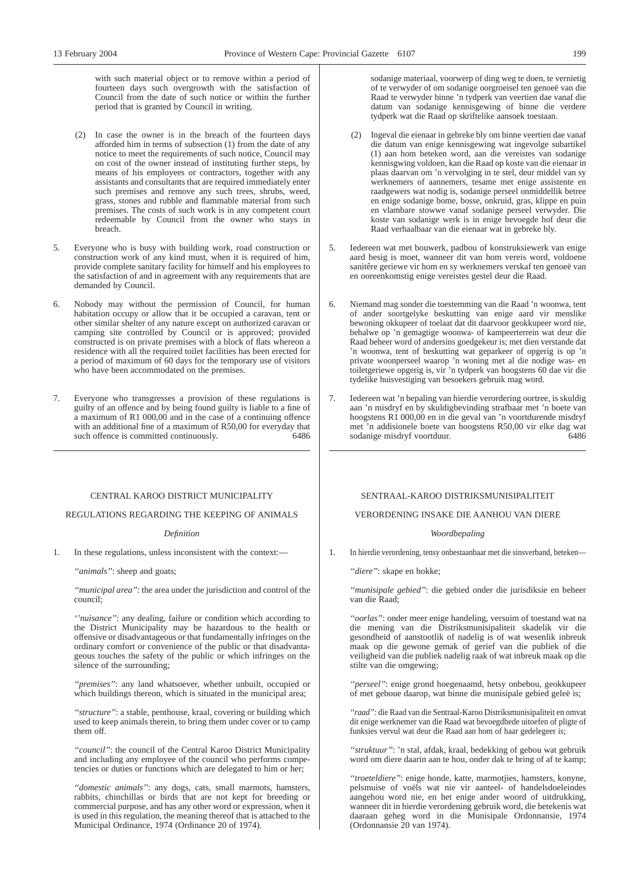with such material object or to remove within a period of fourteen days such overgrowth with the satisfaction of Council from the date of such notice or within the further period that is granted by Council in writing.

(2) In case the owner is in the breach of the fourteen days afforded him in terms of subsection (1) from the date of any notice to meet the requirements of such notice, Council may on cost of the owner instead of instituting further steps, by means of his employees or contractors, together with any assistants and consultants that are required immediately enter such premises and remove any such trees, shrubs, weed, grass, stones and rubble and flammable material from such premises. The costs of such work is in any competent court redeemable by Council from the owner who stays in breach.

5. Everyone who is busy with building work, road construction or construction work of any kind must, when it is required of him, provide complete sanitary facility for himself and his employees to the satisfaction of and in agreement with any requirements that are demanded by Council.

6. Nobody may without the permission of Council, for human habitation occupy or allow that it be occupied a caravan, tent or other similar shelter of any nature except on authorized caravan or camping site controlled by Council or is approved; provided constructed is on private premises with a block of flats whereon a residence with all the required toilet facilities has been erected for a period of maximum of 60 days for the temporary use of visitors who have been accommodated on the premises.

7. Everyone who transgresses a provision of these regulations is guilty of an offence and by being found guilty is liable to a fine of a maximum of R1 000,00 and in the case of a continuing offence with an additional fine of a maximum of R50,00 for everyday that such offence is committed continuously. 6486

sodanige materiaal, voorwerp of ding weg te doen, te vernietig of te verwyder of om sodanige oorgroeisel ten genoeë van die Raad te verwyder binne 'n tydperk van veertien dae vanaf die datum van sodanige kennisgewing of binne die verdere tydperk wat die Raad op skriftelike aansoek toestaan.

(2) Ingeval die eienaar in gebreke bly om binne veertien dae vanaf die datum van enige kennisgewing wat ingevolge subartikel (1) aan hom beteken word, aan die vereistes van sodanige kennisgwing voldoen, kan die Raad op koste van die eienaar in plaas daarvan om 'n vervolging in te stel, deur middel van sy werknemers of aannemers, tesame met enige assistente en raadgewers wat nodig is, sodanige perseel onmiddellik betree en enige sodanige bome, bosse, onkruid, gras, klippe en puin en vlambare stowwe vanaf sodanige perseel verwyder. Die koste van sodanige werk is in enige bevoegde hof deur die Raad verhaalbaar van die eienaar wat in gebreke bly.

5. Iedereen wat met bouwerk, padbou of konstruksiewerk van enige aard besig is moet, wanneer dit van hom vereis word, voldoene sanitêre geriewe vir hom en sy werknemers verskaf ten genoeë van en ooreenkomstig enige vereistes gestel deur die Raad.

6. Niemand mag sonder die toestemming van die Raad 'n woonwa, tent of ander soortgelyke beskutting van enige aard vir menslike bewoning okkupeer of toelaat dat dit daarvoor geokkupeer word nie, behalwe op 'n gemagtige woonwa- of kampeerterrein wat deur die Raad beheer word of andersins goedgekeur is; met dien verstande dat 'n woonwa, tent of beskutting wat geparkeer of opgerig is op 'n private woonperseel waarop 'n woning met al die nodige was- en toiletgeriewe opgerig is, vir 'n tydperk van hoogstens 60 dae vir die tydelike huisvestiging van besoekers gebruik mag word.

7. Iedereen wat 'n bepaling van hierdie verordering oortree, is skuldig aan 'n misdryf en by skuldigbevinding strafbaar met 'n boete van hoogstens R1 000,00 en in die geval van 'n voortdurende misdryf met 'n addisionele boete van hoogstens R50,00 vir elke dag wat sodanige misdryf voortduur. 6486

---

## CENTRAL KAROO DISTRICT MUNICIPALITY

## REGULATIONS REGARDING THE KEEPING OF ANIMALS

### *Definition*

1. In these regulations, unless inconsistent with the context:—

*"animals"*: sheep and goats;

*"municipal area"*: the area under the jurisdiction and control of the council;

*"nuisance"*: any dealing, failure or condition which according to the District Municipality may be hazardous to the health or offensive or disadvantageous or that fundamentally infringes on the ordinary comfort or convenience of the public or that disadvantageous touches the safety of the public or which infringes on the silence of the surrounding;

*"premises"*: any land whatsoever, whether unbuilt, occupied or which buildings thereon, which is situated in the municipal area;

*"structure"*: a stable, penthouse, kraal, covering or building which used to keep animals therein, to bring them under cover or to camp them off.

*"council"*: the council of the Central Karoo District Municipality and including any employee of the council who performs competencies or duties or functions which are delegated to him or her;

*"domestic animals"*: any dogs, cats, small marmots, hamsters, rabbits, chinchillas or birds that are not kept for breeding or commercial purpose, and has any other word or expression, when it is used in this regulation, the meaning thereof that is attached to the Municipal Ordinance, 1974 (Ordinance 20 of 1974).

## SENTRAAL-KAROO DISTRIKSMUNISIPALITEIT

## VERORDENING INSAKE DIE AANHOU VAN DIERE

### *Woordbepaling*

1. In hierdie verordening, tensy onbestaanbaar met die sinsverband, beteken—

*"diere"*: skape en bokke;

*"munisipale gebied"*: die gebied onder die jurisdiksie en beheer van die Raad;

*"oorlas"*: onder meer enige handeling, versuim of toestand wat na die mening van die Distriksmunisipaliteit skadelik vir die gesondheid of aanstootlik of nadelig is of wat wesenlik inbreuk maak op die gewone gemak of gerief van die publiek of die veiligheid van die publiek nadelig raak of wat inbreuk maak op die stilte van die omgewing;

*"perseel"*: enige grond hoegenaamd, hetsy onbebou, geokkupeer of met geboue daarop, wat binne die munisipale gebied geleë is;

*"raad"*: die Raad van die Sentraal-Karoo Distriksmunisipaliteit en omvat dit enige werknemer van die Raad wat bevoegdhede uitoefen of pligte of funksies vervul wat deur die Raad aan hom of haar gedelegeer is;

*"struktuur"*: 'n stal, afdak, kraal, bedekking of gebou wat gebruik word om diere daarin aan te hou, onder dak te bring of af te kamp;

*"troeteldiere"*: enige honde, katte, marmotjies, hamsters, konyne, pelsmuise of voëls wat nie vir aanteel- of handelsdoeleindes aangehou word nie, en het enige ander woord of uitdrukking, wanneer dit in hierdie verordening gebruik word, die betekenis wat daaraan geheg word in die Munisipale Ordonnansie, 1974 (Ordonnansie 20 van 1974).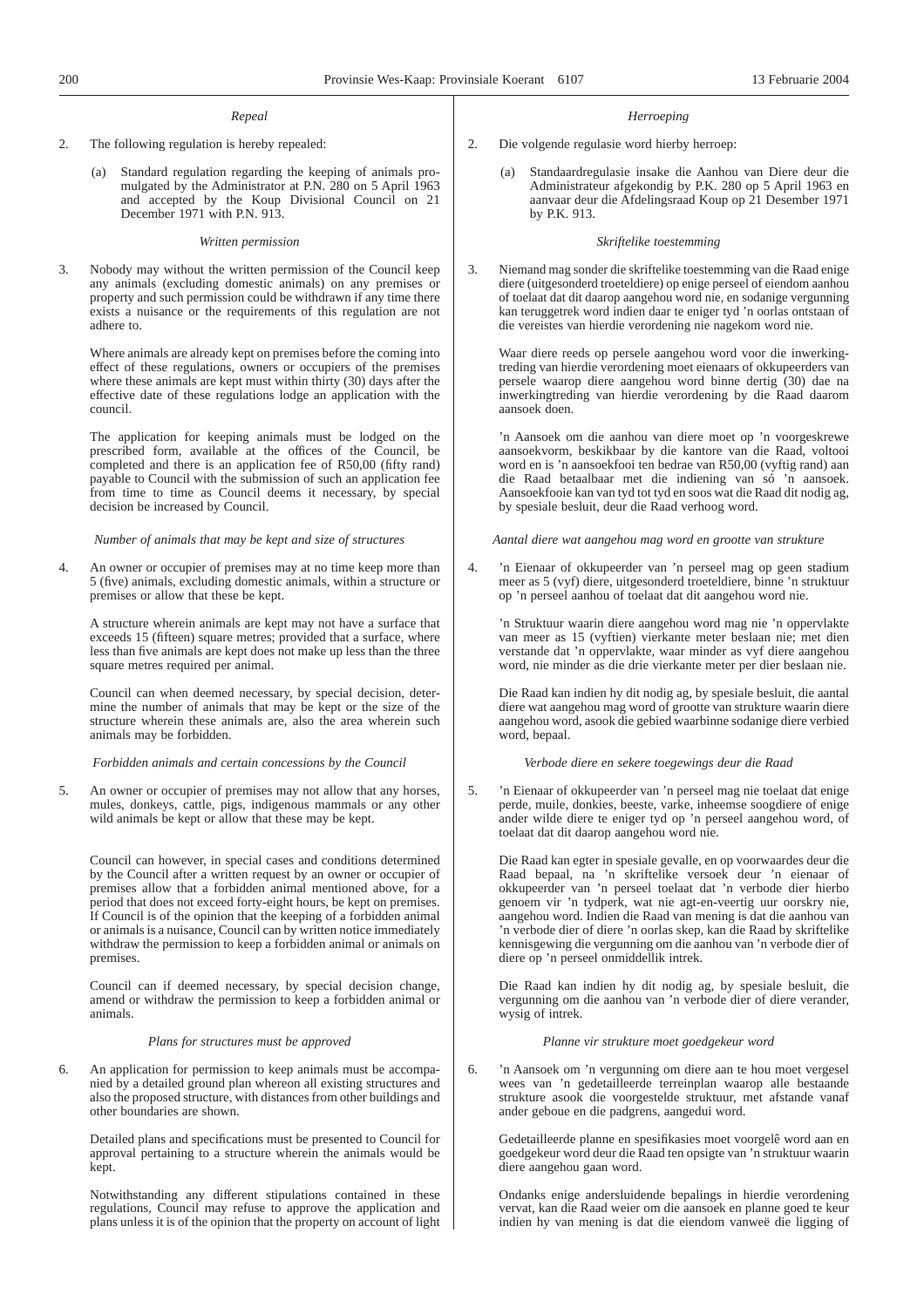*Repeal*

2. The following regulation is hereby repealed:

   (a) Standard regulation regarding the keeping of animals promulgated by the Administrator at P.N. 280 on 5 April 1963 and accepted by the Koup Divisional Council on 21 December 1971 with P.N. 913.

*Written permission*

3. Nobody may without the written permission of the Council keep any animals (excluding domestic animals) on any premises or property and such permission could be withdrawn if any time there exists a nuisance or the requirements of this regulation are not adhere to.

   Where animals are already kept on premises before the coming into effect of these regulations, owners or occupiers of the premises where these animals are kept must within thirty (30) days after the effective date of these regulations lodge an application with the council.

   The application for keeping animals must be lodged on the prescribed form, available at the offices of the Council, be completed and there is an application fee of R50,00 (fifty rand) payable to Council with the submission of such an application fee from time to time as Council deems it necessary, by special decision be increased by Council.

*Number of animals that may be kept and size of structures*

4. An owner or occupier of premises may at no time keep more than 5 (five) animals, excluding domestic animals, within a structure or premises or allow that these be kept.

   A structure wherein animals are kept may not have a surface that exceeds 15 (fifteen) square metres; provided that a surface, where less than five animals are kept does not make up less than the three square metres required per animal.

   Council can when deemed necessary, by special decision, determine the number of animals that may be kept or the size of the structure wherein these animals are, also the area wherein such animals may be forbidden.

*Forbidden animals and certain concessions by the Council*

5. An owner or occupier of premises may not allow that any horses, mules, donkeys, cattle, pigs, indigenous mammals or any other wild animals be kept or allow that these may be kept.

   Council can however, in special cases and conditions determined by the Council after a written request by an owner or occupier of premises allow that a forbidden animal mentioned above, for a period that does not exceed forty-eight hours, be kept on premises. If Council is of the opinion that the keeping of a forbidden animal or animals is a nuisance, Council can by written notice immediately withdraw the permission to keep a forbidden animal or animals on premises.

   Council can if deemed necessary, by special decision change, amend or withdraw the permission to keep a forbidden animal or animals.

*Plans for structures must be approved*

6. An application for permission to keep animals must be accompanied by a detailed ground plan whereon all existing structures and also the proposed structure, with distances from other buildings and other boundaries are shown.

   Detailed plans and specifications must be presented to Council for approval pertaining to a structure wherein the animals would be kept.

   Notwithstanding any different stipulations contained in these regulations, Council may refuse to approve the application and plans unless it is of the opinion that the property on account of light

*Herroeping*

2. Die volgende regulasie word hierby herroep:

   (a) Standaardregulasie insake die Aanhou van Diere deur die Administrateur afgekondig by P.K. 280 op 5 April 1963 en aanvaar deur die Afdelingsraad Koup op 21 Desember 1971 by P.K. 913.

*Skriftelike toestemming*

3. Niemand mag sonder die skriftelike toestemming van die Raad enige diere (uitgesonderd troeteldiere) op enige perseel of eiendom aanhou of toelaat dat dit daarop aangehou word nie, en sodanige vergunning kan teruggetrek word indien daar te eniger tyd 'n oorlas ontstaan of die vereistes van hierdie verordening nie nagekom word nie.

   Waar diere reeds op persele aangehou word voor die inwerkingtreding van hierdie verordening moet eienaars of okkupeerders van persele waarop diere aangehou word binne dertig (30) dae na inwerkingtreding van hierdie verordening by die Raad daarom aansoek doen.

   'n Aansoek om die aanhou van diere moet op 'n voorgeskrewe aansoekvorm, beskikbaar by die kantore van die Raad, voltooi word en is 'n aansoekfooi ten bedrae van R50,00 (vyftig rand) aan die Raad betaalbaar met die indiening van só 'n aansoek. Aansoekfooie kan van tyd tot tyd en soos wat die Raad dit nodig ag, by spesiale besluit, deur die Raad verhoog word.

*Aantal diere wat aangehou mag word en grootte van strukture*

4. 'n Eienaar of okkupeerder van 'n perseel mag op geen stadium meer as 5 (vyf) diere, uitgesonderd troeteldiere, binne 'n struktuur op 'n perseel aanhou of toelaat dat dit aangehou word nie.

   'n Struktuur waarin diere aangehou word mag nie 'n oppervlakte van meer as 15 (vyftien) vierkante meter beslaan nie; met dien verstande dat 'n oppervlakte, waar minder as vyf diere aangehou word, nie minder as die drie vierkante meter per dier beslaan nie.

   Die Raad kan indien hy dit nodig ag, by spesiale besluit, die aantal diere wat aangehou mag word of grootte van strukture waarin diere aangehou word, asook die gebied waarbinne sodanige diere verbied word, bepaal.

*Verbode diere en sekere toegewings deur die Raad*

5. 'n Eienaar of okkupeerder van 'n perseel mag nie toelaat dat enige perde, muile, donkies, beeste, varke, inheemse soogdiere of enige ander wilde diere te eniger tyd op 'n perseel aangehou word, of toelaat dat dit daarop aangehou word nie.

   Die Raad kan egter in spesiale gevalle, en op voorwaardes deur die Raad bepaal, na 'n skriftelike versoek deur 'n eienaar of okkupeerder van 'n perseel toelaat dat 'n verbode dier hierbo genoem vir 'n tydperk, wat nie agt-en-veertig uur oorskry nie, aangehou word. Indien die Raad van mening is dat die aanhou van 'n verbode dier of diere 'n oorlas skep, kan die Raad by skriftelike kennisgewing die vergunning om die aanhou van 'n verbode dier of diere op 'n perseel onmiddellik intrek.

   Die Raad kan indien hy dit nodig ag, by spesiale besluit, die vergunning om die aanhou van 'n verbode dier of diere verander, wysig of intrek.

*Planne vir strukture moet goedgekeur word*

6. 'n Aansoek om 'n vergunning om diere aan te hou moet vergesel wees van 'n gedetailleerde terreinplan waarop alle bestaande strukture asook die voorgestelde struktuur, met afstande vanaf ander geboue en die padgrens, aangedui word.

   Gedetailleerde planne en spesifikasies moet voorgelê word aan en goedgekeur word deur die Raad ten opsigte van 'n struktuur waarin diere aangehou gaan word.

   Ondanks enige andersluidende bepalings in hierdie verordening vervat, kan die Raad weier om die aansoek en planne goed te keur indien hy van mening is dat die eiendom vanweë die ligging of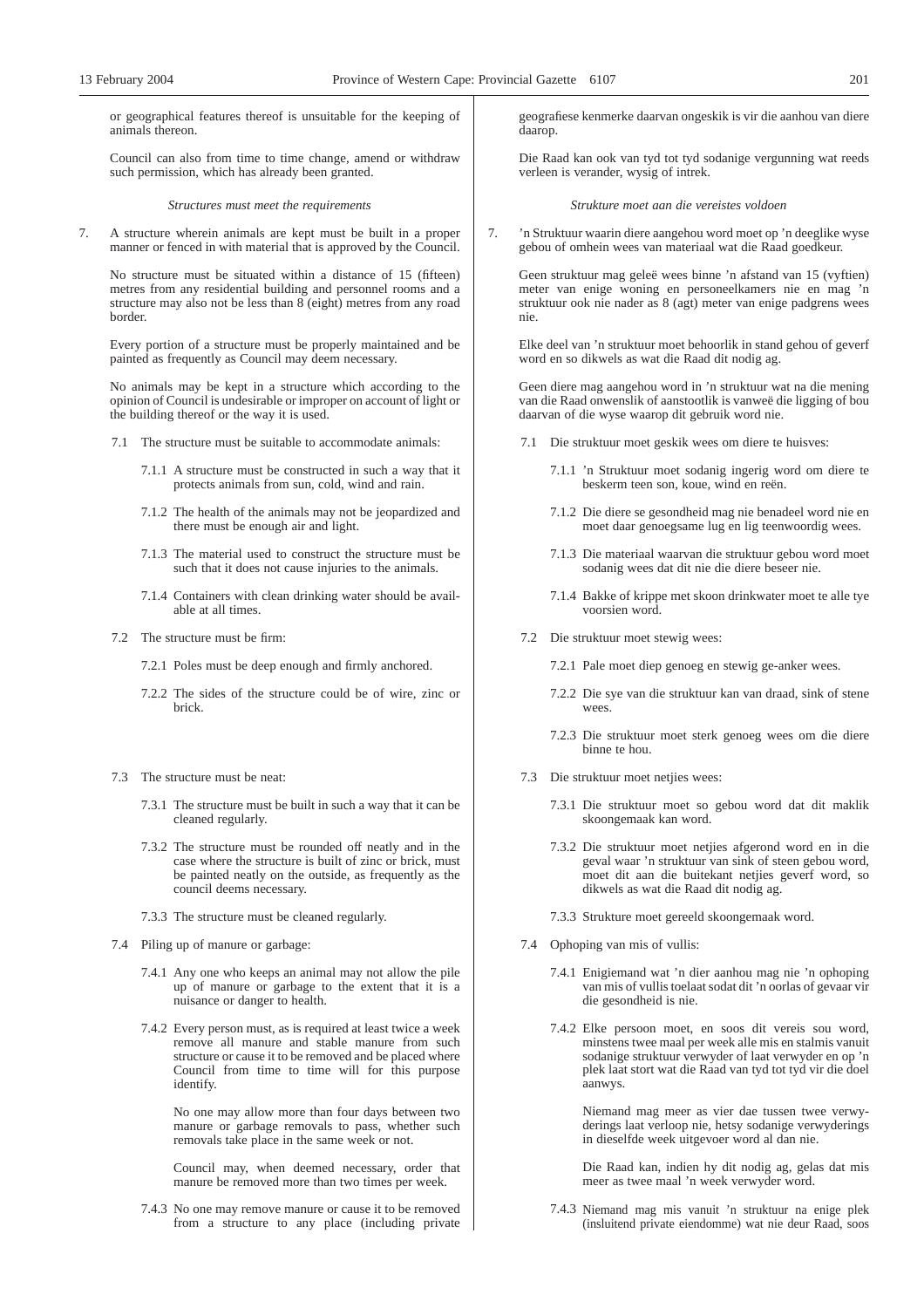or geographical features thereof is unsuitable for the keeping of animals thereon.

Council can also from time to time change, amend or withdraw such permission, which has already been granted.

*Structures must meet the requirements*

7. A structure wherein animals are kept must be built in a proper manner or fenced in with material that is approved by the Council.

No structure must be situated within a distance of 15 (fifteen) metres from any residential building and personnel rooms and a structure may also not be less than 8 (eight) metres from any road border.

Every portion of a structure must be properly maintained and be painted as frequently as Council may deem necessary.

No animals may be kept in a structure which according to the opinion of Council is undesirable or improper on account of light or the building thereof or the way it is used.

7.1 The structure must be suitable to accommodate animals:

7.1.1 A structure must be constructed in such a way that it protects animals from sun, cold, wind and rain.

7.1.2 The health of the animals may not be jeopardized and there must be enough air and light.

7.1.3 The material used to construct the structure must be such that it does not cause injuries to the animals.

7.1.4 Containers with clean drinking water should be available at all times.

7.2 The structure must be firm:

7.2.1 Poles must be deep enough and firmly anchored.

7.2.2 The sides of the structure could be of wire, zinc or brick.

7.3 The structure must be neat:

7.3.1 The structure must be built in such a way that it can be cleaned regularly.

7.3.2 The structure must be rounded off neatly and in the case where the structure is built of zinc or brick, must be painted neatly on the outside, as frequently as the council deems necessary.

7.3.3 The structure must be cleaned regularly.

7.4 Piling up of manure or garbage:

7.4.1 Any one who keeps an animal may not allow the pile up of manure or garbage to the extent that it is a nuisance or danger to health.

7.4.2 Every person must, as is required at least twice a week remove all manure and stable manure from such structure or cause it to be removed and be placed where Council from time to time will for this purpose identify.

No one may allow more than four days between two manure or garbage removals to pass, whether such removals take place in the same week or not.

Council may, when deemed necessary, order that manure be removed more than two times per week.

7.4.3 No one may remove manure or cause it to be removed from a structure to any place (including private

geografiese kenmerke daarvan ongeskik is vir die aanhou van diere daarop.

Die Raad kan ook van tyd tot tyd sodanige vergunning wat reeds verleen is verander, wysig of intrek.

*Strukture moet aan die vereistes voldoen*

7. 'n Struktuur waarin diere aangehou word moet op 'n deeglike wyse gebou of omhein wees van materiaal wat die Raad goedkeur.

Geen struktuur mag geleë wees binne 'n afstand van 15 (vyftien) meter van enige woning en personeelkamers nie en mag 'n struktuur ook nie nader as 8 (agt) meter van enige padgrens wees nie.

Elke deel van 'n struktuur moet behoorlik in stand gehou of geverf word en so dikwels as wat die Raad dit nodig ag.

Geen diere mag aangehou word in 'n struktuur wat na die mening van die Raad onwenslik of aanstootlik is vanweë die ligging of bou daarvan of die wyse waarop dit gebruik word nie.

7.1 Die struktuur moet geskik wees om diere te huisves:

7.1.1 'n Struktuur moet sodanig ingerig word om diere te beskerm teen son, koue, wind en reën.

7.1.2 Die diere se gesondheid mag nie benadeel word nie en moet daar genoegsame lug en lig teenwoordig wees.

7.1.3 Die materiaal waarvan die struktuur gebou word moet sodanig wees dat dit nie die diere beseer nie.

7.1.4 Bakke of krippe met skoon drinkwater moet te alle tye voorsien word.

7.2 Die struktuur moet stewig wees:

7.2.1 Pale moet diep genoeg en stewig ge-anker wees.

7.2.2 Die sye van die struktuur kan van draad, sink of stene wees.

7.2.3 Die struktuur moet sterk genoeg wees om die diere binne te hou.

7.3 Die struktuur moet netjies wees:

7.3.1 Die struktuur moet so gebou word dat dit maklik skoongemaak kan word.

7.3.2 Die struktuur moet netjies afgerond word en in die geval waar 'n struktuur van sink of steen gebou word, moet dit aan die buitekant netjies geverf word, so dikwels as wat die Raad dit nodig ag.

7.3.3 Strukture moet gereeld skoongemaak word.

7.4 Ophoping van mis of vullis:

7.4.1 Enigiemand wat 'n dier aanhou mag nie 'n ophoping van mis of vullis toelaat sodat dit 'n oorlas of gevaar vir die gesondheid is nie.

7.4.2 Elke persoon moet, en soos dit vereis sou word, minstens twee maal per week alle mis en stalmis vanuit sodanige struktuur verwyder of laat verwyder en op 'n plek laat stort wat die Raad van tyd tot tyd vir die doel aanwys.

Niemand mag meer as vier dae tussen twee verwyderings laat verloop nie, hetsy sodanige verwyderings in dieselfde week uitgevoer word al dan nie.

Die Raad kan, indien hy dit nodig ag, gelas dat mis meer as twee maal 'n week verwyder word.

7.4.3 Niemand mag mis vanuit 'n struktuur na enige plek (insluitend private eiendomme) wat nie deur Raad, soos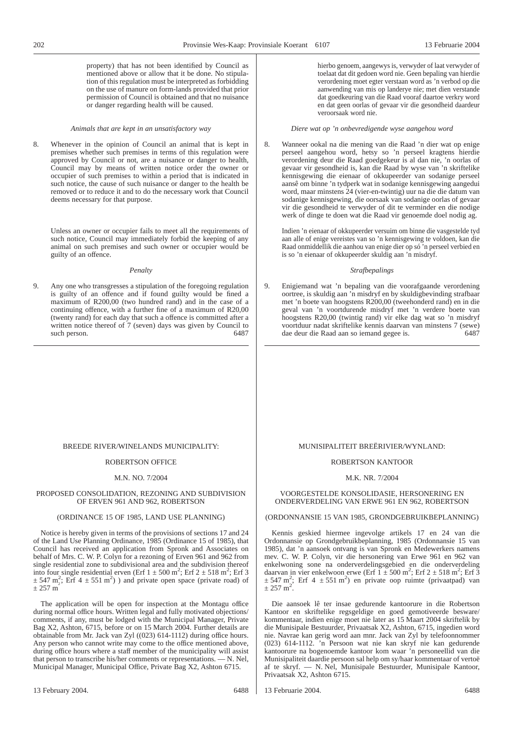property) that has not been identified by Council as mentioned above or allow that it be done. No stipulation of this regulation must be interpreted as forbidding on the use of manure on form-lands provided that prior permission of Council is obtained and that no nuisance or danger regarding health will be caused.

*Animals that are kept in an unsatisfactory way*

8. Whenever in the opinion of Council an animal that is kept in premises whether such premises in terms of this regulation were approved by Council or not, are a nuisance or danger to health, Council may by means of written notice order the owner or occupier of such premises to within a period that is indicated in such notice, the cause of such nuisance or danger to the health be removed or to reduce it and to do the necessary work that Council deems necessary for that purpose.

Unless an owner or occupier fails to meet all the requirements of such notice, Council may immediately forbid the keeping of any animal on such premises and such owner or occupier would be guilty of an offence.

*Penalty*

9. Any one who transgresses a stipulation of the foregoing regulation is guilty of an offence and if found guilty would be fined a maximum of R200,00 (two hundred rand) and in the case of a continuing offence, with a further fine of a maximum of R20,00 (twenty rand) for each day that such a offence is committed after a written notice thereof of 7 (seven) days was given by Council to such person. 6487

hierbo genoem, aangewys is, verwyder of laat verwyder of toelaat dat dit gedoen word nie. Geen bepaling van hierdie verordening moet egter verstaan word as 'n verbod op die aanwending van mis op landerye nie; met dien verstande dat goedkeuring van die Raad vooraf daartoe verkry word en dat geen oorlas of gevaar vir die gesondheid daardeur veroorsaak word nie.

*Diere wat op 'n onbevredigende wyse aangehou word*

8. Wanneer ookal na die mening van die Raad 'n dier wat op enige perseel aangehou word, hetsy so 'n perseel kragtens hierdie verordening deur die Raad goedgekeur is al dan nie, 'n oorlas of gevaar vir gesondheid is, kan die Raad by wyse van 'n skriftelike kennisgewing die eienaar of okkupeerder van sodanige perseel aansê om binne 'n tydperk wat in sodanige kennisgewing aangedui word, maar minstens 24 (vier-en-twintig) uur na die die datum van sodanige kennisgewing, die oorsaak van sodanige oorlas of gevaar vir die gesondheid te verwyder of dit te verminder en die nodige werk of dinge te doen wat die Raad vir genoemde doel nodig ag.

Indien 'n eienaar of okkupeerder versuim om binne die vasgestelde tyd aan alle of enige vereistes van so 'n kennisgewing te voldoen, kan die Raad onmiddellik die aanhou van enige dier op só 'n perseel verbied en is so 'n eienaar of okkupeerder skuldig aan 'n misdryf.

*Strafbepalings*

9. Enigiemand wat 'n bepaling van die voorafgaande verordening oortree, is skuldig aan 'n misdryf en by skuldigbevinding strafbaar met 'n boete van hoogstens R200,00 (tweehonderd rand) en in die geval van 'n voortdurende misdryf met 'n verdere boete van hoogstens R20,00 (twintig rand) vir elke dag wat so 'n misdryf voortduur nadat skriftelike kennis daarvan van minstens 7 (sewe) dae deur die Raad aan so iemand gegee is. 6487

---

BREEDE RIVER/WINELANDS MUNICIPALITY:

ROBERTSON OFFICE

M.N. NO. 7/2004

PROPOSED CONSOLIDATION, REZONING AND SUBDIVISION OF ERVEN 961 AND 962, ROBERTSON

(ORDINANCE 15 OF 1985, LAND USE PLANNING)

Notice is hereby given in terms of the provisions of sections 17 and 24 of the Land Use Planning Ordinance, 1985 (Ordinance 15 of 1985), that Council has received an application from Spronk and Associates on behalf of Mrs. C. W. P. Colyn for a rezoning of Erven 961 and 962 from single residential zone to subdivisional area and the subdivision thereof into four single residential erven (Erf 1 ± 500 m$^2$; Erf 2 ± 518 m$^2$; Erf 3 ± 547 m$^2$; Erf 4 ± 551 m$^2$) ) and private open space (private road) of ± 257 m$^2$

The application will be open for inspection at the Montagu office during normal office hours. Written legal and fully motivated objections/comments, if any, must be lodged with the Municipal Manager, Private Bag X2, Ashton, 6715, before or on 15 March 2004. Further details are obtainable from Mr. Jack van Zyl ((023) 614-1112) during office hours. Any person who cannot write may come to the office mentioned above, during office hours where a staff member of the municipality will assist that person to transcribe his/her comments or representations. — N. Nel, Municipal Manager, Municipal Office, Private Bag X2, Ashton 6715.

13 February 2004. 6488

MUNISIPALITEIT BREËRIVIER/WYNLAND:

ROBERTSON KANTOOR

M.K. NR. 7/2004

VOORGESTELDE KONSOLIDASIE, HERSONERING EN ONDERVERDELING VAN ERWE 961 EN 962, ROBERTSON

(ORDONNANSIE 15 VAN 1985, GRONDGEBRUIKBEPLANNING)

Kennis geskied hiermee ingevolge artikels 17 en 24 van die Ordonnansie op Grondgebruikbeplanning, 1985 (Ordonnansie 15 van 1985), dat 'n aansoek ontvang is van Spronk en Medewerkers namens mev. C. W. P. Colyn, vir die hersonering van Erwe 961 en 962 van enkelwoning sone na onderverdelingsgebied en die onderverdeling daarvan in vier enkelwoon erwe (Erf 1 ± 500 m$^2$; Erf 2 ± 518 m$^2$; Erf 3 ± 547 m$^2$; Erf 4 ± 551 m$^2$) en private oop ruimte (privaatpad) van ± 257 m$^2$.

Die aansoek lê ter insae gedurende kantoorure in die Robertson Kantoor en skriftelike regsgeldige en goed gemotiveerde besware/kommentaar, indien enige moet nie later as 15 Maart 2004 skriftelik by die Munisipale Bestuurder, Privaatsak X2, Ashton, 6715, ingedien word nie. Navrae kan gerig word aan mnr. Jack van Zyl by telefoonnommer (023) 614-1112. 'n Persoon wat nie kan skryf nie kan gedurende kantoorure na bogenoemde kantoor kom waar 'n personeellid van die Munisipaliteit daardie persoon sal help om sy/haar kommentaar of vertoë af te skryf. — N. Nel, Munisipale Bestuurder, Munisipale Kantoor, Privaatsak X2, Ashton 6715.

13 Februarie 2004. 6488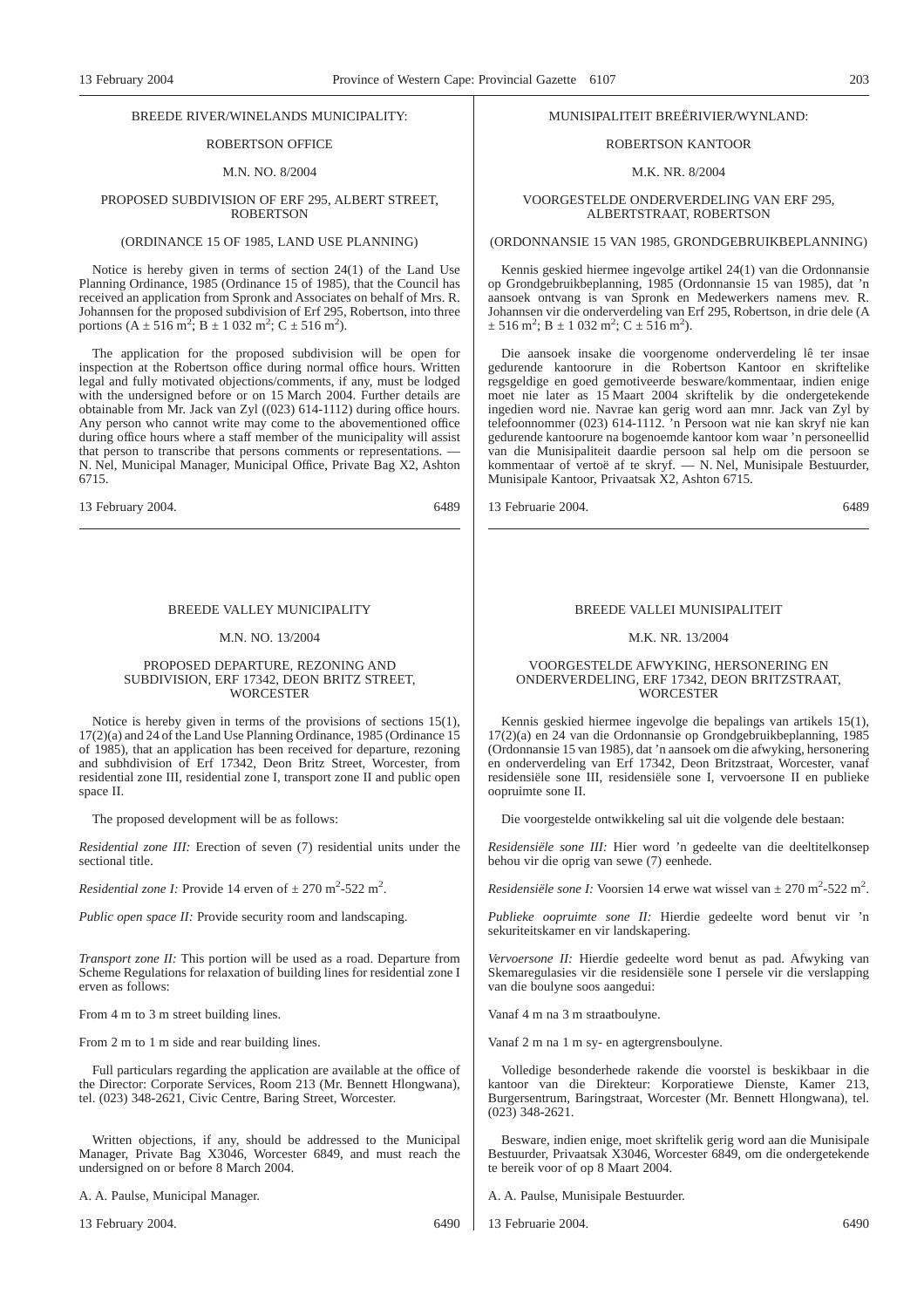BREEDE RIVER/WINELANDS MUNICIPALITY:

ROBERTSON OFFICE

M.N. NO. 8/2004

PROPOSED SUBDIVISION OF ERF 295, ALBERT STREET, ROBERTSON

(ORDINANCE 15 OF 1985, LAND USE PLANNING)

Notice is hereby given in terms of section 24(1) of the Land Use Planning Ordinance, 1985 (Ordinance 15 of 1985), that the Council has received an application from Spronk and Associates on behalf of Mrs. R. Johannsen for the proposed subdivision of Erf 295, Robertson, into three portions (A ± 516 $m^2$; B ± 1 032 $m^2$; C ± 516 $m^2$).

The application for the proposed subdivision will be open for inspection at the Robertson office during normal office hours. Written legal and fully motivated objections/comments, if any, must be lodged with the undersigned before or on 15 March 2004. Further details are obtainable from Mr. Jack van Zyl ((023) 614-1112) during office hours. Any person who cannot write may come to the abovementioned office during office hours where a staff member of the municipality will assist that person to transcribe that persons comments or representations. — N. Nel, Municipal Manager, Municipal Office, Private Bag X2, Ashton 6715.

13 February 2004. 6489

---

MUNISIPALITEIT BREËRIVIER/WYNLAND:

ROBERTSON KANTOOR

M.K. NR. 8/2004

VOORGESTELDE ONDERVERDELING VAN ERF 295, ALBERTSTRAAT, ROBERTSON

(ORDONNANSIE 15 VAN 1985, GRONDGEBRUIKBEPLANNING)

Kennis geskied hiermee ingevolge artikel 24(1) van die Ordonnansie op Grondgebruikbeplanning, 1985 (Ordonnansie 15 van 1985), dat 'n aansoek ontvang is van Spronk en Medewerkers namens mev. R. Johannsen vir die onderverdeling van Erf 295, Robertson, in drie dele (A ± 516 $m^2$; B ± 1 032 $m^2$; C ± 516 $m^2$).

Die aansoek insake die voorgenome onderverdeling lê ter insae gedurende kantoorure in die Robertson Kantoor en skriftelike regsgeldige en goed gemotiveerde besware/kommentaar, indien enige moet nie later as 15 Maart 2004 skriftelik by die ondergetekende ingedien word nie. Navrae kan gerig word aan mnr. Jack van Zyl by telefoonnommer (023) 614-1112. 'n Persoon wat nie kan skryf nie kan gedurende kantoorure na bogenoemde kantoor kom waar 'n personeellid van die Munisipaliteit daardie persoon sal help om die persoon se kommentaar of vertoë af te skryf. — N. Nel, Munisipale Bestuurder, Munisipale Kantoor, Privaatsak X2, Ashton 6715.

13 Februarie 2004. 6489

---

BREEDE VALLEY MUNICIPALITY

M.N. NO. 13/2004

PROPOSED DEPARTURE, REZONING AND SUBDIVISION, ERF 17342, DEON BRITZ STREET, WORCESTER

Notice is hereby given in terms of the provisions of sections 15(1), 17(2)(a) and 24 of the Land Use Planning Ordinance, 1985 (Ordinance 15 of 1985), that an application has been received for departure, rezoning and subhdivision of Erf 17342, Deon Britz Street, Worcester, from residential zone III, residential zone I, transport zone II and public open space II.

The proposed development will be as follows:

*Residential zone III:* Erection of seven (7) residential units under the sectional title.

*Residential zone I:* Provide 14 erven of ± 270 $m^2$-522 $m^2$.

*Public open space II:* Provide security room and landscaping.

*Transport zone II:* This portion will be used as a road. Departure from Scheme Regulations for relaxation of building lines for residential zone I erven as follows:

From 4 m to 3 m street building lines.

From 2 m to 1 m side and rear building lines.

Full particulars regarding the application are available at the office of the Director: Corporate Services, Room 213 (Mr. Bennett Hlongwana), tel. (023) 348-2621, Civic Centre, Baring Street, Worcester.

Written objections, if any, should be addressed to the Municipal Manager, Private Bag X3046, Worcester 6849, and must reach the undersigned on or before 8 March 2004.

A. A. Paulse, Municipal Manager.

13 February 2004. 6490

---

BREEDE VALLEI MUNISIPALITEIT

M.K. NR. 13/2004

VOORGESTELDE AFWYKING, HERSONERING EN ONDERVERDELING, ERF 17342, DEON BRITZSTRAAT, WORCESTER

Kennis geskied hiermee ingevolge die bepalings van artikels 15(1), 17(2)(a) en 24 van die Ordonnansie op Grondgebruikbeplanning, 1985 (Ordonnansie 15 van 1985), dat 'n aansoek om die afwyking, hersonering en onderverdeling van Erf 17342, Deon Britzstraat, Worcester, vanaf residensiële sone III, residensiële sone I, vervoersone II en publieke oopruimte sone II.

Die voorgestelde ontwikkeling sal uit die volgende dele bestaan:

*Residensiële sone III:* Hier word 'n gedeelte van die deeltitelkonsep behou vir die oprig van sewe (7) eenhede.

*Residensiële sone I:* Voorsien 14 erwe wat wissel van ± 270 $m^2$-522 $m^2$.

*Publieke oopruimte sone II:* Hierdie gedeelte word benut vir 'n sekuriteitskamer en vir landskapering.

*Vervoersone II:* Hierdie gedeelte word benut as pad. Afwyking van Skemaregulasies vir die residensiële sone I persele vir die verslapping van die boulyne soos aangedui:

Vanaf 4 m na 3 m straatboulyne.

Vanaf 2 m na 1 m sy- en agtergrensboulyne.

Volledige besonderhede rakende die voorstel is beskikbaar in die kantoor van die Direkteur: Korporatiewe Dienste, Kamer 213, Burgersentrum, Baringstraat, Worcester (Mr. Bennett Hlongwana), tel. (023) 348-2621.

Besware, indien enige, moet skriftelik gerig word aan die Munisipale Bestuurder, Privaatsak X3046, Worcester 6849, om die ondergetekende te bereik voor of op 8 Maart 2004.

A. A. Paulse, Munisipale Bestuurder.

13 Februarie 2004. 6490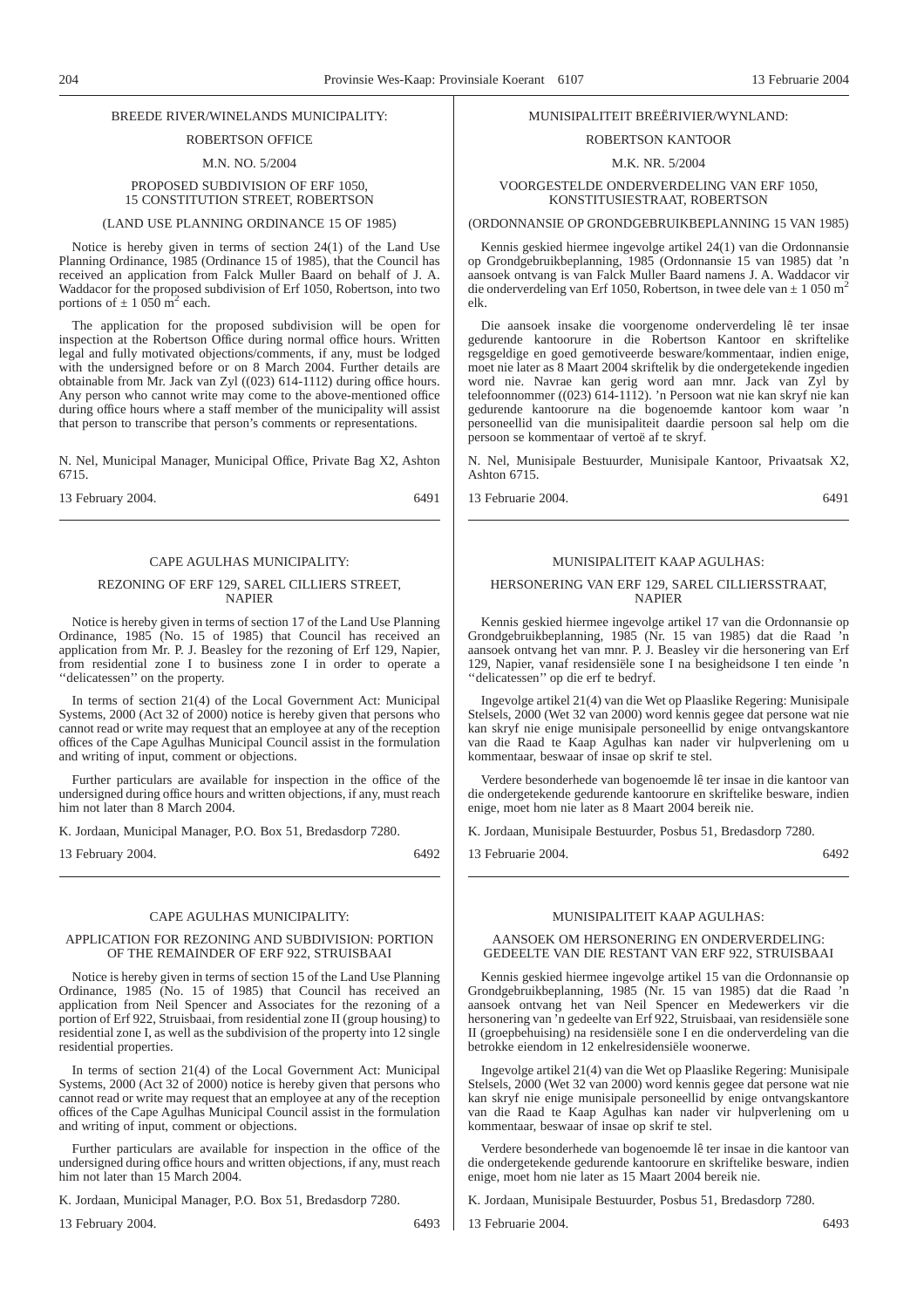BREEDE RIVER/WINELANDS MUNICIPALITY:

ROBERTSON OFFICE

M.N. NO. 5/2004

PROPOSED SUBDIVISION OF ERF 1050, 15 CONSTITUTION STREET, ROBERTSON

(LAND USE PLANNING ORDINANCE 15 OF 1985)

Notice is hereby given in terms of section 24(1) of the Land Use Planning Ordinance, 1985 (Ordinance 15 of 1985), that the Council has received an application from Falck Muller Baard on behalf of J. A. Waddacor for the proposed subdivision of Erf 1050, Robertson, into two portions of ± 1 050 m$^2$ each.

The application for the proposed subdivision will be open for inspection at the Robertson Office during normal office hours. Written legal and fully motivated objections/comments, if any, must be lodged with the undersigned before or on 8 March 2004. Further details are obtainable from Mr. Jack van Zyl ((023) 614-1112) during office hours. Any person who cannot write may come to the above-mentioned office during office hours where a staff member of the municipality will assist that person to transcribe that person's comments or representations.

N. Nel, Municipal Manager, Municipal Office, Private Bag X2, Ashton 6715.

13 February 2004. 6491

---

MUNISIPALITEIT BREËRIVIER/WYNLAND:

ROBERTSON KANTOOR

M.K. NR. 5/2004

VOORGESTELDE ONDERVERDELING VAN ERF 1050, KONSTITUSIESTRAAT, ROBERTSON

(ORDONNANSIE OP GRONDGEBRUIKBEPLANNING 15 VAN 1985)

Kennis geskied hiermee ingevolge artikel 24(1) van die Ordonnansie op Grondgebruikbeplanning, 1985 (Ordonnansie 15 van 1985) dat 'n aansoek ontvang is van Falck Muller Baard namens J. A. Waddacor vir die onderverdeling van Erf 1050, Robertson, in twee dele van ± 1 050 m$^2$ elk.

Die aansoek insake die voorgenome onderverdeling lê ter insae gedurende kantoorure in die Robertson Kantoor en skriftelike regsgeldige en goed gemotiveerde besware/kommentaar, indien enige, moet nie later as 8 Maart 2004 skriftelik by die ondergetekende ingedien word nie. Navrae kan gerig word aan mnr. Jack van Zyl by telefoonnommer ((023) 614-1112). 'n Persoon wat nie kan skryf nie kan gedurende kantoorure na die bogenoemde kantoor kom waar 'n personeellid van die munisipaliteit daardie persoon sal help om die persoon se kommentaar of vertoë af te skryf.

N. Nel, Munisipale Bestuurder, Munisipale Kantoor, Privaatsak X2, Ashton 6715.

13 Februarie 2004. 6491

---

CAPE AGULHAS MUNICIPALITY:

REZONING OF ERF 129, SAREL CILLIERS STREET, NAPIER

Notice is hereby given in terms of section 17 of the Land Use Planning Ordinance, 1985 (No. 15 of 1985) that Council has received an application from Mr. P. J. Beasley for the rezoning of Erf 129, Napier, from residential zone I to business zone I in order to operate a ''delicatessen'' on the property.

In terms of section 21(4) of the Local Government Act: Municipal Systems, 2000 (Act 32 of 2000) notice is hereby given that persons who cannot read or write may request that an employee at any of the reception offices of the Cape Agulhas Municipal Council assist in the formulation and writing of input, comment or objections.

Further particulars are available for inspection in the office of the undersigned during office hours and written objections, if any, must reach him not later than 8 March 2004.

K. Jordaan, Municipal Manager, P.O. Box 51, Bredasdorp 7280.

13 February 2004. 6492

---

MUNISIPALITEIT KAAP AGULHAS:

HERSONERING VAN ERF 129, SAREL CILLIERSSTRAAT, NAPIER

Kennis geskied hiermee ingevolge artikel 17 van die Ordonnansie op Grondgebruikbeplanning, 1985 (Nr. 15 van 1985) dat die Raad 'n aansoek ontvang het van mnr. P. J. Beasley vir die hersonering van Erf 129, Napier, vanaf residensiële sone I na besigheidsone I ten einde 'n ''delicatessen'' op die erf te bedryf.

Ingevolge artikel 21(4) van die Wet op Plaaslike Regering: Munisipale Stelsels, 2000 (Wet 32 van 2000) word kennis gegee dat persone wat nie kan skryf nie enige munisipale personeellid by enige ontvangskantore van die Raad te Kaap Agulhas kan nader vir hulpverlening om u kommentaar, beswaar of insae op skrif te stel.

Verdere besonderhede van bogenoemde lê ter insae in die kantoor van die ondergetekende gedurende kantoorure en skriftelike besware, indien enige, moet hom nie later as 8 Maart 2004 bereik nie.

K. Jordaan, Munisipale Bestuurder, Posbus 51, Bredasdorp 7280.

13 Februarie 2004. 6492

---

CAPE AGULHAS MUNICIPALITY:

APPLICATION FOR REZONING AND SUBDIVISION: PORTION OF THE REMAINDER OF ERF 922, STRUISBAAI

Notice is hereby given in terms of section 15 of the Land Use Planning Ordinance, 1985 (No. 15 of 1985) that Council has received an application from Neil Spencer and Associates for the rezoning of a portion of Erf 922, Struisbaai, from residential zone II (group housing) to residential zone I, as well as the subdivision of the property into 12 single residential properties.

In terms of section 21(4) of the Local Government Act: Municipal Systems, 2000 (Act 32 of 2000) notice is hereby given that persons who cannot read or write may request that an employee at any of the reception offices of the Cape Agulhas Municipal Council assist in the formulation and writing of input, comment or objections.

Further particulars are available for inspection in the office of the undersigned during office hours and written objections, if any, must reach him not later than 15 March 2004.

K. Jordaan, Municipal Manager, P.O. Box 51, Bredasdorp 7280.

13 February 2004. 6493

---

MUNISIPALITEIT KAAP AGULHAS:

AANSOEK OM HERSONERING EN ONDERVERDELING: GEDEELTE VAN DIE RESTANT VAN ERF 922, STRUISBAAI

Kennis geskied hiermee ingevolge artikel 15 van die Ordonnansie op Grondgebruikbeplanning, 1985 (Nr. 15 van 1985) dat die Raad 'n aansoek ontvang het van Neil Spencer en Medewerkers vir die hersonering van 'n gedeelte van Erf 922, Struisbaai, van residensiële sone II (groepbehuising) na residensiële sone I en die onderverdeling van die betrokke eiendom in 12 enkelresidensiële woonerwe.

Ingevolge artikel 21(4) van die Wet op Plaaslike Regering: Munisipale Stelsels, 2000 (Wet 32 van 2000) word kennis gegee dat persone wat nie kan skryf nie enige munisipale personeellid by enige ontvangskantore van die Raad te Kaap Agulhas kan nader vir hulpverlening om u kommentaar, beswaar of insae op skrif te stel.

Verdere besonderhede van bogenoemde lê ter insae in die kantoor van die ondergetekende gedurende kantoorure en skriftelike besware, indien enige, moet hom nie later as 15 Maart 2004 bereik nie.

K. Jordaan, Munisipale Bestuurder, Posbus 51, Bredasdorp 7280.

13 Februarie 2004. 6493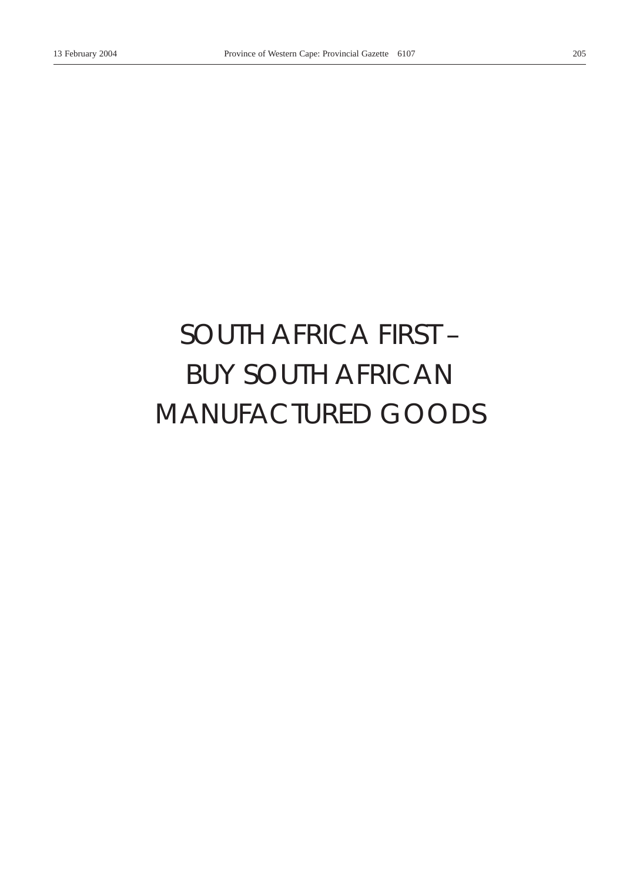# SOUTH AFRICA FIRST – BUY SOUTH AFRICAN MANUFACTURED GOODS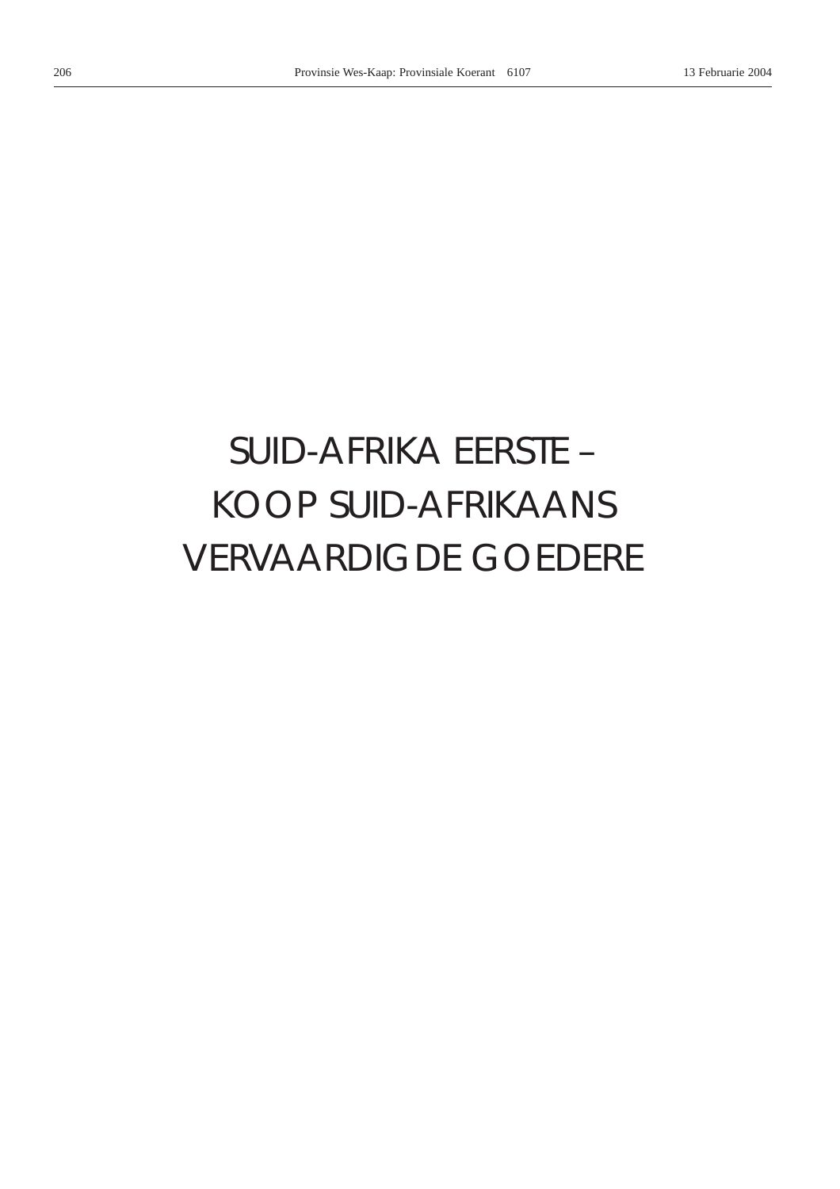# SUID-AFRIKA EERSTE – KOOP SUID-AFRIKAANS VERVAARDIGDE GOEDERE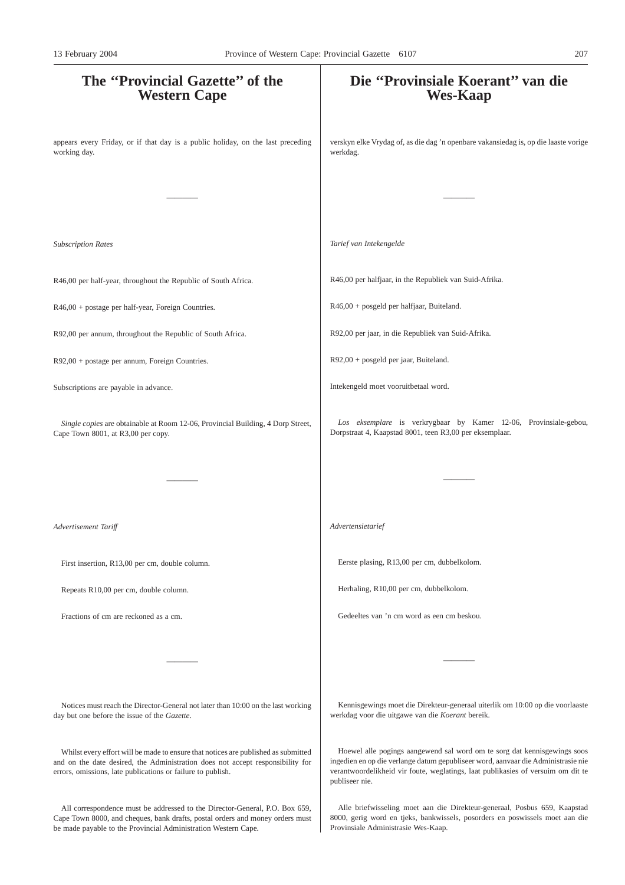# The "Provincial Gazette" of the Western Cape

appears every Friday, or if that day is a public holiday, on the last preceding working day.

---

*Subscription Rates*

R46,00 per half-year, throughout the Republic of South Africa.

R46,00 + postage per half-year, Foreign Countries.

R92,00 per annum, throughout the Republic of South Africa.

R92,00 + postage per annum, Foreign Countries.

Subscriptions are payable in advance.

*Single copies* are obtainable at Room 12-06, Provincial Building, 4 Dorp Street, Cape Town 8001, at R3,00 per copy.

---

*Advertisement Tariff*

First insertion, R13,00 per cm, double column.

Repeats R10,00 per cm, double column.

Fractions of cm are reckoned as a cm.

---

Notices must reach the Director-General not later than 10:00 on the last working day but one before the issue of the *Gazette*.

Whilst every effort will be made to ensure that notices are published as submitted and on the date desired, the Administration does not accept responsibility for errors, omissions, late publications or failure to publish.

All correspondence must be addressed to the Director-General, P.O. Box 659, Cape Town 8000, and cheques, bank drafts, postal orders and money orders must be made payable to the Provincial Administration Western Cape.

# Die "Provinsiale Koerant" van die Wes-Kaap

verskyn elke Vrydag of, as die dag 'n openbare vakansiedag is, op die laaste vorige werkdag.

---

*Tarief van Intekengelde*

R46,00 per halfjaar, in die Republiek van Suid-Afrika.

R46,00 + posgeld per halfjaar, Buiteland.

R92,00 per jaar, in die Republiek van Suid-Afrika.

R92,00 + posgeld per jaar, Buiteland.

Intekengeld moet vooruitbetaal word.

*Los eksemplare* is verkrygbaar by Kamer 12-06, Provinsiale-gebou, Dorpstraat 4, Kaapstad 8001, teen R3,00 per eksemplaar.

---

*Advertensietarief*

Eerste plasing, R13,00 per cm, dubbelkolom.

Herhaling, R10,00 per cm, dubbelkolom.

Gedeeltes van 'n cm word as een cm beskou.

---

Kennisgewings moet die Direkteur-generaal uiterlik om 10:00 op die voorlaaste werkdag voor die uitgawe van die *Koerant* bereik.

Hoewel alle pogings aangewend sal word om te sorg dat kennisgewings soos ingedien en op die verlange datum gepubliseer word, aanvaar die Administrasie nie verantwoordelikheid vir foute, weglatings, laat publikasies of versuim om dit te publiseer nie.

Alle briefwisseling moet aan die Direkteur-generaal, Posbus 659, Kaapstad 8000, gerig word en tjeks, bankwissels, posorders en poswissels moet aan die Provinsiale Administrasie Wes-Kaap.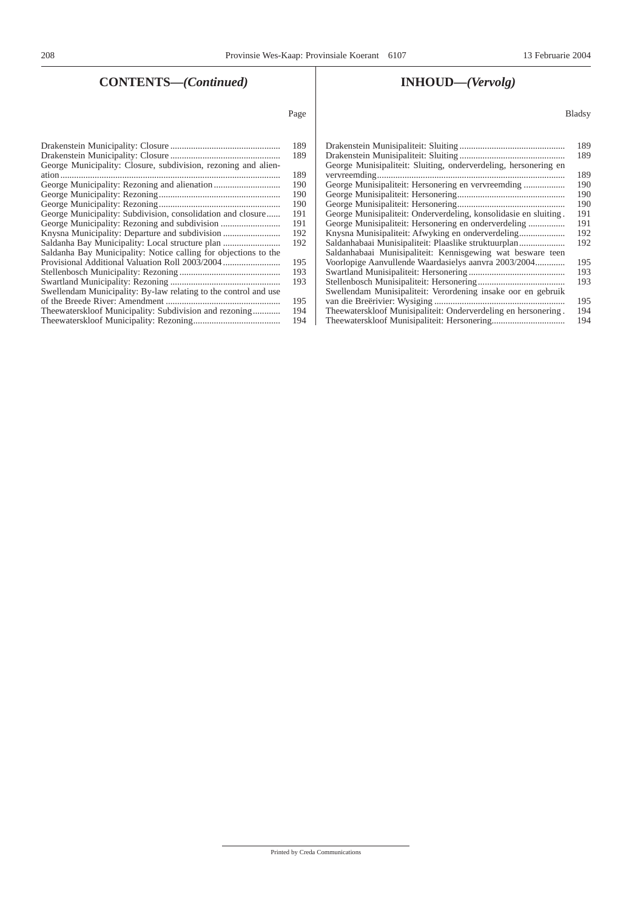## CONTENTS—*(Continued)*

| | Page |
|---|---|
| Drakenstein Municipality: Closure | 189 |
| Drakenstein Municipality: Closure | 189 |
| George Municipality: Closure, subdivision, rezoning and alienation | 189 |
| George Municipality: Rezoning and alienation | 190 |
| George Municipality: Rezoning | 190 |
| George Municipality: Rezoning | 190 |
| George Municipality: Subdivision, consolidation and closure | 191 |
| George Municipality: Rezoning and subdivision | 191 |
| Knysna Municipality: Departure and subdivision | 192 |
| Saldanha Bay Municipality: Local structure plan | 192 |
| Saldanha Bay Municipality: Notice calling for objections to the Provisional Additional Valuation Roll 2003/2004 | 195 |
| Stellenbosch Municipality: Rezoning | 193 |
| Swartland Municipality: Rezoning | 193 |
| Swellendam Municipality: By-law relating to the control and use of the Breede River: Amendment | 195 |
| Theewaterskloof Municipality: Subdivision and rezoning | 194 |
| Theewaterskloof Municipality: Rezoning | 194 |

## INHOUD—*(Vervolg)*

| | Bladsy |
|---|---|
| Drakenstein Munisipaliteit: Sluiting | 189 |
| Drakenstein Munisipaliteit: Sluiting | 189 |
| George Munisipaliteit: Sluiting, onderverdeling, hersonering en vervreemding | 189 |
| George Munisipaliteit: Hersonering en vervreemding | 190 |
| George Munisipaliteit: Hersonering | 190 |
| George Munisipaliteit: Hersonering | 190 |
| George Munisipaliteit: Onderverdeling, konsolidasie en sluiting | 191 |
| George Munisipaliteit: Hersonering en onderverdeling | 191 |
| Knysna Munisipaliteit: Afwyking en onderverdeling | 192 |
| Saldanhabaai Munisipaliteit: Plaaslike struktuurplan | 192 |
| Saldanhabaai Munisipaliteit: Kennisgewing wat besware teen Voorlopige Aanvullende Waardasielys aanvra 2003/2004 | 195 |
| Swartland Munisipaliteit: Hersonering | 193 |
| Stellenbosch Munisipaliteit: Hersonering | 193 |
| Swellendam Munisipaliteit: Verordening insake oor en gebruik van die Breërivier: Wysiging | 195 |
| Theewaterskloof Munisipaliteit: Onderverdeling en hersonering | 194 |
| Theewaterskloof Munisipaliteit: Hersonering | 194 |

Printed by Creda Communications